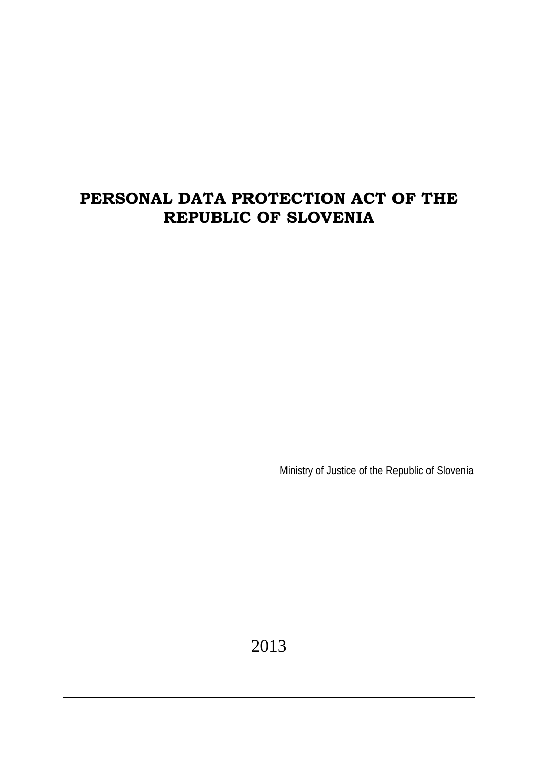# PERSONAL DATA PROTECTION ACT OF THE REPUBLIC OF SLOVENIA

Ministry of Justice of the Republic of Slovenia

2013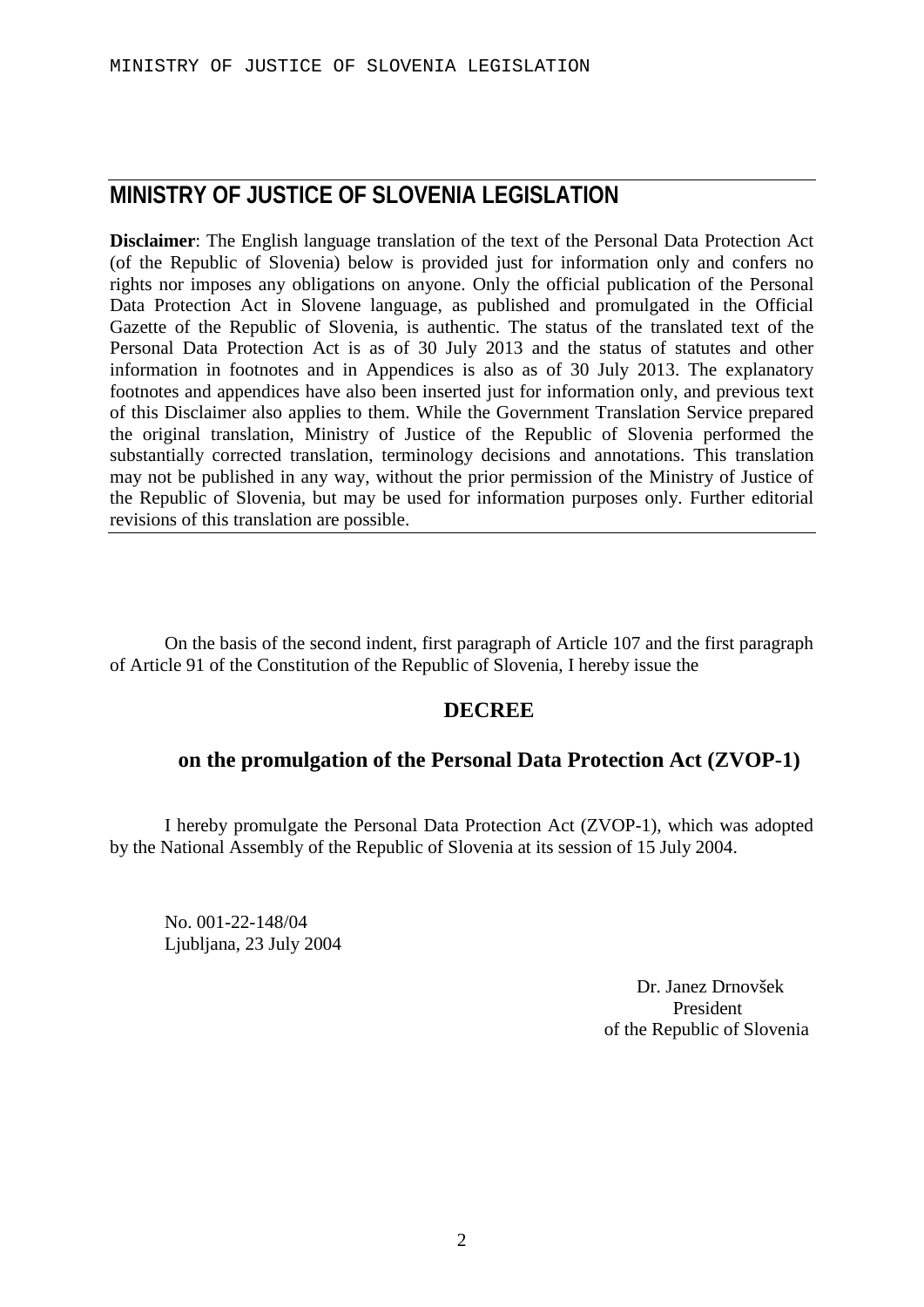## MINISTRY OF JUSTICE OF SLOVENIA LEGISLATION

**Disclaimer**: The English language translation of the text of the Personal Data Protection Act (of the Republic of Slovenia) below is provided just for information only and confers no rights nor imposes any obligations on anyone. Only the official publication of the Personal Data Protection Act in Slovene language, as published and promulgated in the Official Gazette of the Republic of Slovenia, is authentic. The status of the translated text of the Personal Data Protection Act is as of 30 July 2013 and the status of statutes and other information in footnotes and in Appendices is also as of 30 July 2013. The explanatory footnotes and appendices have also been inserted just for information only, and previous text of this Disclaimer also applies to them. While the Government Translation Service prepared the original translation, Ministry of Justice of the Republic of Slovenia performed the substantially corrected translation, terminology decisions and annotations. This translation may not be published in any way, without the prior permission of the Ministry of Justice of the Republic of Slovenia, but may be used for information purposes only. Further editorial revisions of this translation are possible.

On the basis of the second indent, first paragraph of Article 107 and the first paragraph of Article 91 of the Constitution of the Republic of Slovenia, I hereby issue the

**DECREE**

**on the promulgation of the Personal Data Protection Act (ZVOP-1)**

I hereby promulgate the Personal Data Protection Act (ZVOP-1), which was adopted by the National Assembly of the Republic of Slovenia at its session of 15 July 2004.

No. 001-22-148/04
Ljubljana, 23 July 2004

Dr. Janez Drnovšek
President
of the Republic of Slovenia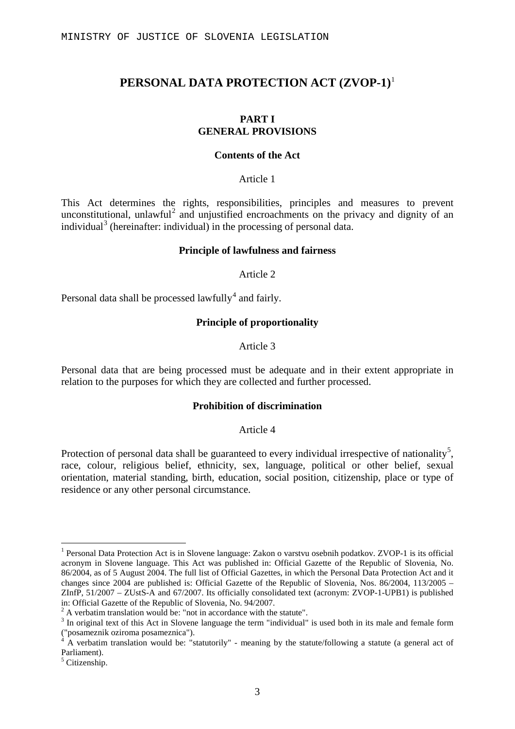# PERSONAL DATA PROTECTION ACT (ZVOP-1)[1]

## PART I
## GENERAL PROVISIONS

### Contents of the Act

Article 1

This Act determines the rights, responsibilities, principles and measures to prevent unconstitutional, unlawful[2] and unjustified encroachments on the privacy and dignity of an individual[3] (hereinafter: individual) in the processing of personal data.

### Principle of lawfulness and fairness

Article 2

Personal data shall be processed lawfully[4] and fairly.

### Principle of proportionality

Article 3

Personal data that are being processed must be adequate and in their extent appropriate in relation to the purposes for which they are collected and further processed.

### Prohibition of discrimination

Article 4

Protection of personal data shall be guaranteed to every individual irrespective of nationality[5], race, colour, religious belief, ethnicity, sex, language, political or other belief, sexual orientation, material standing, birth, education, social position, citizenship, place or type of residence or any other personal circumstance.

---

[1] Personal Data Protection Act is in Slovene language: Zakon o varstvu osebnih podatkov. ZVOP-1 is its official acronym in Slovene language. This Act was published in: Official Gazette of the Republic of Slovenia, No. 86/2004, as of 5 August 2004. The full list of Official Gazettes, in which the Personal Data Protection Act and it changes since 2004 are published is: Official Gazette of the Republic of Slovenia, Nos. 86/2004, 113/2005 – ZInfP, 51/2007 – ZUstS-A and 67/2007. Its officially consolidated text (acronym: ZVOP-1-UPB1) is published in: Official Gazette of the Republic of Slovenia, No. 94/2007.

[2] A verbatim translation would be: "not in accordance with the statute".

[3] In original text of this Act in Slovene language the term "individual" is used both in its male and female form ("posameznik oziroma posameznica").

[4] A verbatim translation would be: "statutorily" - meaning by the statute/following a statute (a general act of Parliament).

[5] Citizenship.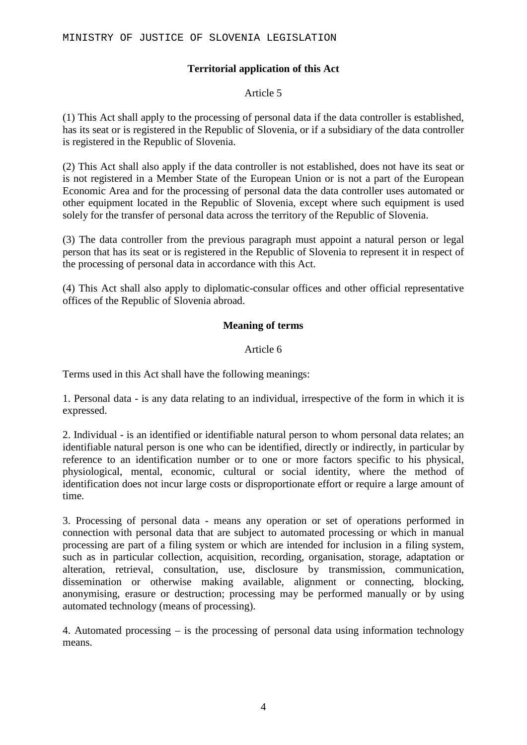### Territorial application of this Act

Article 5

(1) This Act shall apply to the processing of personal data if the data controller is established, has its seat or is registered in the Republic of Slovenia, or if a subsidiary of the data controller is registered in the Republic of Slovenia.

(2) This Act shall also apply if the data controller is not established, does not have its seat or is not registered in a Member State of the European Union or is not a part of the European Economic Area and for the processing of personal data the data controller uses automated or other equipment located in the Republic of Slovenia, except where such equipment is used solely for the transfer of personal data across the territory of the Republic of Slovenia.

(3) The data controller from the previous paragraph must appoint a natural person or legal person that has its seat or is registered in the Republic of Slovenia to represent it in respect of the processing of personal data in accordance with this Act.

(4) This Act shall also apply to diplomatic-consular offices and other official representative offices of the Republic of Slovenia abroad.

### Meaning of terms

Article 6

Terms used in this Act shall have the following meanings:

1. Personal data - is any data relating to an individual, irrespective of the form in which it is expressed.

2. Individual - is an identified or identifiable natural person to whom personal data relates; an identifiable natural person is one who can be identified, directly or indirectly, in particular by reference to an identification number or to one or more factors specific to his physical, physiological, mental, economic, cultural or social identity, where the method of identification does not incur large costs or disproportionate effort or require a large amount of time.

3. Processing of personal data - means any operation or set of operations performed in connection with personal data that are subject to automated processing or which in manual processing are part of a filing system or which are intended for inclusion in a filing system, such as in particular collection, acquisition, recording, organisation, storage, adaptation or alteration, retrieval, consultation, use, disclosure by transmission, communication, dissemination or otherwise making available, alignment or connecting, blocking, anonymising, erasure or destruction; processing may be performed manually or by using automated technology (means of processing).

4. Automated processing – is the processing of personal data using information technology means.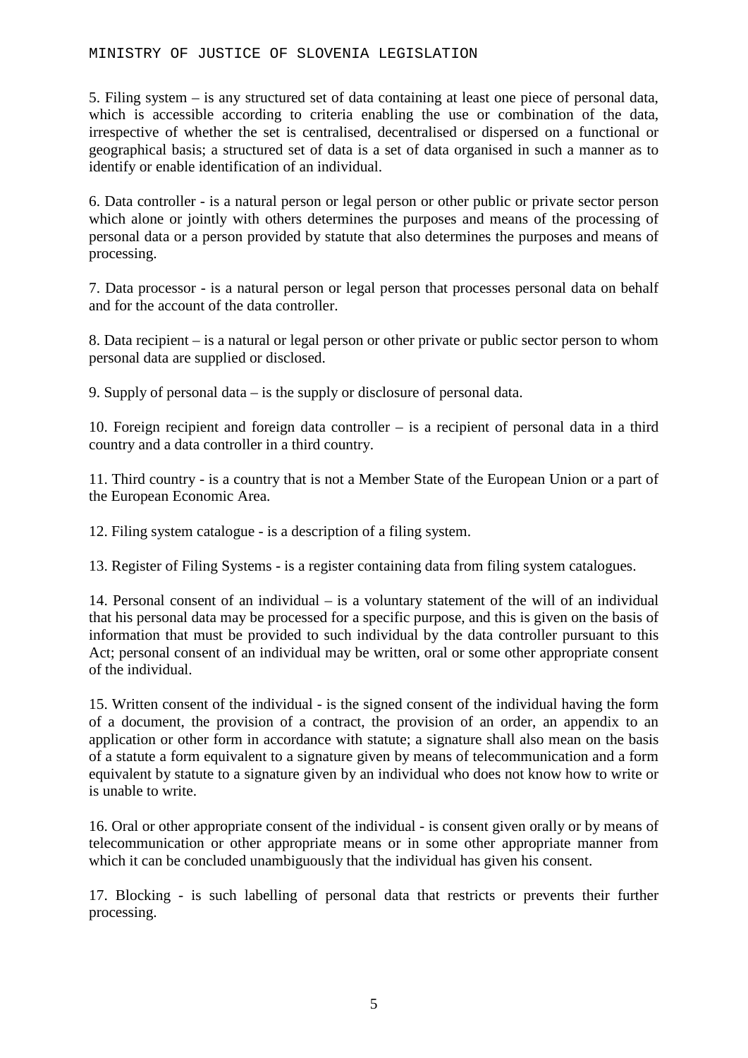5. Filing system – is any structured set of data containing at least one piece of personal data, which is accessible according to criteria enabling the use or combination of the data, irrespective of whether the set is centralised, decentralised or dispersed on a functional or geographical basis; a structured set of data is a set of data organised in such a manner as to identify or enable identification of an individual.

6. Data controller - is a natural person or legal person or other public or private sector person which alone or jointly with others determines the purposes and means of the processing of personal data or a person provided by statute that also determines the purposes and means of processing.

7. Data processor - is a natural person or legal person that processes personal data on behalf and for the account of the data controller.

8. Data recipient – is a natural or legal person or other private or public sector person to whom personal data are supplied or disclosed.

9. Supply of personal data – is the supply or disclosure of personal data.

10. Foreign recipient and foreign data controller – is a recipient of personal data in a third country and a data controller in a third country.

11. Third country - is a country that is not a Member State of the European Union or a part of the European Economic Area.

12. Filing system catalogue - is a description of a filing system.

13. Register of Filing Systems - is a register containing data from filing system catalogues.

14. Personal consent of an individual – is a voluntary statement of the will of an individual that his personal data may be processed for a specific purpose, and this is given on the basis of information that must be provided to such individual by the data controller pursuant to this Act; personal consent of an individual may be written, oral or some other appropriate consent of the individual.

15. Written consent of the individual - is the signed consent of the individual having the form of a document, the provision of a contract, the provision of an order, an appendix to an application or other form in accordance with statute; a signature shall also mean on the basis of a statute a form equivalent to a signature given by means of telecommunication and a form equivalent by statute to a signature given by an individual who does not know how to write or is unable to write.

16. Oral or other appropriate consent of the individual - is consent given orally or by means of telecommunication or other appropriate means or in some other appropriate manner from which it can be concluded unambiguously that the individual has given his consent.

17. Blocking - is such labelling of personal data that restricts or prevents their further processing.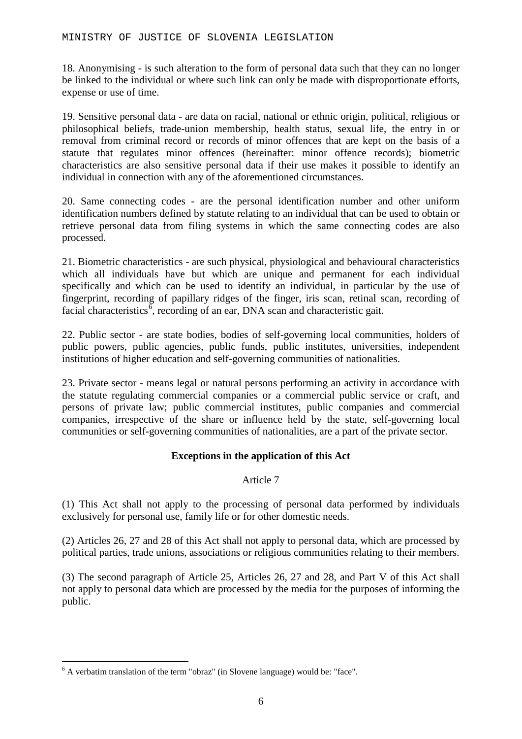18. Anonymising - is such alteration to the form of personal data such that they can no longer be linked to the individual or where such link can only be made with disproportionate efforts, expense or use of time.

19. Sensitive personal data - are data on racial, national or ethnic origin, political, religious or philosophical beliefs, trade-union membership, health status, sexual life, the entry in or removal from criminal record or records of minor offences that are kept on the basis of a statute that regulates minor offences (hereinafter: minor offence records); biometric characteristics are also sensitive personal data if their use makes it possible to identify an individual in connection with any of the aforementioned circumstances.

20. Same connecting codes - are the personal identification number and other uniform identification numbers defined by statute relating to an individual that can be used to obtain or retrieve personal data from filing systems in which the same connecting codes are also processed.

21. Biometric characteristics - are such physical, physiological and behavioural characteristics which all individuals have but which are unique and permanent for each individual specifically and which can be used to identify an individual, in particular by the use of fingerprint, recording of papillary ridges of the finger, iris scan, retinal scan, recording of facial characteristics[6], recording of an ear, DNA scan and characteristic gait.

22. Public sector - are state bodies, bodies of self-governing local communities, holders of public powers, public agencies, public funds, public institutes, universities, independent institutions of higher education and self-governing communities of nationalities.

23. Private sector - means legal or natural persons performing an activity in accordance with the statute regulating commercial companies or a commercial public service or craft, and persons of private law; public commercial institutes, public companies and commercial companies, irrespective of the share or influence held by the state, self-governing local communities or self-governing communities of nationalities, are a part of the private sector.

### Exceptions in the application of this Act

Article 7

(1) This Act shall not apply to the processing of personal data performed by individuals exclusively for personal use, family life or for other domestic needs.

(2) Articles 26, 27 and 28 of this Act shall not apply to personal data, which are processed by political parties, trade unions, associations or religious communities relating to their members.

(3) The second paragraph of Article 25, Articles 26, 27 and 28, and Part V of this Act shall not apply to personal data which are processed by the media for the purposes of informing the public.

---

[6] A verbatim translation of the term "obraz" (in Slovene language) would be: "face".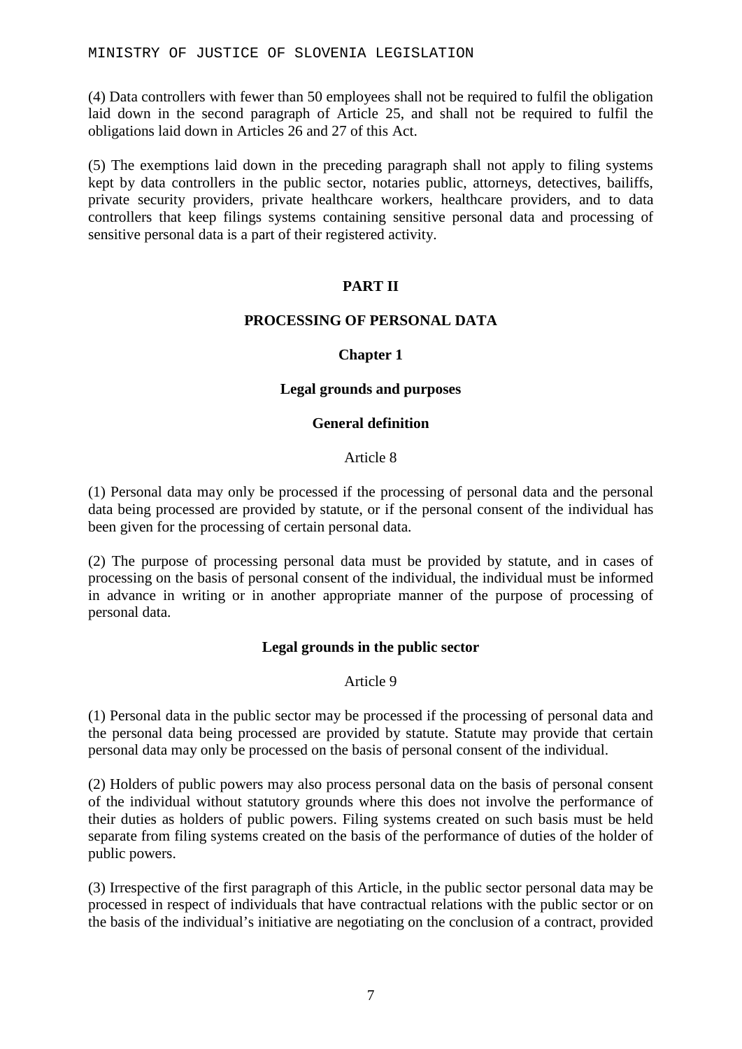(4) Data controllers with fewer than 50 employees shall not be required to fulfil the obligation laid down in the second paragraph of Article 25, and shall not be required to fulfil the obligations laid down in Articles 26 and 27 of this Act.

(5) The exemptions laid down in the preceding paragraph shall not apply to filing systems kept by data controllers in the public sector, notaries public, attorneys, detectives, bailiffs, private security providers, private healthcare workers, healthcare providers, and to data controllers that keep filings systems containing sensitive personal data and processing of sensitive personal data is a part of their registered activity.

## PART II

## PROCESSING OF PERSONAL DATA

### Chapter 1

### Legal grounds and purposes

#### General definition

Article 8

(1) Personal data may only be processed if the processing of personal data and the personal data being processed are provided by statute, or if the personal consent of the individual has been given for the processing of certain personal data.

(2) The purpose of processing personal data must be provided by statute, and in cases of processing on the basis of personal consent of the individual, the individual must be informed in advance in writing or in another appropriate manner of the purpose of processing of personal data.

#### Legal grounds in the public sector

Article 9

(1) Personal data in the public sector may be processed if the processing of personal data and the personal data being processed are provided by statute. Statute may provide that certain personal data may only be processed on the basis of personal consent of the individual.

(2) Holders of public powers may also process personal data on the basis of personal consent of the individual without statutory grounds where this does not involve the performance of their duties as holders of public powers. Filing systems created on such basis must be held separate from filing systems created on the basis of the performance of duties of the holder of public powers.

(3) Irrespective of the first paragraph of this Article, in the public sector personal data may be processed in respect of individuals that have contractual relations with the public sector or on the basis of the individual's initiative are negotiating on the conclusion of a contract, provided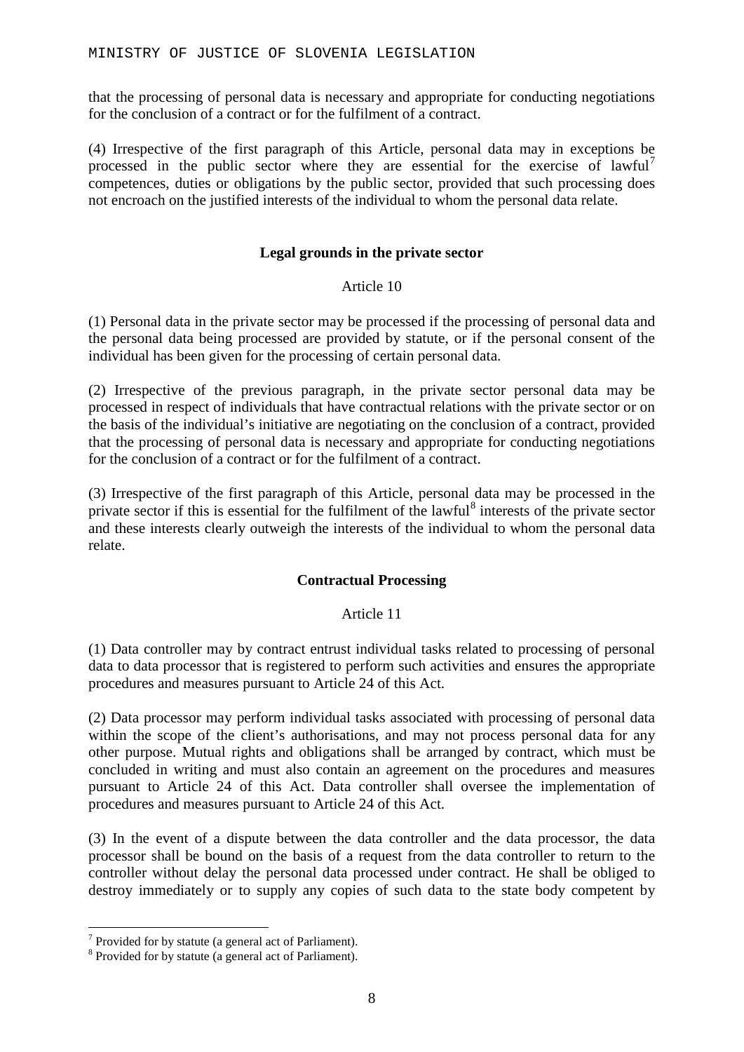that the processing of personal data is necessary and appropriate for conducting negotiations for the conclusion of a contract or for the fulfilment of a contract.

(4) Irrespective of the first paragraph of this Article, personal data may in exceptions be processed in the public sector where they are essential for the exercise of lawful[7] competences, duties or obligations by the public sector, provided that such processing does not encroach on the justified interests of the individual to whom the personal data relate.

### Legal grounds in the private sector

Article 10

(1) Personal data in the private sector may be processed if the processing of personal data and the personal data being processed are provided by statute, or if the personal consent of the individual has been given for the processing of certain personal data.

(2) Irrespective of the previous paragraph, in the private sector personal data may be processed in respect of individuals that have contractual relations with the private sector or on the basis of the individual's initiative are negotiating on the conclusion of a contract, provided that the processing of personal data is necessary and appropriate for conducting negotiations for the conclusion of a contract or for the fulfilment of a contract.

(3) Irrespective of the first paragraph of this Article, personal data may be processed in the private sector if this is essential for the fulfilment of the lawful[8] interests of the private sector and these interests clearly outweigh the interests of the individual to whom the personal data relate.

### Contractual Processing

Article 11

(1) Data controller may by contract entrust individual tasks related to processing of personal data to data processor that is registered to perform such activities and ensures the appropriate procedures and measures pursuant to Article 24 of this Act.

(2) Data processor may perform individual tasks associated with processing of personal data within the scope of the client's authorisations, and may not process personal data for any other purpose. Mutual rights and obligations shall be arranged by contract, which must be concluded in writing and must also contain an agreement on the procedures and measures pursuant to Article 24 of this Act. Data controller shall oversee the implementation of procedures and measures pursuant to Article 24 of this Act.

(3) In the event of a dispute between the data controller and the data processor, the data processor shall be bound on the basis of a request from the data controller to return to the controller without delay the personal data processed under contract. He shall be obliged to destroy immediately or to supply any copies of such data to the state body competent by

---

[7] Provided for by statute (a general act of Parliament).

[8] Provided for by statute (a general act of Parliament).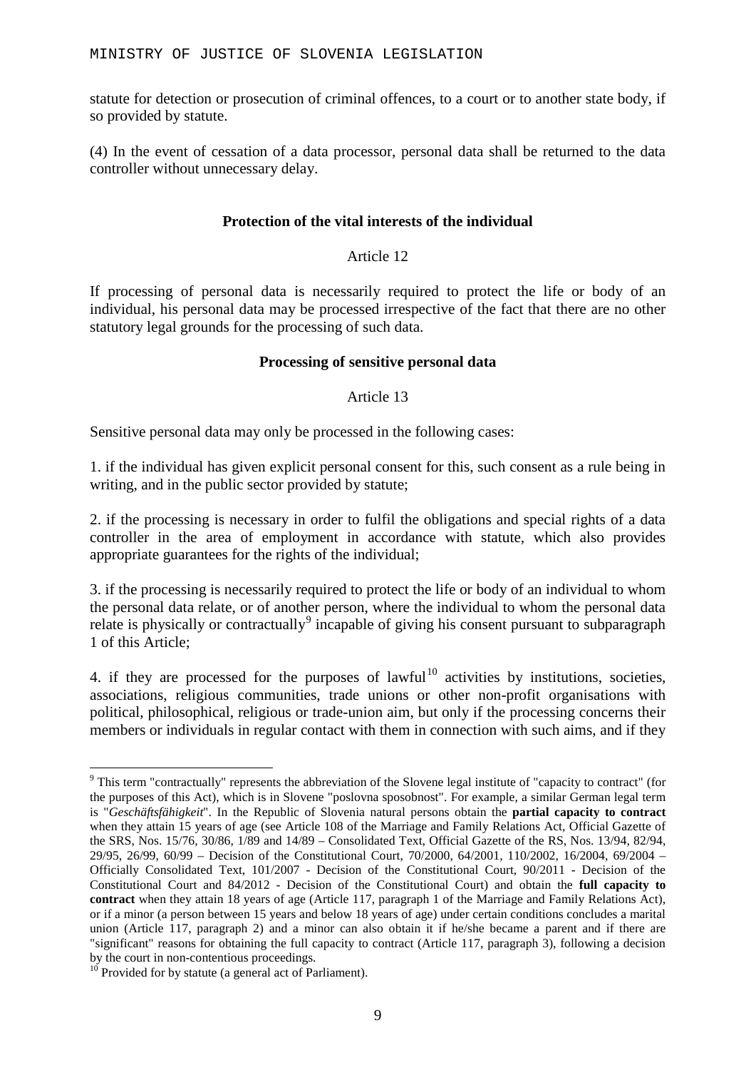statute for detection or prosecution of criminal offences, to a court or to another state body, if so provided by statute.

(4) In the event of cessation of a data processor, personal data shall be returned to the data controller without unnecessary delay.

**Protection of the vital interests of the individual**

Article 12

If processing of personal data is necessarily required to protect the life or body of an individual, his personal data may be processed irrespective of the fact that there are no other statutory legal grounds for the processing of such data.

**Processing of sensitive personal data**

Article 13

Sensitive personal data may only be processed in the following cases:

1. if the individual has given explicit personal consent for this, such consent as a rule being in writing, and in the public sector provided by statute;

2. if the processing is necessary in order to fulfil the obligations and special rights of a data controller in the area of employment in accordance with statute, which also provides appropriate guarantees for the rights of the individual;

3. if the processing is necessarily required to protect the life or body of an individual to whom the personal data relate, or of another person, where the individual to whom the personal data relate is physically or contractually[9] incapable of giving his consent pursuant to subparagraph 1 of this Article;

4. if they are processed for the purposes of lawful[10] activities by institutions, societies, associations, religious communities, trade unions or other non-profit organisations with political, philosophical, religious or trade-union aim, but only if the processing concerns their members or individuals in regular contact with them in connection with such aims, and if they

---

[9] This term "contractually" represents the abbreviation of the Slovene legal institute of "capacity to contract" (for the purposes of this Act), which is in Slovene "poslovna sposobnost". For example, a similar German legal term is "*Geschäftsfähigkeit*". In the Republic of Slovenia natural persons obtain the **partial capacity to contract** when they attain 15 years of age (see Article 108 of the Marriage and Family Relations Act, Official Gazette of the SRS, Nos. 15/76, 30/86, 1/89 and 14/89 – Consolidated Text, Official Gazette of the RS, Nos. 13/94, 82/94, 29/95, 26/99, 60/99 – Decision of the Constitutional Court, 70/2000, 64/2001, 110/2002, 16/2004, 69/2004 – Officially Consolidated Text, 101/2007 - Decision of the Constitutional Court, 90/2011 - Decision of the Constitutional Court and 84/2012 - Decision of the Constitutional Court) and obtain the **full capacity to contract** when they attain 18 years of age (Article 117, paragraph 1 of the Marriage and Family Relations Act), or if a minor (a person between 15 years and below 18 years of age) under certain conditions concludes a marital union (Article 117, paragraph 2) and a minor can also obtain it if he/she became a parent and if there are "significant" reasons for obtaining the full capacity to contract (Article 117, paragraph 3), following a decision by the court in non-contentious proceedings.

[10] Provided for by statute (a general act of Parliament).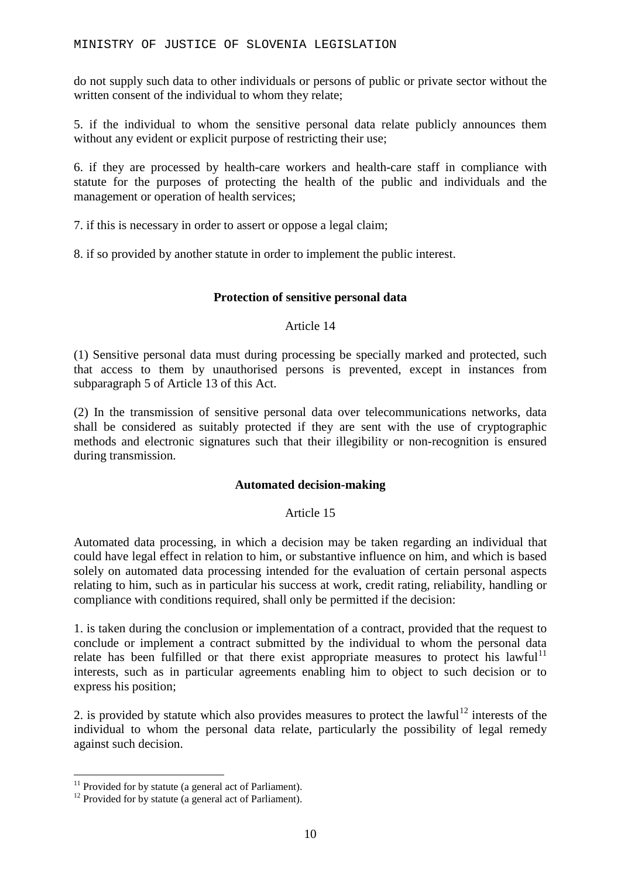do not supply such data to other individuals or persons of public or private sector without the written consent of the individual to whom they relate;

5. if the individual to whom the sensitive personal data relate publicly announces them without any evident or explicit purpose of restricting their use;

6. if they are processed by health-care workers and health-care staff in compliance with statute for the purposes of protecting the health of the public and individuals and the management or operation of health services;

7. if this is necessary in order to assert or oppose a legal claim;

8. if so provided by another statute in order to implement the public interest.

**Protection of sensitive personal data**

Article 14

(1) Sensitive personal data must during processing be specially marked and protected, such that access to them by unauthorised persons is prevented, except in instances from subparagraph 5 of Article 13 of this Act.

(2) In the transmission of sensitive personal data over telecommunications networks, data shall be considered as suitably protected if they are sent with the use of cryptographic methods and electronic signatures such that their illegibility or non-recognition is ensured during transmission.

**Automated decision-making**

Article 15

Automated data processing, in which a decision may be taken regarding an individual that could have legal effect in relation to him, or substantive influence on him, and which is based solely on automated data processing intended for the evaluation of certain personal aspects relating to him, such as in particular his success at work, credit rating, reliability, handling or compliance with conditions required, shall only be permitted if the decision:

1. is taken during the conclusion or implementation of a contract, provided that the request to conclude or implement a contract submitted by the individual to whom the personal data relate has been fulfilled or that there exist appropriate measures to protect his lawful[11] interests, such as in particular agreements enabling him to object to such decision or to express his position;

2. is provided by statute which also provides measures to protect the lawful[12] interests of the individual to whom the personal data relate, particularly the possibility of legal remedy against such decision.

---

[11] Provided for by statute (a general act of Parliament).

[12] Provided for by statute (a general act of Parliament).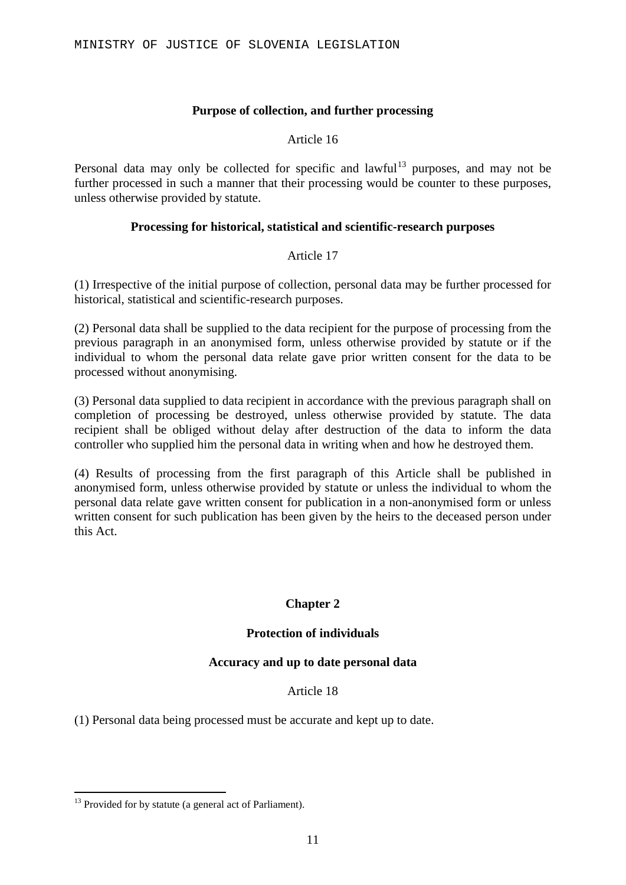**Purpose of collection, and further processing**

Article 16

Personal data may only be collected for specific and lawful[13] purposes, and may not be further processed in such a manner that their processing would be counter to these purposes, unless otherwise provided by statute.

**Processing for historical, statistical and scientific-research purposes**

Article 17

(1) Irrespective of the initial purpose of collection, personal data may be further processed for historical, statistical and scientific-research purposes.

(2) Personal data shall be supplied to the data recipient for the purpose of processing from the previous paragraph in an anonymised form, unless otherwise provided by statute or if the individual to whom the personal data relate gave prior written consent for the data to be processed without anonymising.

(3) Personal data supplied to data recipient in accordance with the previous paragraph shall on completion of processing be destroyed, unless otherwise provided by statute. The data recipient shall be obliged without delay after destruction of the data to inform the data controller who supplied him the personal data in writing when and how he destroyed them.

(4) Results of processing from the first paragraph of this Article shall be published in anonymised form, unless otherwise provided by statute or unless the individual to whom the personal data relate gave written consent for publication in a non-anonymised form or unless written consent for such publication has been given by the heirs to the deceased person under this Act.

## Chapter 2

## Protection of individuals

**Accuracy and up to date personal data**

Article 18

(1) Personal data being processed must be accurate and kept up to date.

---

[13] Provided for by statute (a general act of Parliament).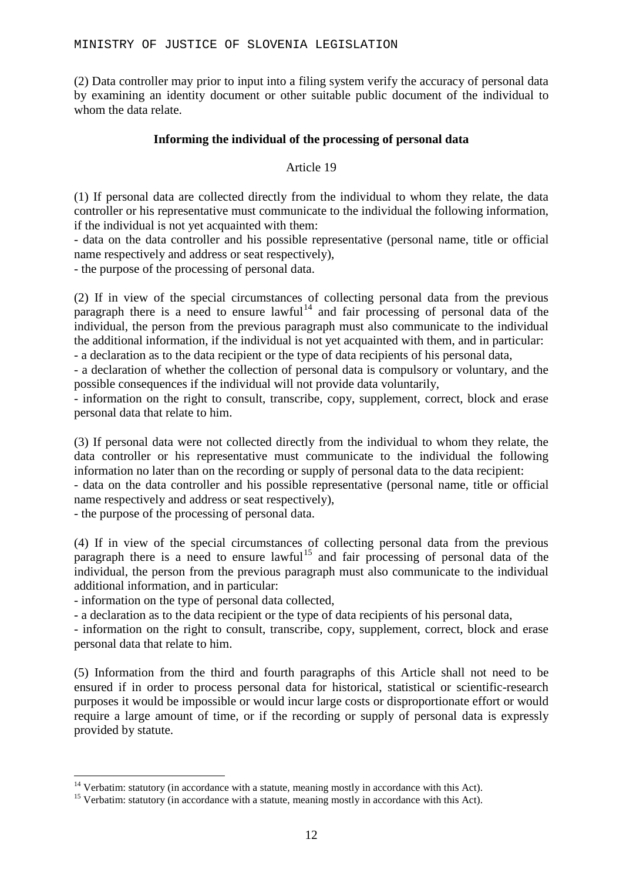(2) Data controller may prior to input into a filing system verify the accuracy of personal data by examining an identity document or other suitable public document of the individual to whom the data relate.

### Informing the individual of the processing of personal data

Article 19

(1) If personal data are collected directly from the individual to whom they relate, the data controller or his representative must communicate to the individual the following information, if the individual is not yet acquainted with them:
- data on the data controller and his possible representative (personal name, title or official name respectively and address or seat respectively),
- the purpose of the processing of personal data.

(2) If in view of the special circumstances of collecting personal data from the previous paragraph there is a need to ensure lawful[14] and fair processing of personal data of the individual, the person from the previous paragraph must also communicate to the individual the additional information, if the individual is not yet acquainted with them, and in particular:
- a declaration as to the data recipient or the type of data recipients of his personal data,
- a declaration of whether the collection of personal data is compulsory or voluntary, and the possible consequences if the individual will not provide data voluntarily,
- information on the right to consult, transcribe, copy, supplement, correct, block and erase personal data that relate to him.

(3) If personal data were not collected directly from the individual to whom they relate, the data controller or his representative must communicate to the individual the following information no later than on the recording or supply of personal data to the data recipient:
- data on the data controller and his possible representative (personal name, title or official name respectively and address or seat respectively),
- the purpose of the processing of personal data.

(4) If in view of the special circumstances of collecting personal data from the previous paragraph there is a need to ensure lawful[15] and fair processing of personal data of the individual, the person from the previous paragraph must also communicate to the individual additional information, and in particular:
- information on the type of personal data collected,
- a declaration as to the data recipient or the type of data recipients of his personal data,
- information on the right to consult, transcribe, copy, supplement, correct, block and erase personal data that relate to him.

(5) Information from the third and fourth paragraphs of this Article shall not need to be ensured if in order to process personal data for historical, statistical or scientific-research purposes it would be impossible or would incur large costs or disproportionate effort or would require a large amount of time, or if the recording or supply of personal data is expressly provided by statute.

---

[14] Verbatim: statutory (in accordance with a statute, meaning mostly in accordance with this Act).
[15] Verbatim: statutory (in accordance with a statute, meaning mostly in accordance with this Act).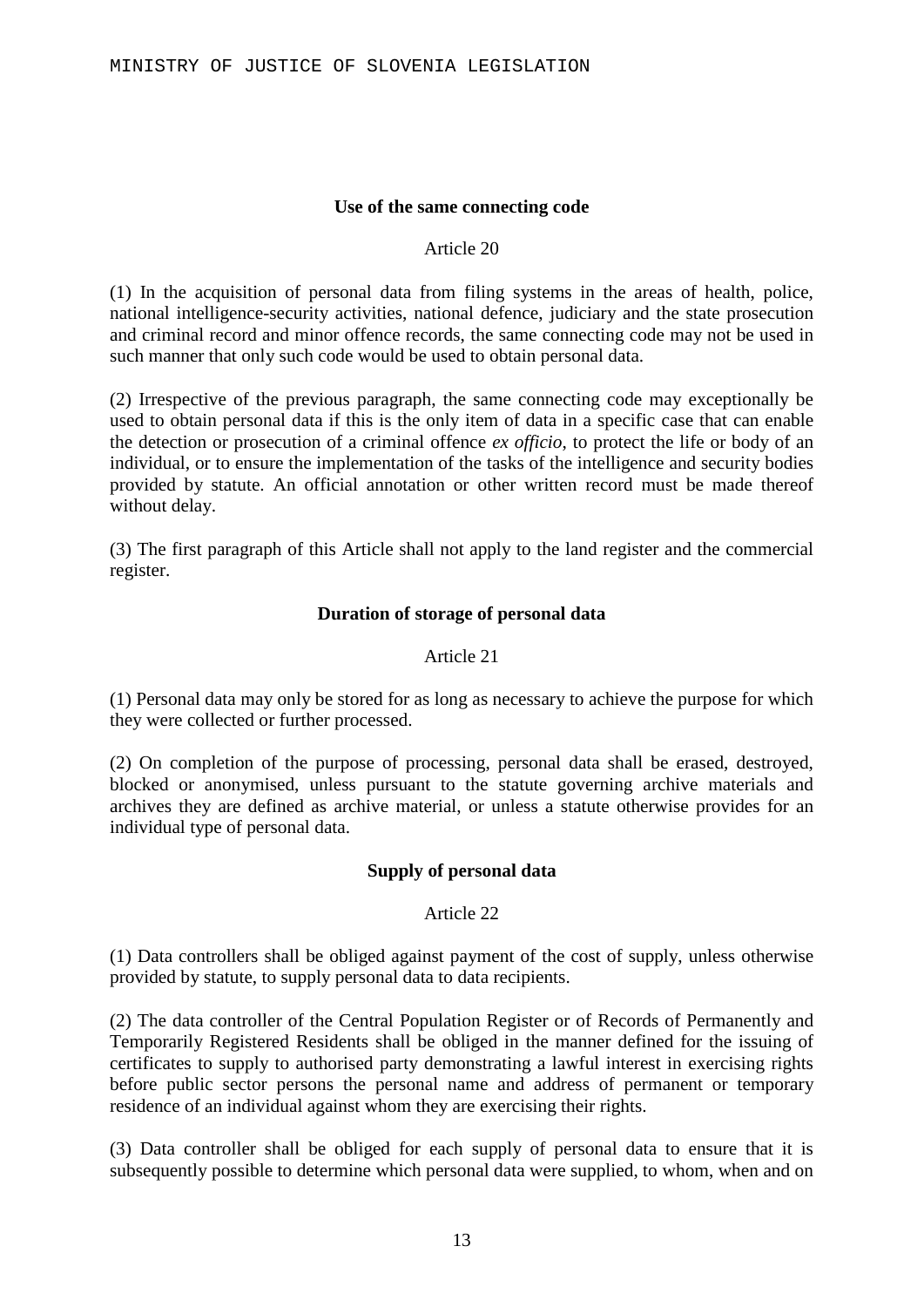### Use of the same connecting code

Article 20

(1) In the acquisition of personal data from filing systems in the areas of health, police, national intelligence-security activities, national defence, judiciary and the state prosecution and criminal record and minor offence records, the same connecting code may not be used in such manner that only such code would be used to obtain personal data.

(2) Irrespective of the previous paragraph, the same connecting code may exceptionally be used to obtain personal data if this is the only item of data in a specific case that can enable the detection or prosecution of a criminal offence *ex officio*, to protect the life or body of an individual, or to ensure the implementation of the tasks of the intelligence and security bodies provided by statute. An official annotation or other written record must be made thereof without delay.

(3) The first paragraph of this Article shall not apply to the land register and the commercial register.

### Duration of storage of personal data

Article 21

(1) Personal data may only be stored for as long as necessary to achieve the purpose for which they were collected or further processed.

(2) On completion of the purpose of processing, personal data shall be erased, destroyed, blocked or anonymised, unless pursuant to the statute governing archive materials and archives they are defined as archive material, or unless a statute otherwise provides for an individual type of personal data.

### Supply of personal data

Article 22

(1) Data controllers shall be obliged against payment of the cost of supply, unless otherwise provided by statute, to supply personal data to data recipients.

(2) The data controller of the Central Population Register or of Records of Permanently and Temporarily Registered Residents shall be obliged in the manner defined for the issuing of certificates to supply to authorised party demonstrating a lawful interest in exercising rights before public sector persons the personal name and address of permanent or temporary residence of an individual against whom they are exercising their rights.

(3) Data controller shall be obliged for each supply of personal data to ensure that it is subsequently possible to determine which personal data were supplied, to whom, when and on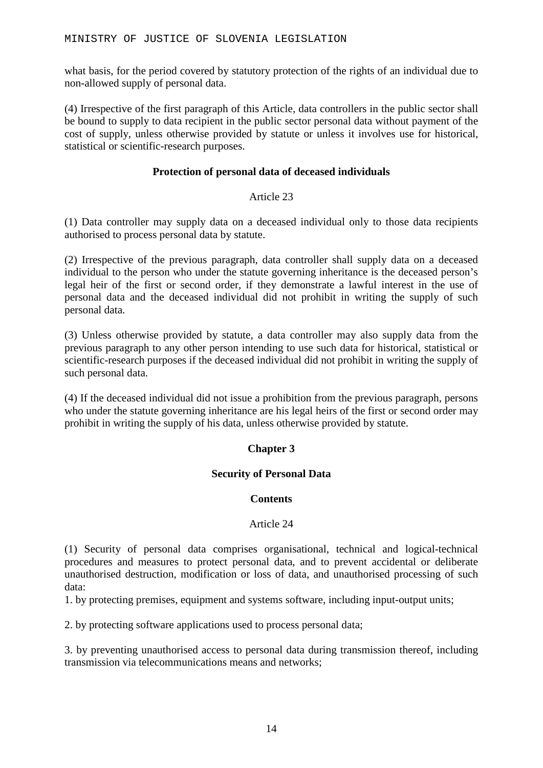what basis, for the period covered by statutory protection of the rights of an individual due to non-allowed supply of personal data.

(4) Irrespective of the first paragraph of this Article, data controllers in the public sector shall be bound to supply to data recipient in the public sector personal data without payment of the cost of supply, unless otherwise provided by statute or unless it involves use for historical, statistical or scientific-research purposes.

### Protection of personal data of deceased individuals

Article 23

(1) Data controller may supply data on a deceased individual only to those data recipients authorised to process personal data by statute.

(2) Irrespective of the previous paragraph, data controller shall supply data on a deceased individual to the person who under the statute governing inheritance is the deceased person's legal heir of the first or second order, if they demonstrate a lawful interest in the use of personal data and the deceased individual did not prohibit in writing the supply of such personal data.

(3) Unless otherwise provided by statute, a data controller may also supply data from the previous paragraph to any other person intending to use such data for historical, statistical or scientific-research purposes if the deceased individual did not prohibit in writing the supply of such personal data.

(4) If the deceased individual did not issue a prohibition from the previous paragraph, persons who under the statute governing inheritance are his legal heirs of the first or second order may prohibit in writing the supply of his data, unless otherwise provided by statute.

## Chapter 3

## Security of Personal Data

### Contents

Article 24

(1) Security of personal data comprises organisational, technical and logical-technical procedures and measures to protect personal data, and to prevent accidental or deliberate unauthorised destruction, modification or loss of data, and unauthorised processing of such data:

1. by protecting premises, equipment and systems software, including input-output units;

2. by protecting software applications used to process personal data;

3. by preventing unauthorised access to personal data during transmission thereof, including transmission via telecommunications means and networks;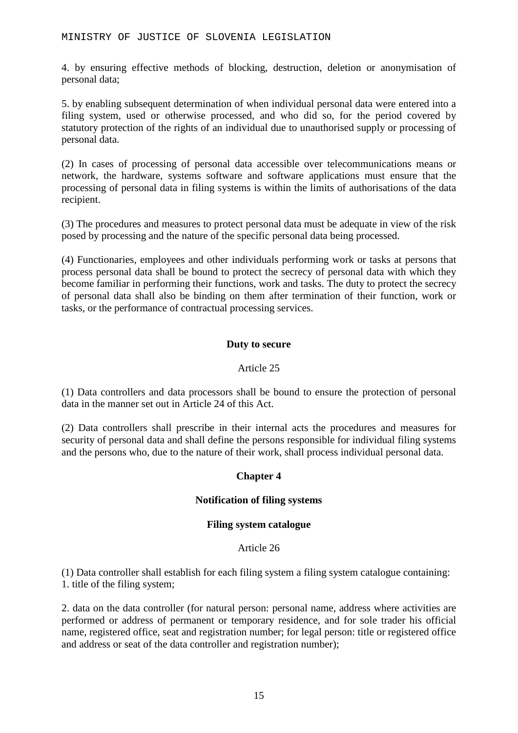4. by ensuring effective methods of blocking, destruction, deletion or anonymisation of personal data;

5. by enabling subsequent determination of when individual personal data were entered into a filing system, used or otherwise processed, and who did so, for the period covered by statutory protection of the rights of an individual due to unauthorised supply or processing of personal data.

(2) In cases of processing of personal data accessible over telecommunications means or network, the hardware, systems software and software applications must ensure that the processing of personal data in filing systems is within the limits of authorisations of the data recipient.

(3) The procedures and measures to protect personal data must be adequate in view of the risk posed by processing and the nature of the specific personal data being processed.

(4) Functionaries, employees and other individuals performing work or tasks at persons that process personal data shall be bound to protect the secrecy of personal data with which they become familiar in performing their functions, work and tasks. The duty to protect the secrecy of personal data shall also be binding on them after termination of their function, work or tasks, or the performance of contractual processing services.

**Duty to secure**

Article 25

(1) Data controllers and data processors shall be bound to ensure the protection of personal data in the manner set out in Article 24 of this Act.

(2) Data controllers shall prescribe in their internal acts the procedures and measures for security of personal data and shall define the persons responsible for individual filing systems and the persons who, due to the nature of their work, shall process individual personal data.

## Chapter 4

## Notification of filing systems

### Filing system catalogue

Article 26

(1) Data controller shall establish for each filing system a filing system catalogue containing:
1. title of the filing system;

2. data on the data controller (for natural person: personal name, address where activities are performed or address of permanent or temporary residence, and for sole trader his official name, registered office, seat and registration number; for legal person: title or registered office and address or seat of the data controller and registration number);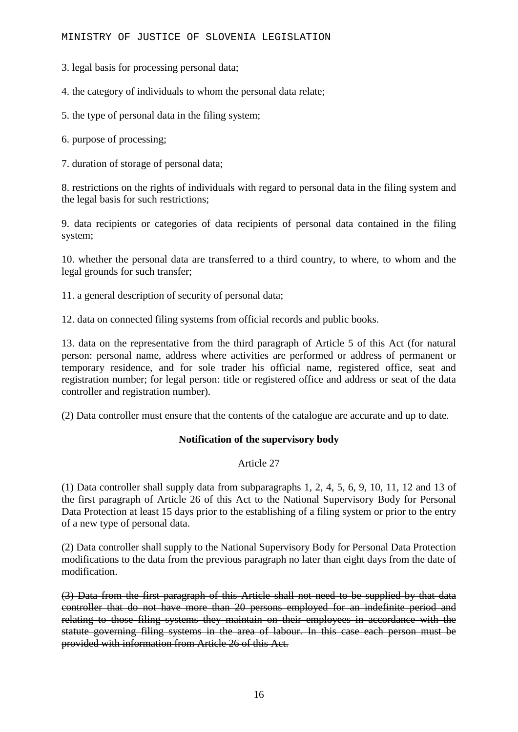3. legal basis for processing personal data;

4. the category of individuals to whom the personal data relate;

5. the type of personal data in the filing system;

6. purpose of processing;

7. duration of storage of personal data;

8. restrictions on the rights of individuals with regard to personal data in the filing system and the legal basis for such restrictions;

9. data recipients or categories of data recipients of personal data contained in the filing system;

10. whether the personal data are transferred to a third country, to where, to whom and the legal grounds for such transfer;

11. a general description of security of personal data;

12. data on connected filing systems from official records and public books.

13. data on the representative from the third paragraph of Article 5 of this Act (for natural person: personal name, address where activities are performed or address of permanent or temporary residence, and for sole trader his official name, registered office, seat and registration number; for legal person: title or registered office and address or seat of the data controller and registration number).

(2) Data controller must ensure that the contents of the catalogue are accurate and up to date.

**Notification of the supervisory body**

Article 27

(1) Data controller shall supply data from subparagraphs 1, 2, 4, 5, 6, 9, 10, 11, 12 and 13 of the first paragraph of Article 26 of this Act to the National Supervisory Body for Personal Data Protection at least 15 days prior to the establishing of a filing system or prior to the entry of a new type of personal data.

(2) Data controller shall supply to the National Supervisory Body for Personal Data Protection modifications to the data from the previous paragraph no later than eight days from the date of modification.

~~(3) Data from the first paragraph of this Article shall not need to be supplied by that data controller that do not have more than 20 persons employed for an indefinite period and relating to those filing systems they maintain on their employees in accordance with the statute governing filing systems in the area of labour. In this case each person must be provided with information from Article 26 of this Act.~~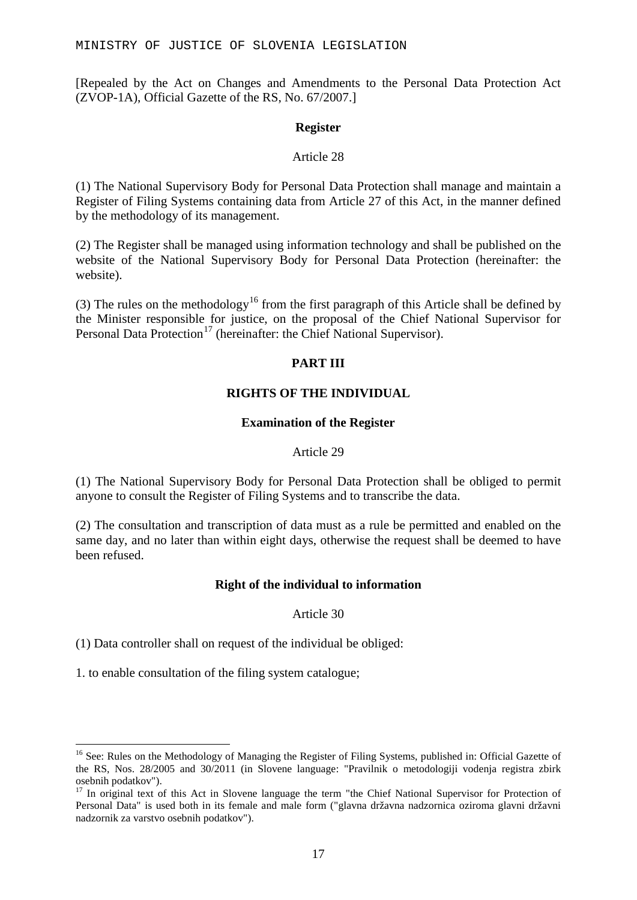[Repealed by the Act on Changes and Amendments to the Personal Data Protection Act (ZVOP-1A), Official Gazette of the RS, No. 67/2007.]

**Register**

Article 28

(1) The National Supervisory Body for Personal Data Protection shall manage and maintain a Register of Filing Systems containing data from Article 27 of this Act, in the manner defined by the methodology of its management.

(2) The Register shall be managed using information technology and shall be published on the website of the National Supervisory Body for Personal Data Protection (hereinafter: the website).

(3) The rules on the methodology[16] from the first paragraph of this Article shall be defined by the Minister responsible for justice, on the proposal of the Chief National Supervisor for Personal Data Protection[17] (hereinafter: the Chief National Supervisor).

## PART III

## RIGHTS OF THE INDIVIDUAL

**Examination of the Register**

Article 29

(1) The National Supervisory Body for Personal Data Protection shall be obliged to permit anyone to consult the Register of Filing Systems and to transcribe the data.

(2) The consultation and transcription of data must as a rule be permitted and enabled on the same day, and no later than within eight days, otherwise the request shall be deemed to have been refused.

**Right of the individual to information**

Article 30

(1) Data controller shall on request of the individual be obliged:

1. to enable consultation of the filing system catalogue;

---

[16] See: Rules on the Methodology of Managing the Register of Filing Systems, published in: Official Gazette of the RS, Nos. 28/2005 and 30/2011 (in Slovene language: "Pravilnik o metodologiji vodenja registra zbirk osebnih podatkov").

[17] In original text of this Act in Slovene language the term "the Chief National Supervisor for Protection of Personal Data" is used both in its female and male form ("glavna državna nadzornica oziroma glavni državni nadzornik za varstvo osebnih podatkov").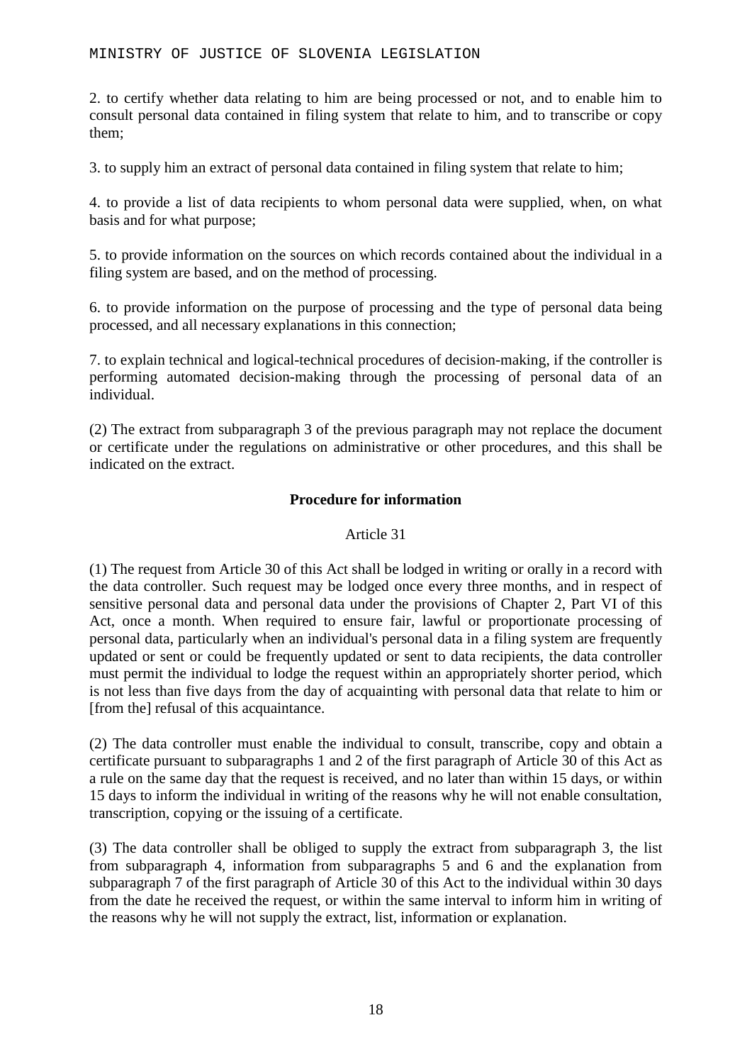2. to certify whether data relating to him are being processed or not, and to enable him to consult personal data contained in filing system that relate to him, and to transcribe or copy them;

3. to supply him an extract of personal data contained in filing system that relate to him;

4. to provide a list of data recipients to whom personal data were supplied, when, on what basis and for what purpose;

5. to provide information on the sources on which records contained about the individual in a filing system are based, and on the method of processing.

6. to provide information on the purpose of processing and the type of personal data being processed, and all necessary explanations in this connection;

7. to explain technical and logical-technical procedures of decision-making, if the controller is performing automated decision-making through the processing of personal data of an individual.

(2) The extract from subparagraph 3 of the previous paragraph may not replace the document or certificate under the regulations on administrative or other procedures, and this shall be indicated on the extract.

**Procedure for information**

Article 31

(1) The request from Article 30 of this Act shall be lodged in writing or orally in a record with the data controller. Such request may be lodged once every three months, and in respect of sensitive personal data and personal data under the provisions of Chapter 2, Part VI of this Act, once a month. When required to ensure fair, lawful or proportionate processing of personal data, particularly when an individual's personal data in a filing system are frequently updated or sent or could be frequently updated or sent to data recipients, the data controller must permit the individual to lodge the request within an appropriately shorter period, which is not less than five days from the day of acquainting with personal data that relate to him or [from the] refusal of this acquaintance.

(2) The data controller must enable the individual to consult, transcribe, copy and obtain a certificate pursuant to subparagraphs 1 and 2 of the first paragraph of Article 30 of this Act as a rule on the same day that the request is received, and no later than within 15 days, or within 15 days to inform the individual in writing of the reasons why he will not enable consultation, transcription, copying or the issuing of a certificate.

(3) The data controller shall be obliged to supply the extract from subparagraph 3, the list from subparagraph 4, information from subparagraphs 5 and 6 and the explanation from subparagraph 7 of the first paragraph of Article 30 of this Act to the individual within 30 days from the date he received the request, or within the same interval to inform him in writing of the reasons why he will not supply the extract, list, information or explanation.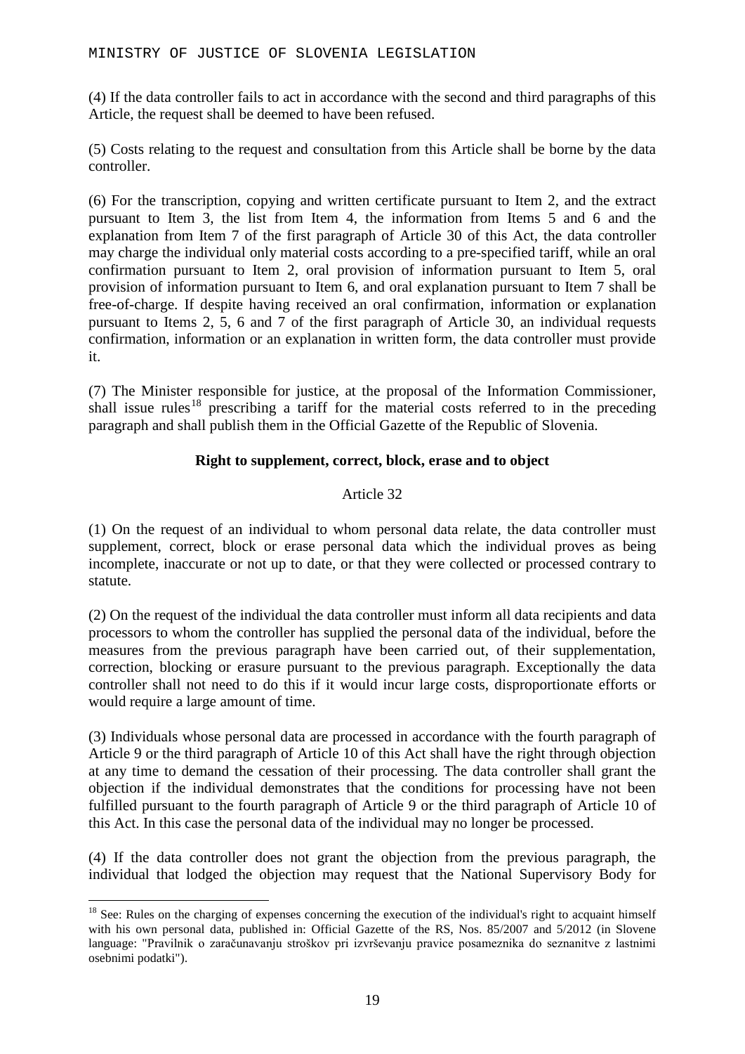(4) If the data controller fails to act in accordance with the second and third paragraphs of this Article, the request shall be deemed to have been refused.

(5) Costs relating to the request and consultation from this Article shall be borne by the data controller.

(6) For the transcription, copying and written certificate pursuant to Item 2, and the extract pursuant to Item 3, the list from Item 4, the information from Items 5 and 6 and the explanation from Item 7 of the first paragraph of Article 30 of this Act, the data controller may charge the individual only material costs according to a pre-specified tariff, while an oral confirmation pursuant to Item 2, oral provision of information pursuant to Item 5, oral provision of information pursuant to Item 6, and oral explanation pursuant to Item 7 shall be free-of-charge. If despite having received an oral confirmation, information or explanation pursuant to Items 2, 5, 6 and 7 of the first paragraph of Article 30, an individual requests confirmation, information or an explanation in written form, the data controller must provide it.

(7) The Minister responsible for justice, at the proposal of the Information Commissioner, shall issue rules[18] prescribing a tariff for the material costs referred to in the preceding paragraph and shall publish them in the Official Gazette of the Republic of Slovenia.

**Right to supplement, correct, block, erase and to object**

Article 32

(1) On the request of an individual to whom personal data relate, the data controller must supplement, correct, block or erase personal data which the individual proves as being incomplete, inaccurate or not up to date, or that they were collected or processed contrary to statute.

(2) On the request of the individual the data controller must inform all data recipients and data processors to whom the controller has supplied the personal data of the individual, before the measures from the previous paragraph have been carried out, of their supplementation, correction, blocking or erasure pursuant to the previous paragraph. Exceptionally the data controller shall not need to do this if it would incur large costs, disproportionate efforts or would require a large amount of time.

(3) Individuals whose personal data are processed in accordance with the fourth paragraph of Article 9 or the third paragraph of Article 10 of this Act shall have the right through objection at any time to demand the cessation of their processing. The data controller shall grant the objection if the individual demonstrates that the conditions for processing have not been fulfilled pursuant to the fourth paragraph of Article 9 or the third paragraph of Article 10 of this Act. In this case the personal data of the individual may no longer be processed.

(4) If the data controller does not grant the objection from the previous paragraph, the individual that lodged the objection may request that the National Supervisory Body for

[18] See: Rules on the charging of expenses concerning the execution of the individual's right to acquaint himself with his own personal data, published in: Official Gazette of the RS, Nos. 85/2007 and 5/2012 (in Slovene language: "Pravilnik o zaračunavanju stroškov pri izvrševanju pravice posameznika do seznanitve z lastnimi osebnimi podatki").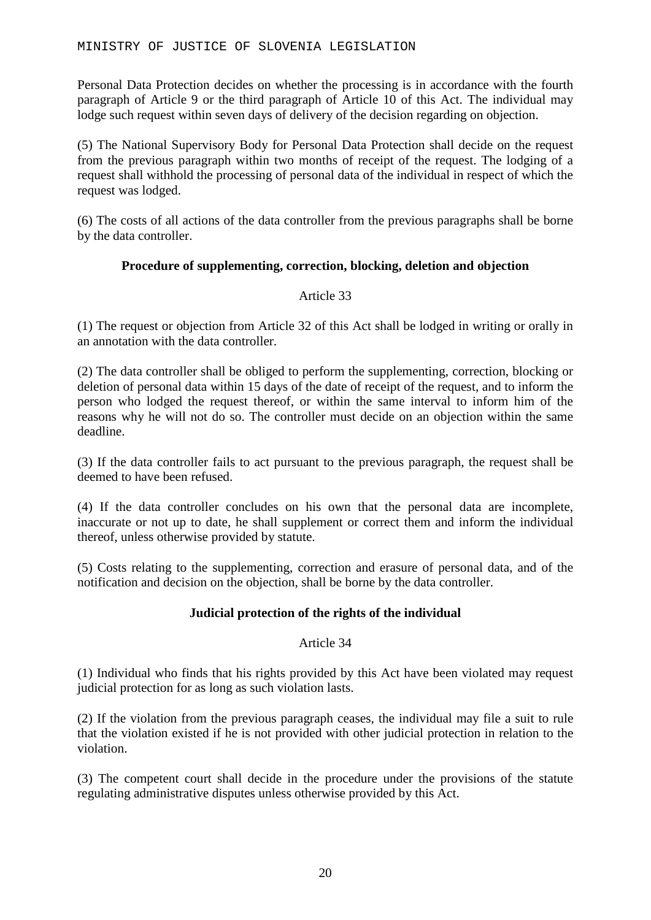Personal Data Protection decides on whether the processing is in accordance with the fourth paragraph of Article 9 or the third paragraph of Article 10 of this Act. The individual may lodge such request within seven days of delivery of the decision regarding on objection.

(5) The National Supervisory Body for Personal Data Protection shall decide on the request from the previous paragraph within two months of receipt of the request. The lodging of a request shall withhold the processing of personal data of the individual in respect of which the request was lodged.

(6) The costs of all actions of the data controller from the previous paragraphs shall be borne by the data controller.

**Procedure of supplementing, correction, blocking, deletion and objection**

Article 33

(1) The request or objection from Article 32 of this Act shall be lodged in writing or orally in an annotation with the data controller.

(2) The data controller shall be obliged to perform the supplementing, correction, blocking or deletion of personal data within 15 days of the date of receipt of the request, and to inform the person who lodged the request thereof, or within the same interval to inform him of the reasons why he will not do so. The controller must decide on an objection within the same deadline.

(3) If the data controller fails to act pursuant to the previous paragraph, the request shall be deemed to have been refused.

(4) If the data controller concludes on his own that the personal data are incomplete, inaccurate or not up to date, he shall supplement or correct them and inform the individual thereof, unless otherwise provided by statute.

(5) Costs relating to the supplementing, correction and erasure of personal data, and of the notification and decision on the objection, shall be borne by the data controller.

**Judicial protection of the rights of the individual**

Article 34

(1) Individual who finds that his rights provided by this Act have been violated may request judicial protection for as long as such violation lasts.

(2) If the violation from the previous paragraph ceases, the individual may file a suit to rule that the violation existed if he is not provided with other judicial protection in relation to the violation.

(3) The competent court shall decide in the procedure under the provisions of the statute regulating administrative disputes unless otherwise provided by this Act.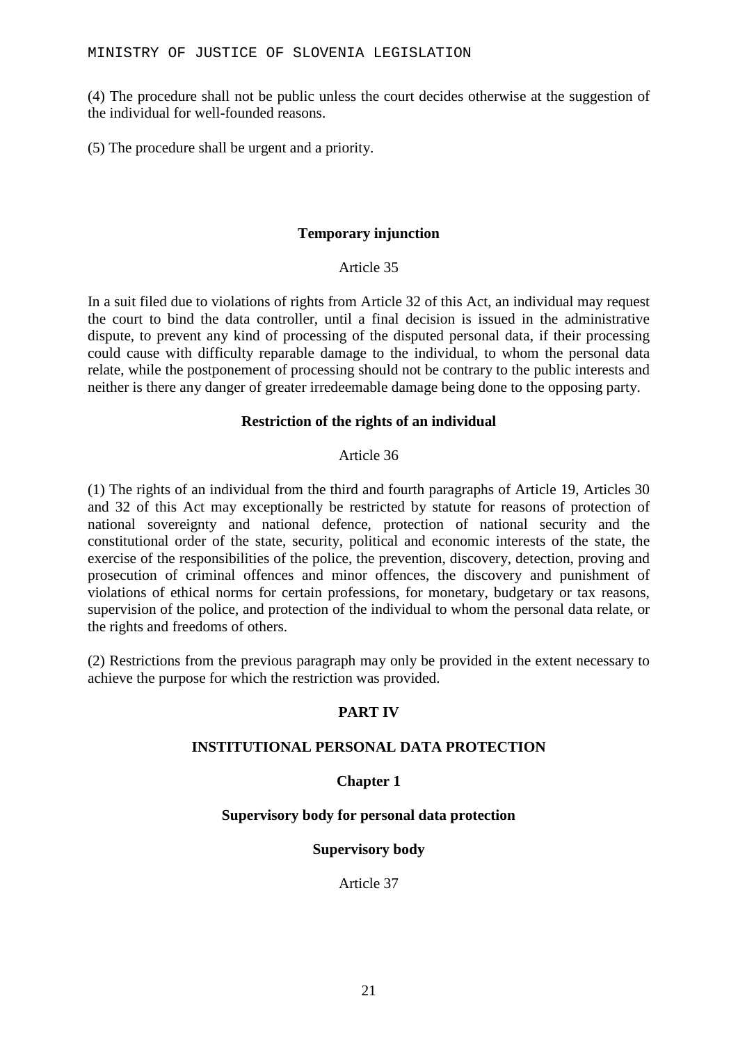(4) The procedure shall not be public unless the court decides otherwise at the suggestion of the individual for well-founded reasons.

(5) The procedure shall be urgent and a priority.

### Temporary injunction

Article 35

In a suit filed due to violations of rights from Article 32 of this Act, an individual may request the court to bind the data controller, until a final decision is issued in the administrative dispute, to prevent any kind of processing of the disputed personal data, if their processing could cause with difficulty reparable damage to the individual, to whom the personal data relate, while the postponement of processing should not be contrary to the public interests and neither is there any danger of greater irredeemable damage being done to the opposing party.

### Restriction of the rights of an individual

Article 36

(1) The rights of an individual from the third and fourth paragraphs of Article 19, Articles 30 and 32 of this Act may exceptionally be restricted by statute for reasons of protection of national sovereignty and national defence, protection of national security and the constitutional order of the state, security, political and economic interests of the state, the exercise of the responsibilities of the police, the prevention, discovery, detection, proving and prosecution of criminal offences and minor offences, the discovery and punishment of violations of ethical norms for certain professions, for monetary, budgetary or tax reasons, supervision of the police, and protection of the individual to whom the personal data relate, or the rights and freedoms of others.

(2) Restrictions from the previous paragraph may only be provided in the extent necessary to achieve the purpose for which the restriction was provided.

# PART IV

# INSTITUTIONAL PERSONAL DATA PROTECTION

## Chapter 1

## Supervisory body for personal data protection

### Supervisory body

Article 37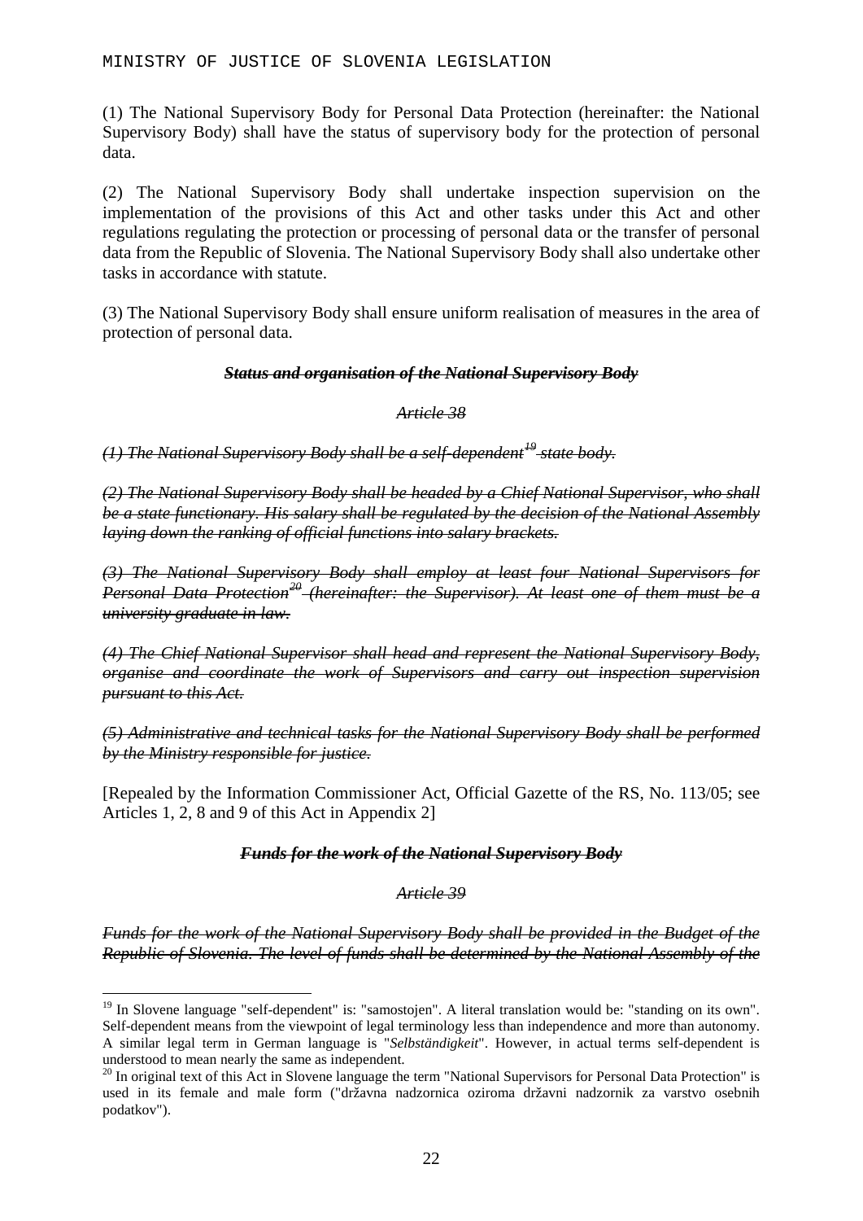(1) The National Supervisory Body for Personal Data Protection (hereinafter: the National Supervisory Body) shall have the status of supervisory body for the protection of personal data.

(2) The National Supervisory Body shall undertake inspection supervision on the implementation of the provisions of this Act and other tasks under this Act and other regulations regulating the protection or processing of personal data or the transfer of personal data from the Republic of Slovenia. The National Supervisory Body shall also undertake other tasks in accordance with statute.

(3) The National Supervisory Body shall ensure uniform realisation of measures in the area of protection of personal data.

***~~Status and organisation of the National Supervisory Body~~***

*~~Article 38~~*

*~~(1) The National Supervisory Body shall be a self-dependent[19] state body.~~*

*~~(2) The National Supervisory Body shall be headed by a Chief National Supervisor, who shall be a state functionary. His salary shall be regulated by the decision of the National Assembly laying down the ranking of official functions into salary brackets.~~*

*~~(3) The National Supervisory Body shall employ at least four National Supervisors for Personal Data Protection[20] (hereinafter: the Supervisor). At least one of them must be a university graduate in law.~~*

*~~(4) The Chief National Supervisor shall head and represent the National Supervisory Body, organise and coordinate the work of Supervisors and carry out inspection supervision pursuant to this Act.~~*

*~~(5) Administrative and technical tasks for the National Supervisory Body shall be performed by the Ministry responsible for justice.~~*

[Repealed by the Information Commissioner Act, Official Gazette of the RS, No. 113/05; see Articles 1, 2, 8 and 9 of this Act in Appendix 2]

***~~Funds for the work of the National Supervisory Body~~***

*~~Article 39~~*

*~~Funds for the work of the National Supervisory Body shall be provided in the Budget of the Republic of Slovenia. The level of funds shall be determined by the National Assembly of the~~*

---

[19] In Slovene language "self-dependent" is: "samostojen". A literal translation would be: "standing on its own". Self-dependent means from the viewpoint of legal terminology less than independence and more than autonomy. A similar legal term in German language is "*Selbständigkeit*". However, in actual terms self-dependent is understood to mean nearly the same as independent.

[20] In original text of this Act in Slovene language the term "National Supervisors for Personal Data Protection" is used in its female and male form ("državna nadzornica oziroma državni nadzornik za varstvo osebnih podatkov").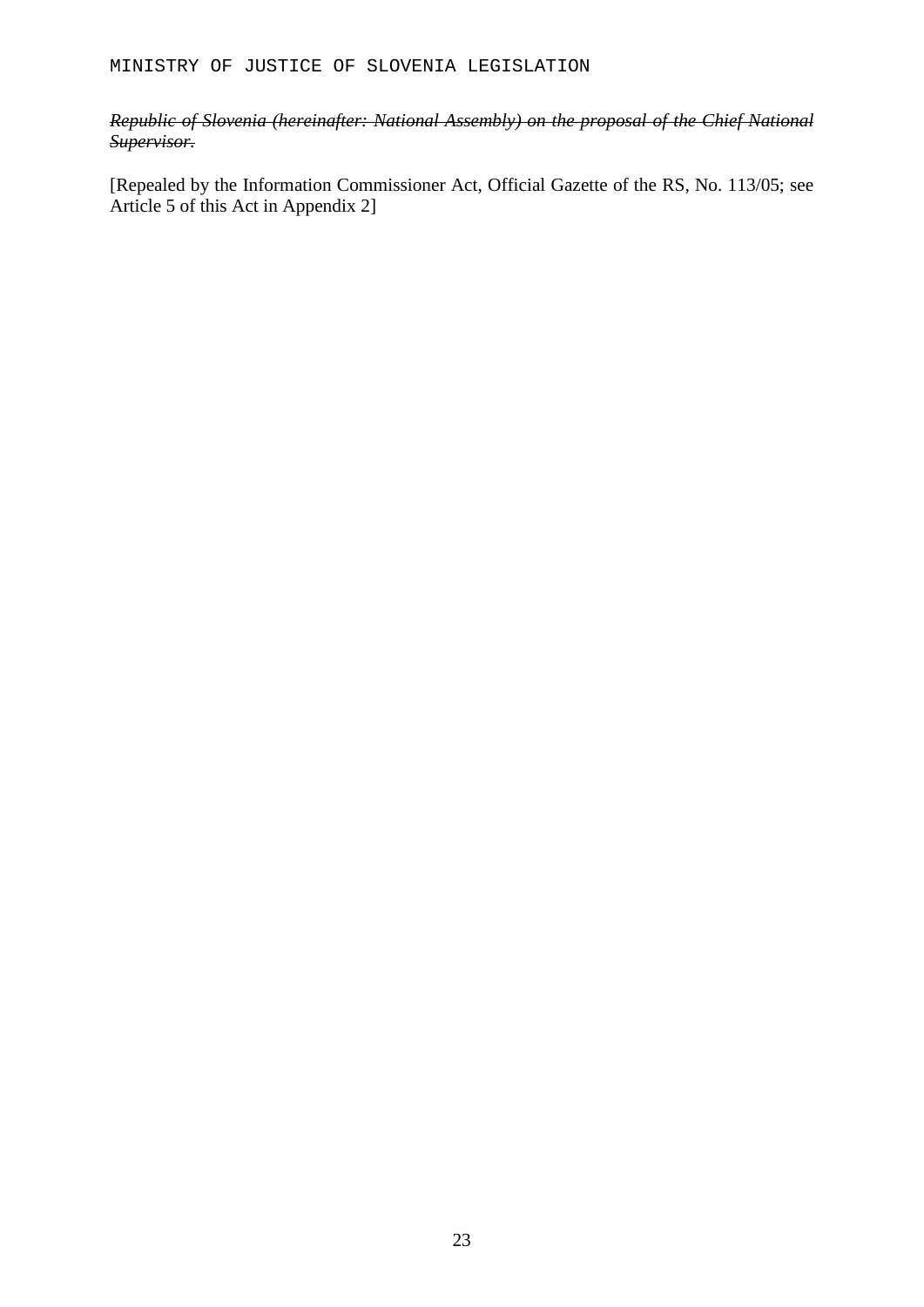*~~Republic of Slovenia (hereinafter: National Assembly) on the proposal of the Chief National Supervisor.~~*

[Repealed by the Information Commissioner Act, Official Gazette of the RS, No. 113/05; see Article 5 of this Act in Appendix 2]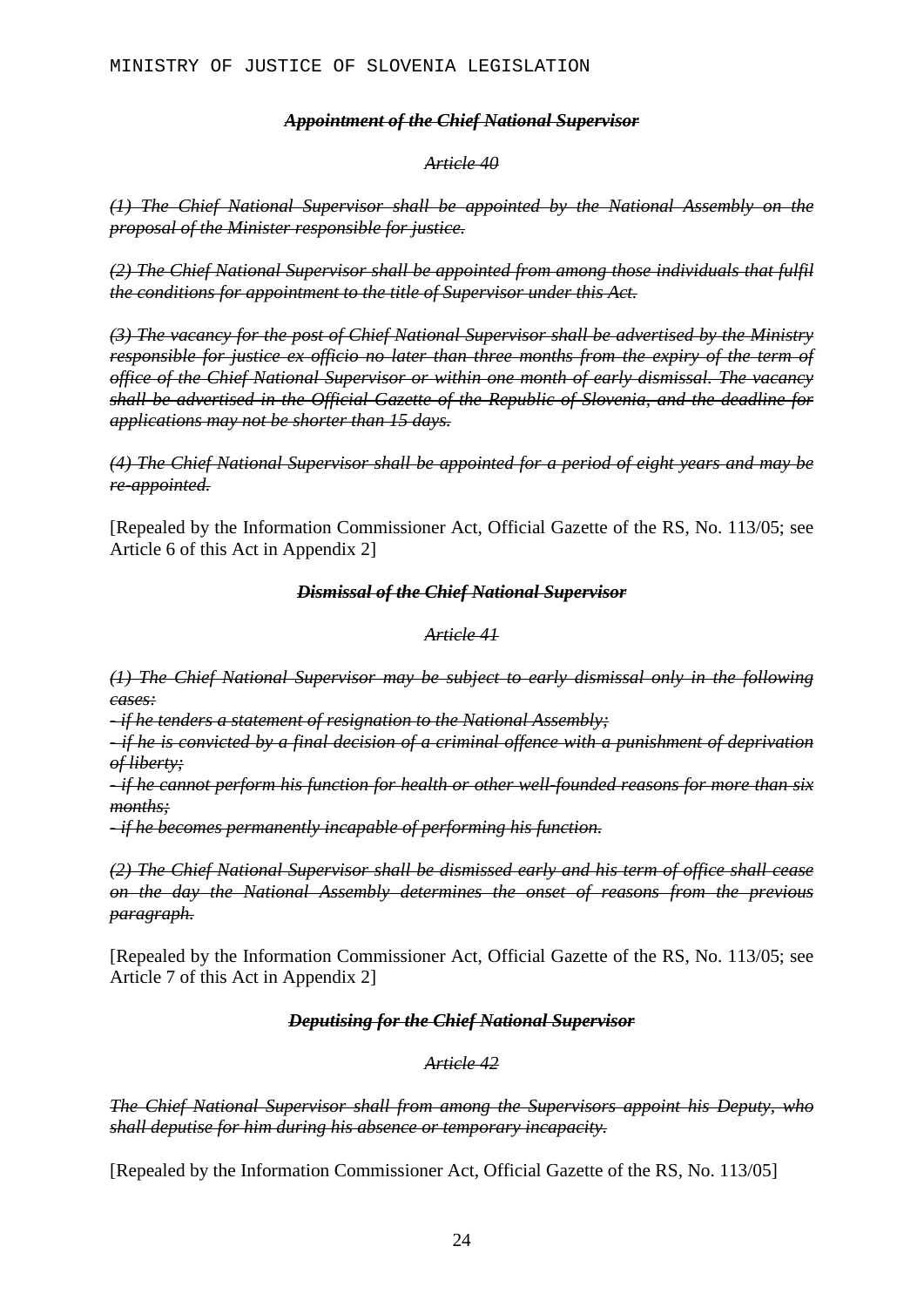***~~Appointment of the Chief National Supervisor~~***

*~~Article 40~~*

*~~(1) The Chief National Supervisor shall be appointed by the National Assembly on the proposal of the Minister responsible for justice.~~*

*~~(2) The Chief National Supervisor shall be appointed from among those individuals that fulfil the conditions for appointment to the title of Supervisor under this Act.~~*

*~~(3) The vacancy for the post of Chief National Supervisor shall be advertised by the Ministry responsible for justice ex officio no later than three months from the expiry of the term of office of the Chief National Supervisor or within one month of early dismissal. The vacancy shall be advertised in the Official Gazette of the Republic of Slovenia, and the deadline for applications may not be shorter than 15 days.~~*

*~~(4) The Chief National Supervisor shall be appointed for a period of eight years and may be re-appointed.~~*

[Repealed by the Information Commissioner Act, Official Gazette of the RS, No. 113/05; see Article 6 of this Act in Appendix 2]

***~~Dismissal of the Chief National Supervisor~~***

*~~Article 41~~*

*~~(1) The Chief National Supervisor may be subject to early dismissal only in the following cases:~~*
*~~- if he tenders a statement of resignation to the National Assembly;~~*
*~~- if he is convicted by a final decision of a criminal offence with a punishment of deprivation of liberty;~~*
*~~- if he cannot perform his function for health or other well-founded reasons for more than six months;~~*
*~~- if he becomes permanently incapable of performing his function.~~*

*~~(2) The Chief National Supervisor shall be dismissed early and his term of office shall cease on the day the National Assembly determines the onset of reasons from the previous paragraph.~~*

[Repealed by the Information Commissioner Act, Official Gazette of the RS, No. 113/05; see Article 7 of this Act in Appendix 2]

***~~Deputising for the Chief National Supervisor~~***

*~~Article 42~~*

*~~The Chief National Supervisor shall from among the Supervisors appoint his Deputy, who shall deputise for him during his absence or temporary incapacity.~~*

[Repealed by the Information Commissioner Act, Official Gazette of the RS, No. 113/05]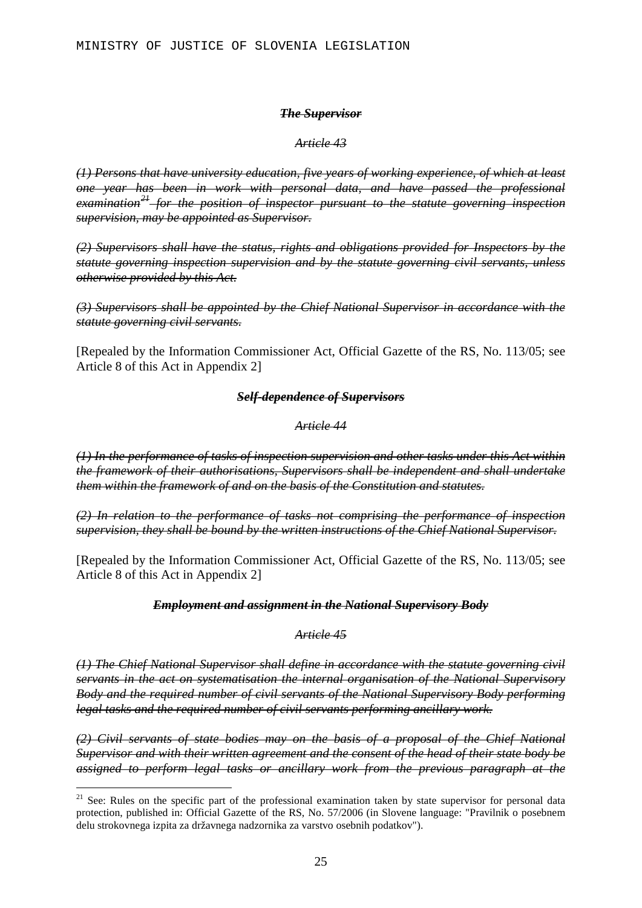***~~The Supervisor~~***

*~~Article 43~~*

*~~(1) Persons that have university education, five years of working experience, of which at least one year has been in work with personal data, and have passed the professional examination[21] for the position of inspector pursuant to the statute governing inspection supervision, may be appointed as Supervisor.~~*

*~~(2) Supervisors shall have the status, rights and obligations provided for Inspectors by the statute governing inspection supervision and by the statute governing civil servants, unless otherwise provided by this Act.~~*

*~~(3) Supervisors shall be appointed by the Chief National Supervisor in accordance with the statute governing civil servants.~~*

[Repealed by the Information Commissioner Act, Official Gazette of the RS, No. 113/05; see Article 8 of this Act in Appendix 2]

***~~Self-dependence of Supervisors~~***

*~~Article 44~~*

*~~(1) In the performance of tasks of inspection supervision and other tasks under this Act within the framework of their authorisations, Supervisors shall be independent and shall undertake them within the framework of and on the basis of the Constitution and statutes.~~*

*~~(2) In relation to the performance of tasks not comprising the performance of inspection supervision, they shall be bound by the written instructions of the Chief National Supervisor.~~*

[Repealed by the Information Commissioner Act, Official Gazette of the RS, No. 113/05; see Article 8 of this Act in Appendix 2]

***~~Employment and assignment in the National Supervisory Body~~***

*~~Article 45~~*

*~~(1) The Chief National Supervisor shall define in accordance with the statute governing civil servants in the act on systematisation the internal organisation of the National Supervisory Body and the required number of civil servants of the National Supervisory Body performing legal tasks and the required number of civil servants performing ancillary work.~~*

*~~(2) Civil servants of state bodies may on the basis of a proposal of the Chief National Supervisor and with their written agreement and the consent of the head of their state body be assigned to perform legal tasks or ancillary work from the previous paragraph at the~~*

---

[21] See: Rules on the specific part of the professional examination taken by state supervisor for personal data protection, published in: Official Gazette of the RS, No. 57/2006 (in Slovene language: "Pravilnik o posebnem delu strokovnega izpita za državnega nadzornika za varstvo osebnih podatkov").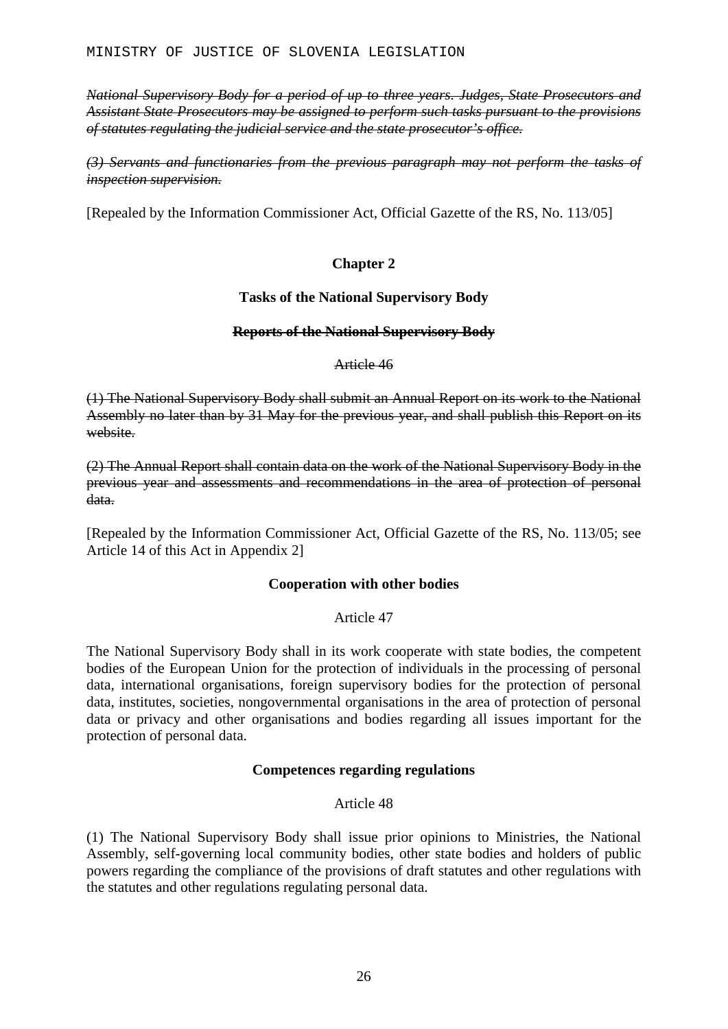~~*National Supervisory Body for a period of up to three years. Judges, State Prosecutors and Assistant State Prosecutors may be assigned to perform such tasks pursuant to the provisions of statutes regulating the judicial service and the state prosecutor's office.*~~

~~*(3) Servants and functionaries from the previous paragraph may not perform the tasks of inspection supervision.*~~

[Repealed by the Information Commissioner Act, Official Gazette of the RS, No. 113/05]

## Chapter 2

## Tasks of the National Supervisory Body

### ~~Reports of the National Supervisory Body~~

~~Article 46~~

~~(1) The National Supervisory Body shall submit an Annual Report on its work to the National Assembly no later than by 31 May for the previous year, and shall publish this Report on its website.~~

~~(2) The Annual Report shall contain data on the work of the National Supervisory Body in the previous year and assessments and recommendations in the area of protection of personal data.~~

[Repealed by the Information Commissioner Act, Official Gazette of the RS, No. 113/05; see Article 14 of this Act in Appendix 2]

### Cooperation with other bodies

Article 47

The National Supervisory Body shall in its work cooperate with state bodies, the competent bodies of the European Union for the protection of individuals in the processing of personal data, international organisations, foreign supervisory bodies for the protection of personal data, institutes, societies, nongovernmental organisations in the area of protection of personal data or privacy and other organisations and bodies regarding all issues important for the protection of personal data.

### Competences regarding regulations

Article 48

(1) The National Supervisory Body shall issue prior opinions to Ministries, the National Assembly, self-governing local community bodies, other state bodies and holders of public powers regarding the compliance of the provisions of draft statutes and other regulations with the statutes and other regulations regulating personal data.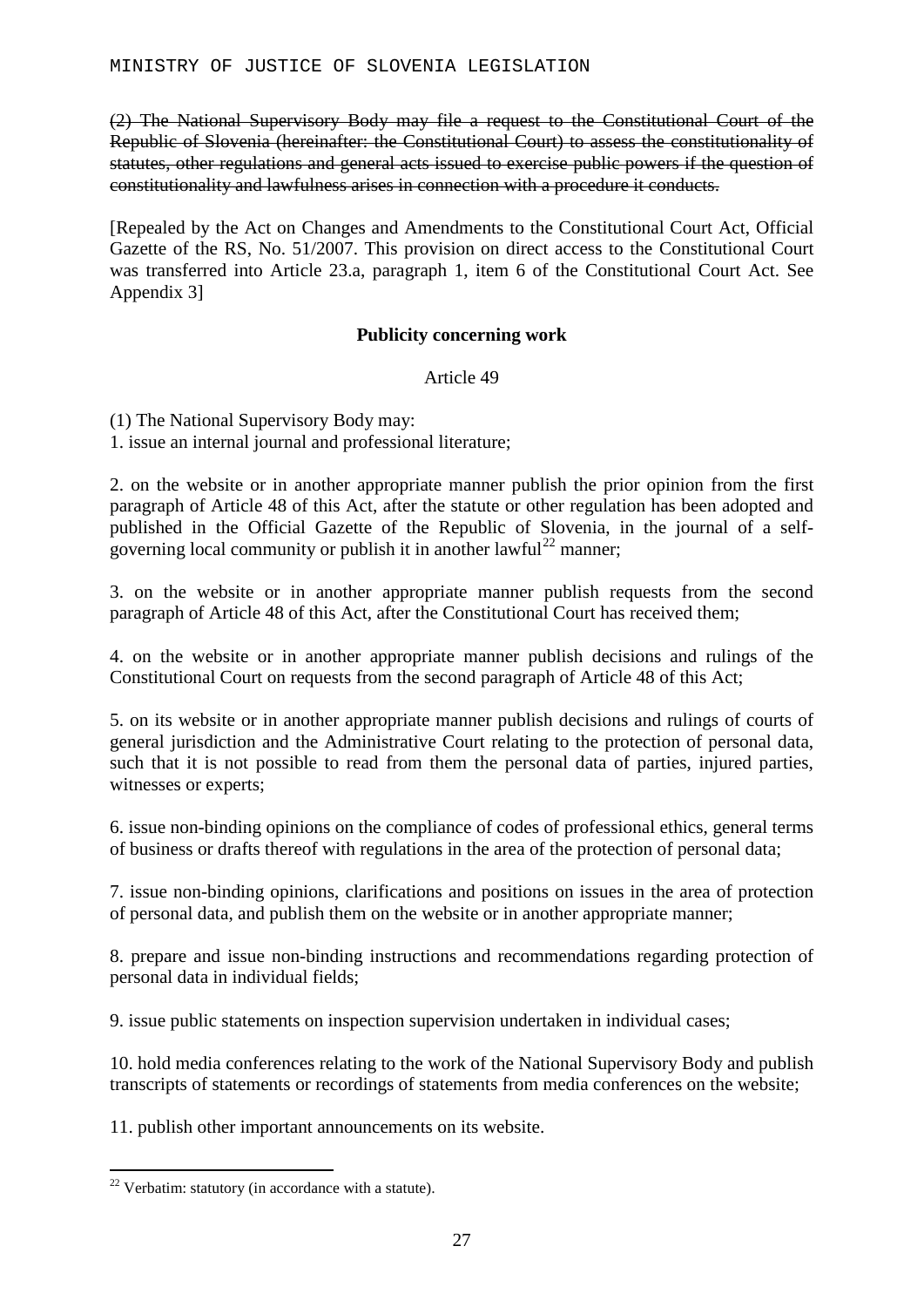(2) ~~The National Supervisory Body may file a request to the Constitutional Court of the Republic of Slovenia (hereinafter: the Constitutional Court) to assess the constitutionality of statutes, other regulations and general acts issued to exercise public powers if the question of constitutionality and lawfulness arises in connection with a procedure it conducts.~~

[Repealed by the Act on Changes and Amendments to the Constitutional Court Act, Official Gazette of the RS, No. 51/2007. This provision on direct access to the Constitutional Court was transferred into Article 23.a, paragraph 1, item 6 of the Constitutional Court Act. See Appendix 3]

**Publicity concerning work**

Article 49

(1) The National Supervisory Body may:

1. issue an internal journal and professional literature;

2. on the website or in another appropriate manner publish the prior opinion from the first paragraph of Article 48 of this Act, after the statute or other regulation has been adopted and published in the Official Gazette of the Republic of Slovenia, in the journal of a self-governing local community or publish it in another lawful[22] manner;

3. on the website or in another appropriate manner publish requests from the second paragraph of Article 48 of this Act, after the Constitutional Court has received them;

4. on the website or in another appropriate manner publish decisions and rulings of the Constitutional Court on requests from the second paragraph of Article 48 of this Act;

5. on its website or in another appropriate manner publish decisions and rulings of courts of general jurisdiction and the Administrative Court relating to the protection of personal data, such that it is not possible to read from them the personal data of parties, injured parties, witnesses or experts;

6. issue non-binding opinions on the compliance of codes of professional ethics, general terms of business or drafts thereof with regulations in the area of the protection of personal data;

7. issue non-binding opinions, clarifications and positions on issues in the area of protection of personal data, and publish them on the website or in another appropriate manner;

8. prepare and issue non-binding instructions and recommendations regarding protection of personal data in individual fields;

9. issue public statements on inspection supervision undertaken in individual cases;

10. hold media conferences relating to the work of the National Supervisory Body and publish transcripts of statements or recordings of statements from media conferences on the website;

11. publish other important announcements on its website.

---

[22] Verbatim: statutory (in accordance with a statute).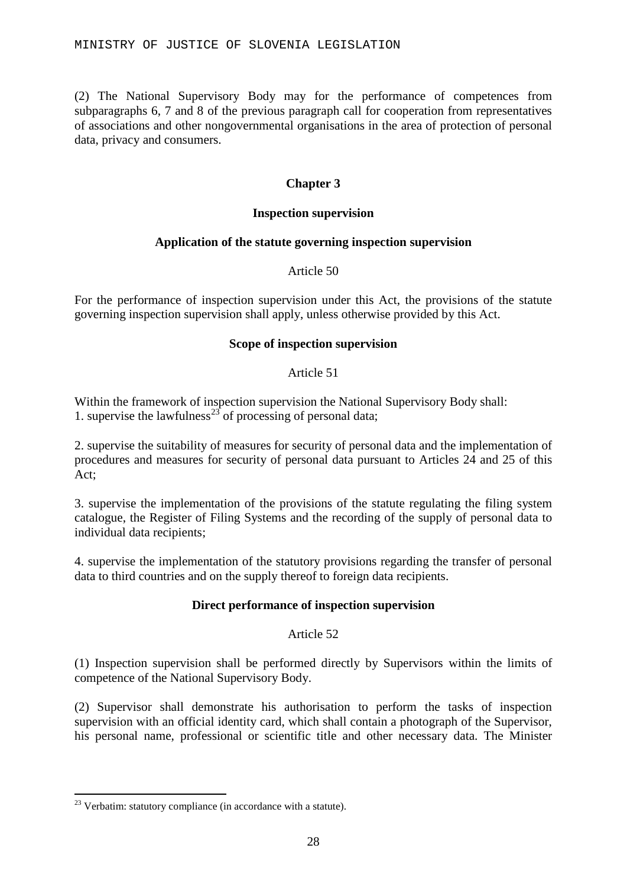(2) The National Supervisory Body may for the performance of competences from subparagraphs 6, 7 and 8 of the previous paragraph call for cooperation from representatives of associations and other nongovernmental organisations in the area of protection of personal data, privacy and consumers.

## Chapter 3

### Inspection supervision

#### Application of the statute governing inspection supervision

Article 50

For the performance of inspection supervision under this Act, the provisions of the statute governing inspection supervision shall apply, unless otherwise provided by this Act.

#### Scope of inspection supervision

Article 51

Within the framework of inspection supervision the National Supervisory Body shall:
1. supervise the lawfulness[23] of processing of personal data;

2. supervise the suitability of measures for security of personal data and the implementation of procedures and measures for security of personal data pursuant to Articles 24 and 25 of this Act;

3. supervise the implementation of the provisions of the statute regulating the filing system catalogue, the Register of Filing Systems and the recording of the supply of personal data to individual data recipients;

4. supervise the implementation of the statutory provisions regarding the transfer of personal data to third countries and on the supply thereof to foreign data recipients.

#### Direct performance of inspection supervision

Article 52

(1) Inspection supervision shall be performed directly by Supervisors within the limits of competence of the National Supervisory Body.

(2) Supervisor shall demonstrate his authorisation to perform the tasks of inspection supervision with an official identity card, which shall contain a photograph of the Supervisor, his personal name, professional or scientific title and other necessary data. The Minister

[23] Verbatim: statutory compliance (in accordance with a statute).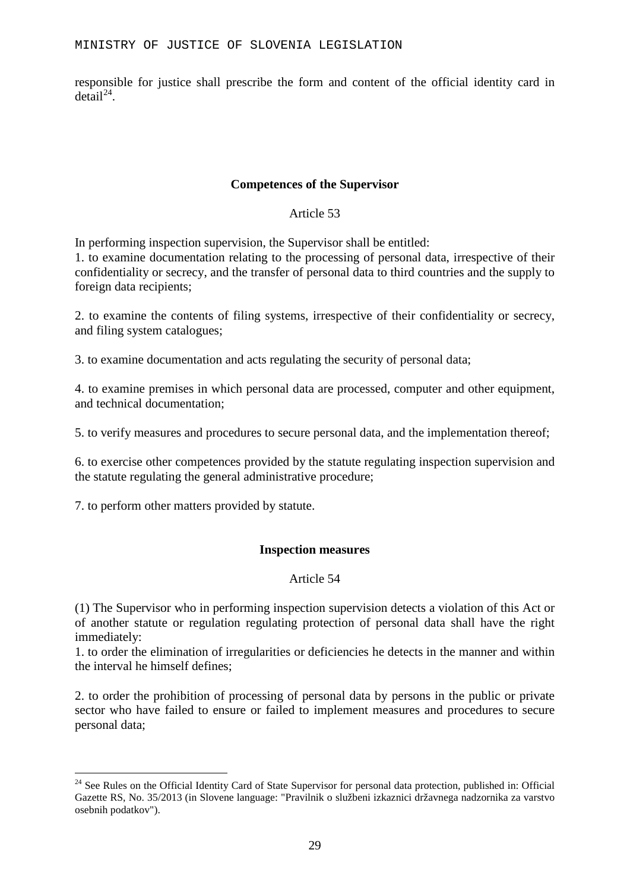responsible for justice shall prescribe the form and content of the official identity card in detail[24].

### Competences of the Supervisor

Article 53

In performing inspection supervision, the Supervisor shall be entitled:
1. to examine documentation relating to the processing of personal data, irrespective of their confidentiality or secrecy, and the transfer of personal data to third countries and the supply to foreign data recipients;

2. to examine the contents of filing systems, irrespective of their confidentiality or secrecy, and filing system catalogues;

3. to examine documentation and acts regulating the security of personal data;

4. to examine premises in which personal data are processed, computer and other equipment, and technical documentation;

5. to verify measures and procedures to secure personal data, and the implementation thereof;

6. to exercise other competences provided by the statute regulating inspection supervision and the statute regulating the general administrative procedure;

7. to perform other matters provided by statute.

### Inspection measures

Article 54

(1) The Supervisor who in performing inspection supervision detects a violation of this Act or of another statute or regulation regulating protection of personal data shall have the right immediately:
1. to order the elimination of irregularities or deficiencies he detects in the manner and within the interval he himself defines;

2. to order the prohibition of processing of personal data by persons in the public or private sector who have failed to ensure or failed to implement measures and procedures to secure personal data;

---

[24] See Rules on the Official Identity Card of State Supervisor for personal data protection, published in: Official Gazette RS, No. 35/2013 (in Slovene language: "Pravilnik o službeni izkaznici državnega nadzornika za varstvo osebnih podatkov").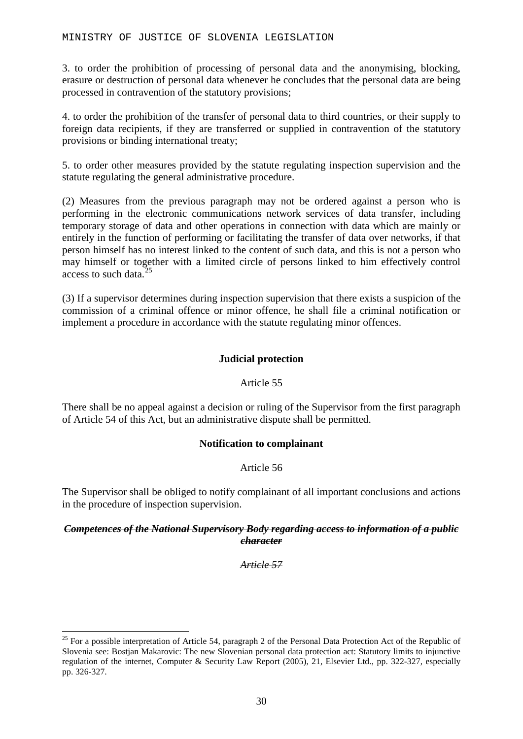3. to order the prohibition of processing of personal data and the anonymising, blocking, erasure or destruction of personal data whenever he concludes that the personal data are being processed in contravention of the statutory provisions;

4. to order the prohibition of the transfer of personal data to third countries, or their supply to foreign data recipients, if they are transferred or supplied in contravention of the statutory provisions or binding international treaty;

5. to order other measures provided by the statute regulating inspection supervision and the statute regulating the general administrative procedure.

(2) Measures from the previous paragraph may not be ordered against a person who is performing in the electronic communications network services of data transfer, including temporary storage of data and other operations in connection with data which are mainly or entirely in the function of performing or facilitating the transfer of data over networks, if that person himself has no interest linked to the content of such data, and this is not a person who may himself or together with a limited circle of persons linked to him effectively control access to such data.[25]

(3) If a supervisor determines during inspection supervision that there exists a suspicion of the commission of a criminal offence or minor offence, he shall file a criminal notification or implement a procedure in accordance with the statute regulating minor offences.

**Judicial protection**

Article 55

There shall be no appeal against a decision or ruling of the Supervisor from the first paragraph of Article 54 of this Act, but an administrative dispute shall be permitted.

**Notification to complainant**

Article 56

The Supervisor shall be obliged to notify complainant of all important conclusions and actions in the procedure of inspection supervision.

~~***Competences of the National Supervisory Body regarding access to information of a public character***~~

~~*Article 57*~~

[25] For a possible interpretation of Article 54, paragraph 2 of the Personal Data Protection Act of the Republic of Slovenia see: Bostjan Makarovic: The new Slovenian personal data protection act: Statutory limits to injunctive regulation of the internet, Computer & Security Law Report (2005), 21, Elsevier Ltd., pp. 322-327, especially pp. 326-327.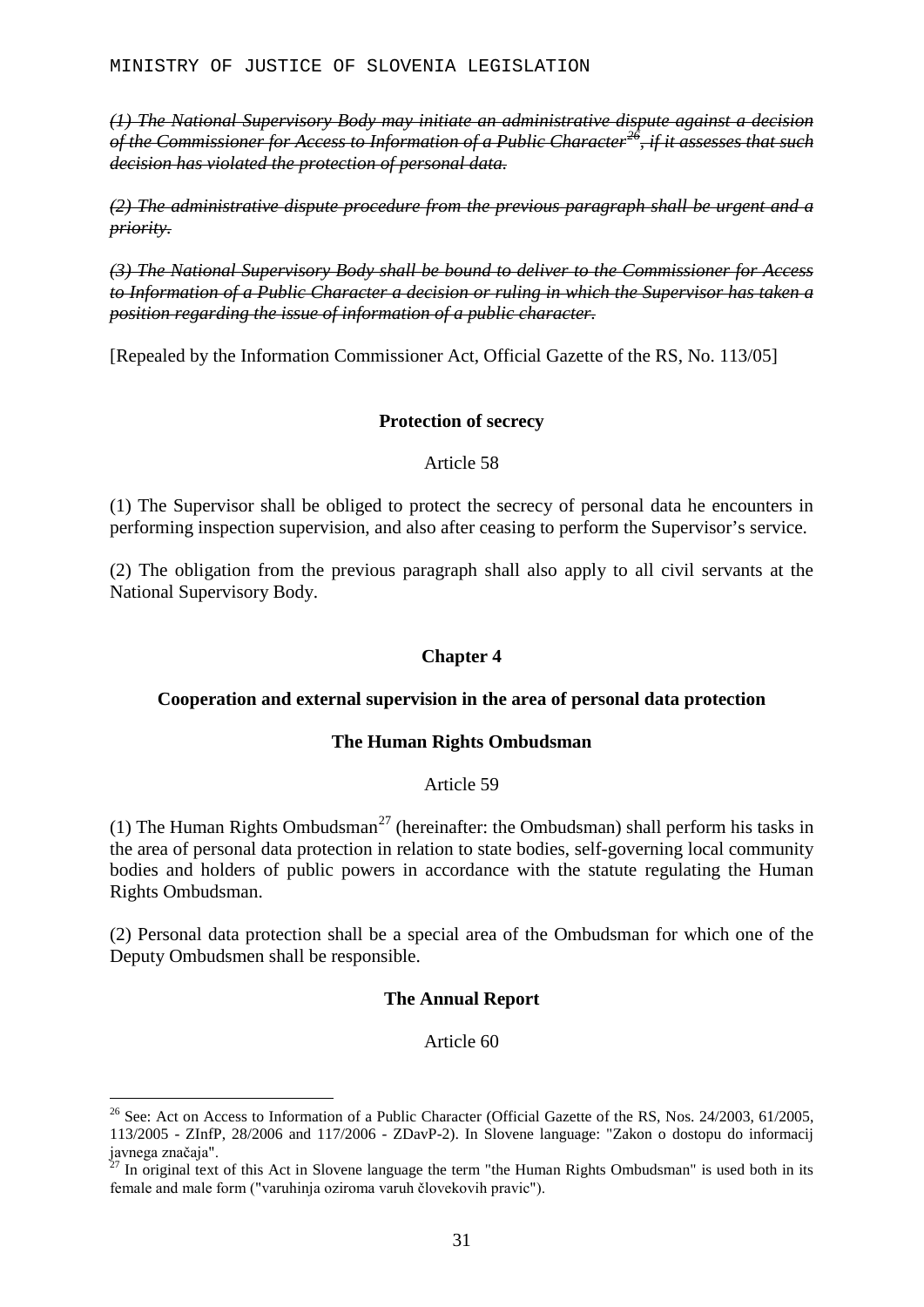~~*(1) The National Supervisory Body may initiate an administrative dispute against a decision of the Commissioner for Access to Information of a Public Character[26], if it assesses that such decision has violated the protection of personal data.*~~

~~*(2) The administrative dispute procedure from the previous paragraph shall be urgent and a priority.*~~

~~*(3) The National Supervisory Body shall be bound to deliver to the Commissioner for Access to Information of a Public Character a decision or ruling in which the Supervisor has taken a position regarding the issue of information of a public character.*~~

[Repealed by the Information Commissioner Act, Official Gazette of the RS, No. 113/05]

**Protection of secrecy**

Article 58

(1) The Supervisor shall be obliged to protect the secrecy of personal data he encounters in performing inspection supervision, and also after ceasing to perform the Supervisor's service.

(2) The obligation from the previous paragraph shall also apply to all civil servants at the National Supervisory Body.

## Chapter 4

### Cooperation and external supervision in the area of personal data protection

**The Human Rights Ombudsman**

Article 59

(1) The Human Rights Ombudsman[27] (hereinafter: the Ombudsman) shall perform his tasks in the area of personal data protection in relation to state bodies, self-governing local community bodies and holders of public powers in accordance with the statute regulating the Human Rights Ombudsman.

(2) Personal data protection shall be a special area of the Ombudsman for which one of the Deputy Ombudsmen shall be responsible.

**The Annual Report**

Article 60

---

[26] See: Act on Access to Information of a Public Character (Official Gazette of the RS, Nos. 24/2003, 61/2005, 113/2005 - ZInfP, 28/2006 and 117/2006 - ZDavP-2). In Slovene language: "Zakon o dostopu do informacij javnega značaja".

[27] In original text of this Act in Slovene language the term "the Human Rights Ombudsman" is used both in its female and male form ("varuhinja oziroma varuh človekovih pravic").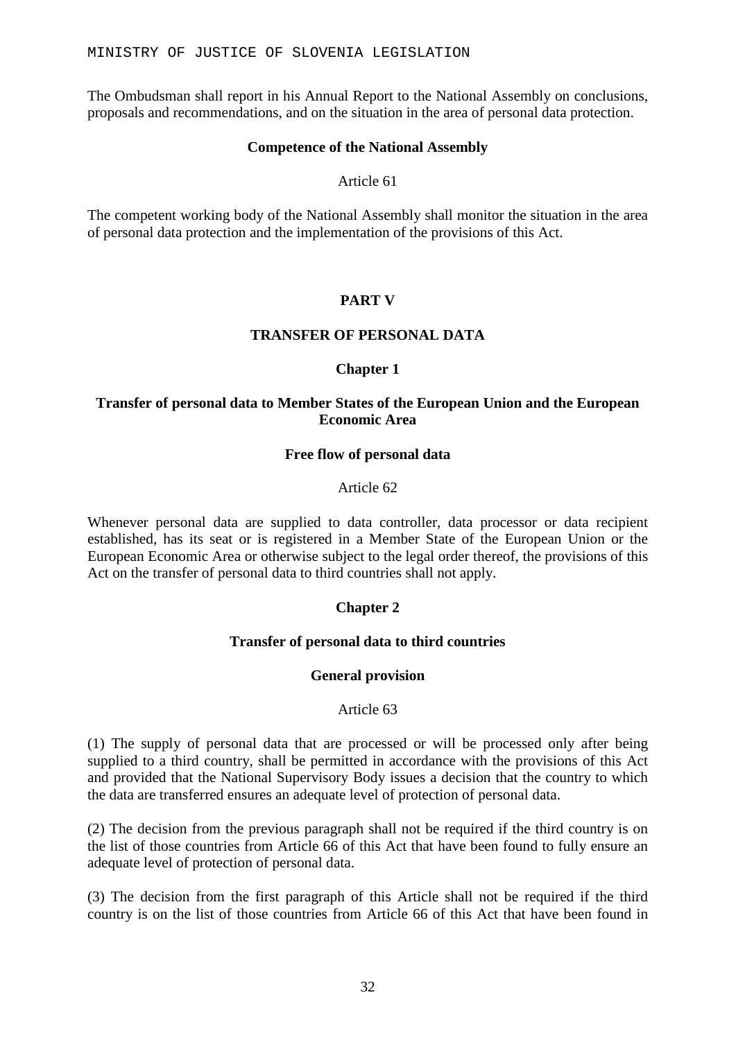The Ombudsman shall report in his Annual Report to the National Assembly on conclusions, proposals and recommendations, and on the situation in the area of personal data protection.

**Competence of the National Assembly**

Article 61

The competent working body of the National Assembly shall monitor the situation in the area of personal data protection and the implementation of the provisions of this Act.

## PART V

## TRANSFER OF PERSONAL DATA

### Chapter 1

### Transfer of personal data to Member States of the European Union and the European Economic Area

**Free flow of personal data**

Article 62

Whenever personal data are supplied to data controller, data processor or data recipient established, has its seat or is registered in a Member State of the European Union or the European Economic Area or otherwise subject to the legal order thereof, the provisions of this Act on the transfer of personal data to third countries shall not apply.

### Chapter 2

### Transfer of personal data to third countries

**General provision**

Article 63

(1) The supply of personal data that are processed or will be processed only after being supplied to a third country, shall be permitted in accordance with the provisions of this Act and provided that the National Supervisory Body issues a decision that the country to which the data are transferred ensures an adequate level of protection of personal data.

(2) The decision from the previous paragraph shall not be required if the third country is on the list of those countries from Article 66 of this Act that have been found to fully ensure an adequate level of protection of personal data.

(3) The decision from the first paragraph of this Article shall not be required if the third country is on the list of those countries from Article 66 of this Act that have been found in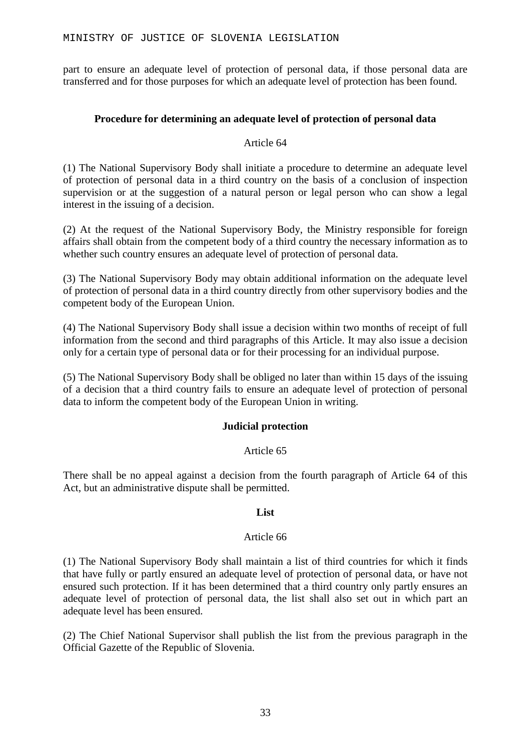part to ensure an adequate level of protection of personal data, if those personal data are transferred and for those purposes for which an adequate level of protection has been found.

**Procedure for determining an adequate level of protection of personal data**

Article 64

(1) The National Supervisory Body shall initiate a procedure to determine an adequate level of protection of personal data in a third country on the basis of a conclusion of inspection supervision or at the suggestion of a natural person or legal person who can show a legal interest in the issuing of a decision.

(2) At the request of the National Supervisory Body, the Ministry responsible for foreign affairs shall obtain from the competent body of a third country the necessary information as to whether such country ensures an adequate level of protection of personal data.

(3) The National Supervisory Body may obtain additional information on the adequate level of protection of personal data in a third country directly from other supervisory bodies and the competent body of the European Union.

(4) The National Supervisory Body shall issue a decision within two months of receipt of full information from the second and third paragraphs of this Article. It may also issue a decision only for a certain type of personal data or for their processing for an individual purpose.

(5) The National Supervisory Body shall be obliged no later than within 15 days of the issuing of a decision that a third country fails to ensure an adequate level of protection of personal data to inform the competent body of the European Union in writing.

**Judicial protection**

Article 65

There shall be no appeal against a decision from the fourth paragraph of Article 64 of this Act, but an administrative dispute shall be permitted.

**List**

Article 66

(1) The National Supervisory Body shall maintain a list of third countries for which it finds that have fully or partly ensured an adequate level of protection of personal data, or have not ensured such protection. If it has been determined that a third country only partly ensures an adequate level of protection of personal data, the list shall also set out in which part an adequate level has been ensured.

(2) The Chief National Supervisor shall publish the list from the previous paragraph in the Official Gazette of the Republic of Slovenia.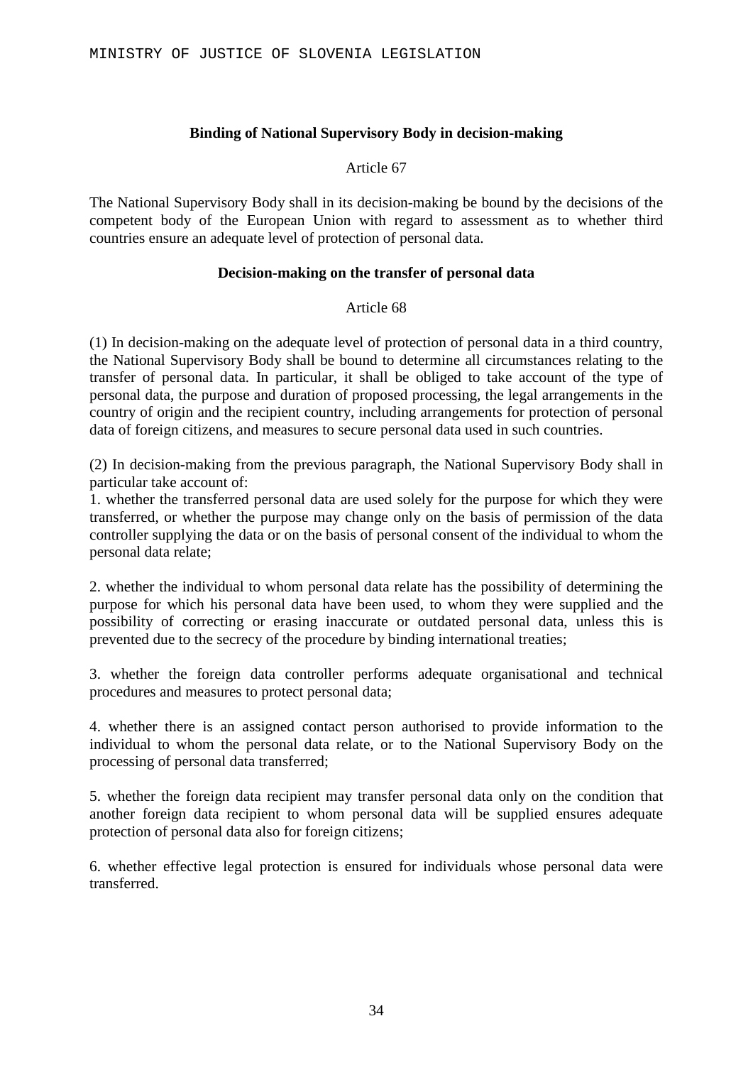### Binding of National Supervisory Body in decision-making

Article 67

The National Supervisory Body shall in its decision-making be bound by the decisions of the competent body of the European Union with regard to assessment as to whether third countries ensure an adequate level of protection of personal data.

### Decision-making on the transfer of personal data

Article 68

(1) In decision-making on the adequate level of protection of personal data in a third country, the National Supervisory Body shall be bound to determine all circumstances relating to the transfer of personal data. In particular, it shall be obliged to take account of the type of personal data, the purpose and duration of proposed processing, the legal arrangements in the country of origin and the recipient country, including arrangements for protection of personal data of foreign citizens, and measures to secure personal data used in such countries.

(2) In decision-making from the previous paragraph, the National Supervisory Body shall in particular take account of:

1. whether the transferred personal data are used solely for the purpose for which they were transferred, or whether the purpose may change only on the basis of permission of the data controller supplying the data or on the basis of personal consent of the individual to whom the personal data relate;

2. whether the individual to whom personal data relate has the possibility of determining the purpose for which his personal data have been used, to whom they were supplied and the possibility of correcting or erasing inaccurate or outdated personal data, unless this is prevented due to the secrecy of the procedure by binding international treaties;

3. whether the foreign data controller performs adequate organisational and technical procedures and measures to protect personal data;

4. whether there is an assigned contact person authorised to provide information to the individual to whom the personal data relate, or to the National Supervisory Body on the processing of personal data transferred;

5. whether the foreign data recipient may transfer personal data only on the condition that another foreign data recipient to whom personal data will be supplied ensures adequate protection of personal data also for foreign citizens;

6. whether effective legal protection is ensured for individuals whose personal data were transferred.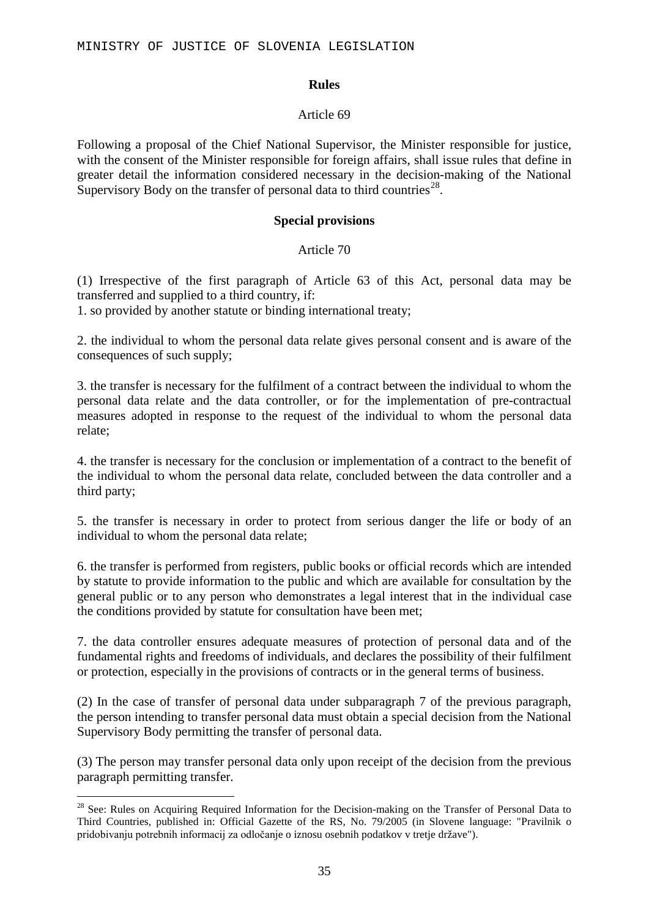### Rules

Article 69

Following a proposal of the Chief National Supervisor, the Minister responsible for justice, with the consent of the Minister responsible for foreign affairs, shall issue rules that define in greater detail the information considered necessary in the decision-making of the National Supervisory Body on the transfer of personal data to third countries[28].

### Special provisions

Article 70

(1) Irrespective of the first paragraph of Article 63 of this Act, personal data may be transferred and supplied to a third country, if:

1. so provided by another statute or binding international treaty;

2. the individual to whom the personal data relate gives personal consent and is aware of the consequences of such supply;

3. the transfer is necessary for the fulfilment of a contract between the individual to whom the personal data relate and the data controller, or for the implementation of pre-contractual measures adopted in response to the request of the individual to whom the personal data relate;

4. the transfer is necessary for the conclusion or implementation of a contract to the benefit of the individual to whom the personal data relate, concluded between the data controller and a third party;

5. the transfer is necessary in order to protect from serious danger the life or body of an individual to whom the personal data relate;

6. the transfer is performed from registers, public books or official records which are intended by statute to provide information to the public and which are available for consultation by the general public or to any person who demonstrates a legal interest that in the individual case the conditions provided by statute for consultation have been met;

7. the data controller ensures adequate measures of protection of personal data and of the fundamental rights and freedoms of individuals, and declares the possibility of their fulfilment or protection, especially in the provisions of contracts or in the general terms of business.

(2) In the case of transfer of personal data under subparagraph 7 of the previous paragraph, the person intending to transfer personal data must obtain a special decision from the National Supervisory Body permitting the transfer of personal data.

(3) The person may transfer personal data only upon receipt of the decision from the previous paragraph permitting transfer.

---

[28] See: Rules on Acquiring Required Information for the Decision-making on the Transfer of Personal Data to Third Countries, published in: Official Gazette of the RS, No. 79/2005 (in Slovene language: "Pravilnik o pridobivanju potrebnih informacij za odločanje o iznosu osebnih podatkov v tretje države").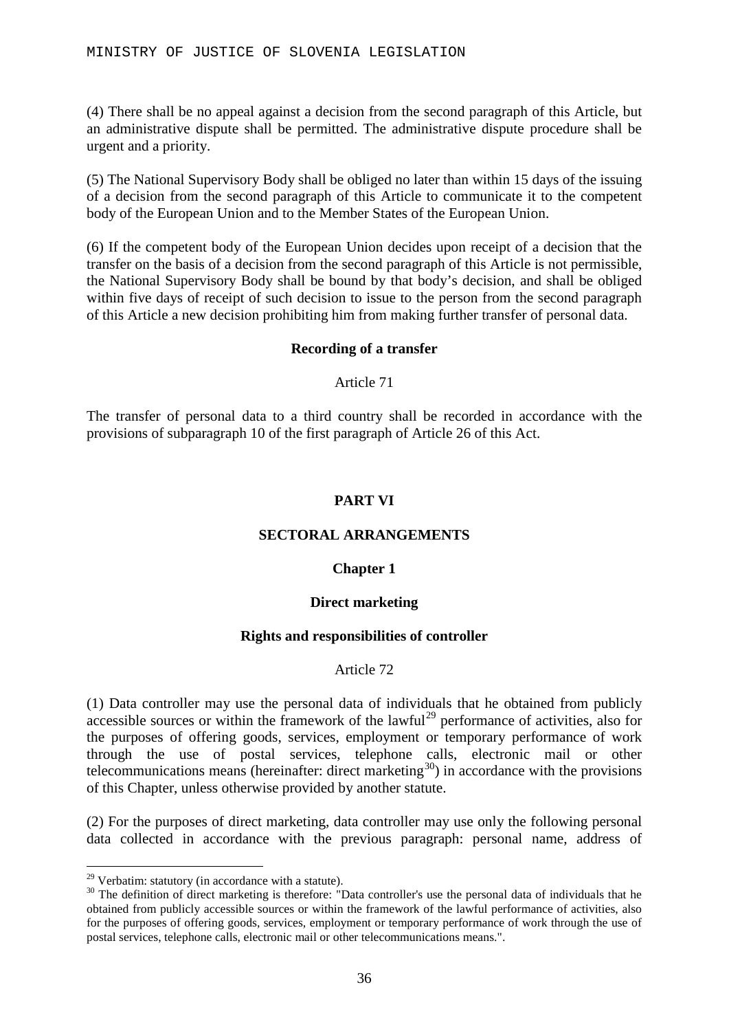(4) There shall be no appeal against a decision from the second paragraph of this Article, but an administrative dispute shall be permitted. The administrative dispute procedure shall be urgent and a priority.

(5) The National Supervisory Body shall be obliged no later than within 15 days of the issuing of a decision from the second paragraph of this Article to communicate it to the competent body of the European Union and to the Member States of the European Union.

(6) If the competent body of the European Union decides upon receipt of a decision that the transfer on the basis of a decision from the second paragraph of this Article is not permissible, the National Supervisory Body shall be bound by that body's decision, and shall be obliged within five days of receipt of such decision to issue to the person from the second paragraph of this Article a new decision prohibiting him from making further transfer of personal data.

**Recording of a transfer**

Article 71

The transfer of personal data to a third country shall be recorded in accordance with the provisions of subparagraph 10 of the first paragraph of Article 26 of this Act.

## PART VI

## SECTORAL ARRANGEMENTS

### Chapter 1

### Direct marketing

**Rights and responsibilities of controller**

Article 72

(1) Data controller may use the personal data of individuals that he obtained from publicly accessible sources or within the framework of the lawful[29] performance of activities, also for the purposes of offering goods, services, employment or temporary performance of work through the use of postal services, telephone calls, electronic mail or other telecommunications means (hereinafter: direct marketing[30]) in accordance with the provisions of this Chapter, unless otherwise provided by another statute.

(2) For the purposes of direct marketing, data controller may use only the following personal data collected in accordance with the previous paragraph: personal name, address of

---

[29] Verbatim: statutory (in accordance with a statute).

[30] The definition of direct marketing is therefore: "Data controller's use the personal data of individuals that he obtained from publicly accessible sources or within the framework of the lawful performance of activities, also for the purposes of offering goods, services, employment or temporary performance of work through the use of postal services, telephone calls, electronic mail or other telecommunications means.".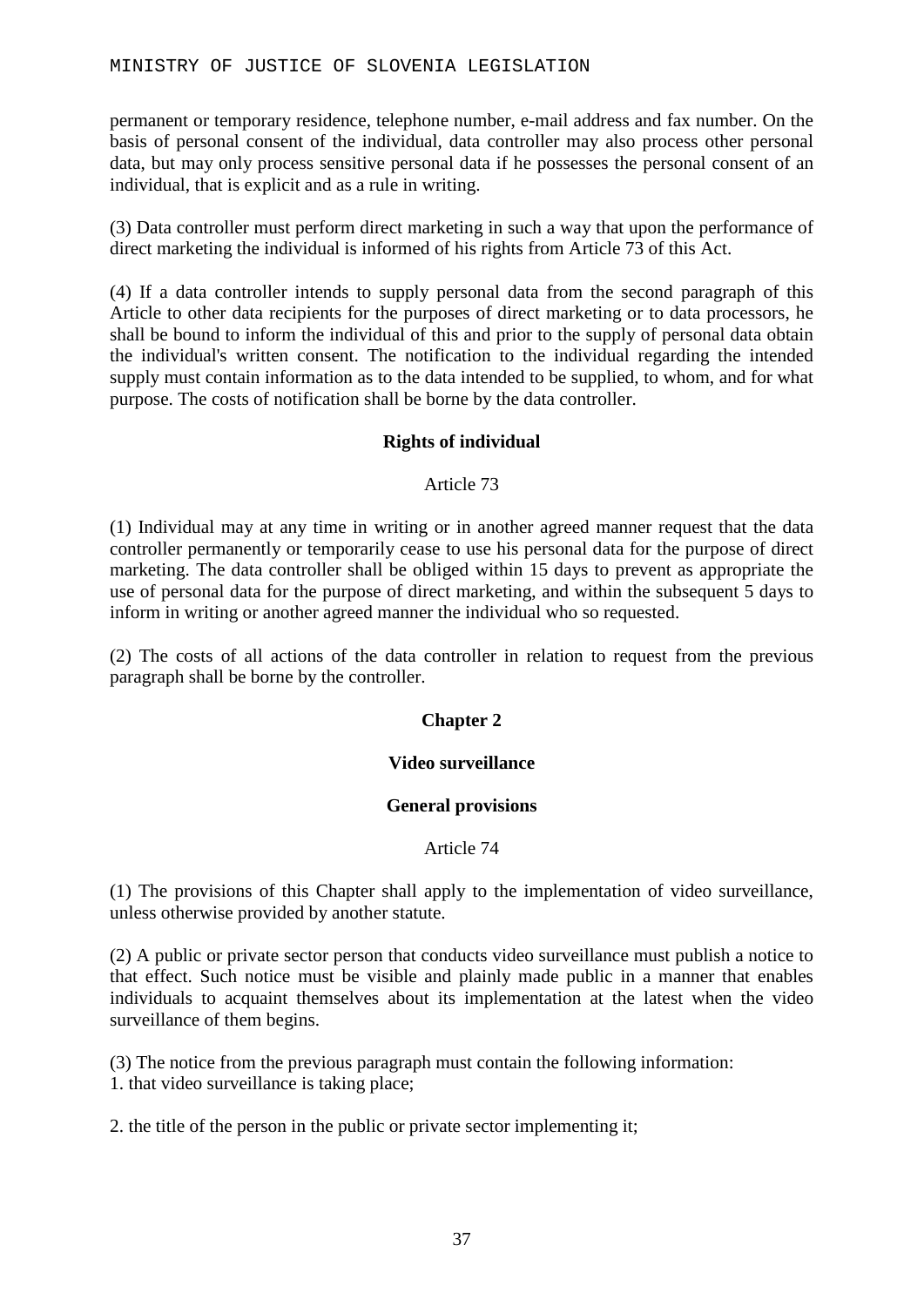permanent or temporary residence, telephone number, e-mail address and fax number. On the basis of personal consent of the individual, data controller may also process other personal data, but may only process sensitive personal data if he possesses the personal consent of an individual, that is explicit and as a rule in writing.

(3) Data controller must perform direct marketing in such a way that upon the performance of direct marketing the individual is informed of his rights from Article 73 of this Act.

(4) If a data controller intends to supply personal data from the second paragraph of this Article to other data recipients for the purposes of direct marketing or to data processors, he shall be bound to inform the individual of this and prior to the supply of personal data obtain the individual's written consent. The notification to the individual regarding the intended supply must contain information as to the data intended to be supplied, to whom, and for what purpose. The costs of notification shall be borne by the data controller.

**Rights of individual**

Article 73

(1) Individual may at any time in writing or in another agreed manner request that the data controller permanently or temporarily cease to use his personal data for the purpose of direct marketing. The data controller shall be obliged within 15 days to prevent as appropriate the use of personal data for the purpose of direct marketing, and within the subsequent 5 days to inform in writing or another agreed manner the individual who so requested.

(2) The costs of all actions of the data controller in relation to request from the previous paragraph shall be borne by the controller.

## Chapter 2

## Video surveillance

**General provisions**

Article 74

(1) The provisions of this Chapter shall apply to the implementation of video surveillance, unless otherwise provided by another statute.

(2) A public or private sector person that conducts video surveillance must publish a notice to that effect. Such notice must be visible and plainly made public in a manner that enables individuals to acquaint themselves about its implementation at the latest when the video surveillance of them begins.

(3) The notice from the previous paragraph must contain the following information:
1. that video surveillance is taking place;

2. the title of the person in the public or private sector implementing it;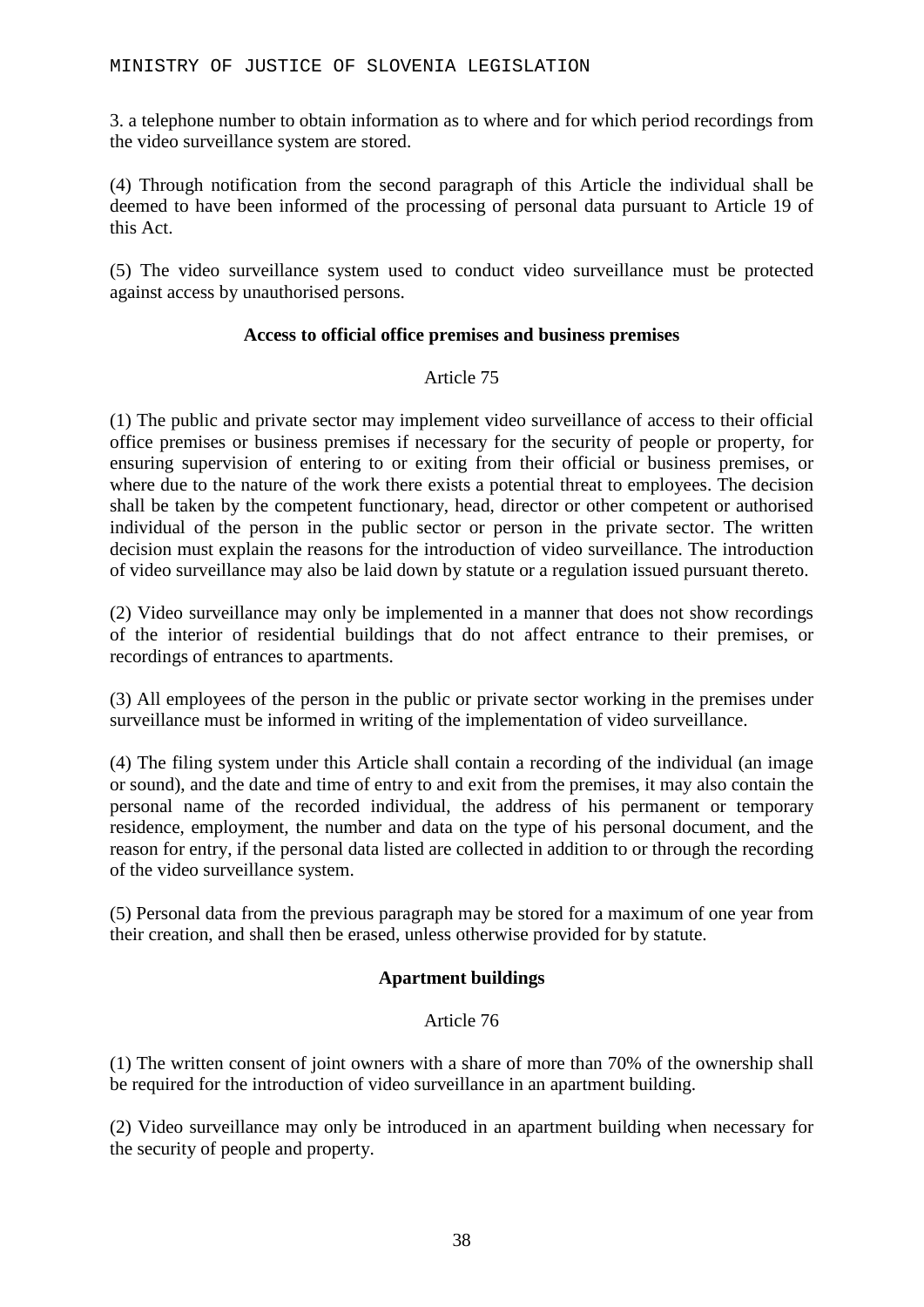3. a telephone number to obtain information as to where and for which period recordings from the video surveillance system are stored.

(4) Through notification from the second paragraph of this Article the individual shall be deemed to have been informed of the processing of personal data pursuant to Article 19 of this Act.

(5) The video surveillance system used to conduct video surveillance must be protected against access by unauthorised persons.

**Access to official office premises and business premises**

Article 75

(1) The public and private sector may implement video surveillance of access to their official office premises or business premises if necessary for the security of people or property, for ensuring supervision of entering to or exiting from their official or business premises, or where due to the nature of the work there exists a potential threat to employees. The decision shall be taken by the competent functionary, head, director or other competent or authorised individual of the person in the public sector or person in the private sector. The written decision must explain the reasons for the introduction of video surveillance. The introduction of video surveillance may also be laid down by statute or a regulation issued pursuant thereto.

(2) Video surveillance may only be implemented in a manner that does not show recordings of the interior of residential buildings that do not affect entrance to their premises, or recordings of entrances to apartments.

(3) All employees of the person in the public or private sector working in the premises under surveillance must be informed in writing of the implementation of video surveillance.

(4) The filing system under this Article shall contain a recording of the individual (an image or sound), and the date and time of entry to and exit from the premises, it may also contain the personal name of the recorded individual, the address of his permanent or temporary residence, employment, the number and data on the type of his personal document, and the reason for entry, if the personal data listed are collected in addition to or through the recording of the video surveillance system.

(5) Personal data from the previous paragraph may be stored for a maximum of one year from their creation, and shall then be erased, unless otherwise provided for by statute.

**Apartment buildings**

Article 76

(1) The written consent of joint owners with a share of more than 70% of the ownership shall be required for the introduction of video surveillance in an apartment building.

(2) Video surveillance may only be introduced in an apartment building when necessary for the security of people and property.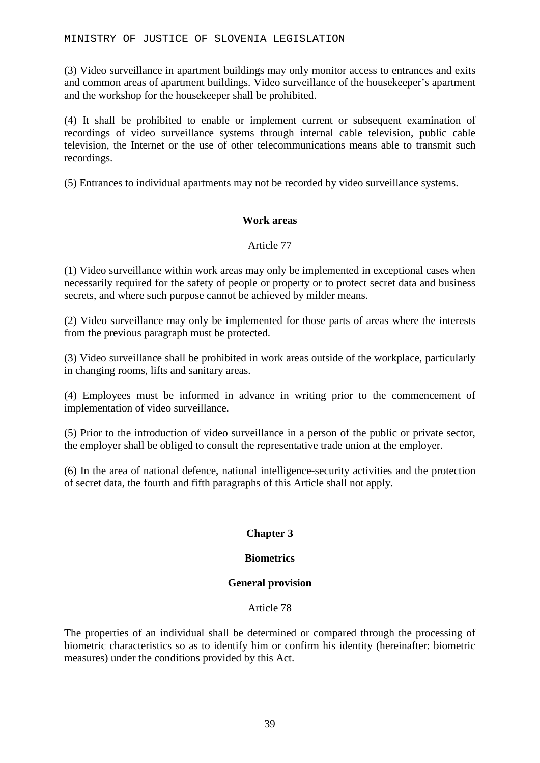(3) Video surveillance in apartment buildings may only monitor access to entrances and exits and common areas of apartment buildings. Video surveillance of the housekeeper's apartment and the workshop for the housekeeper shall be prohibited.

(4) It shall be prohibited to enable or implement current or subsequent examination of recordings of video surveillance systems through internal cable television, public cable television, the Internet or the use of other telecommunications means able to transmit such recordings.

(5) Entrances to individual apartments may not be recorded by video surveillance systems.

**Work areas**

Article 77

(1) Video surveillance within work areas may only be implemented in exceptional cases when necessarily required for the safety of people or property or to protect secret data and business secrets, and where such purpose cannot be achieved by milder means.

(2) Video surveillance may only be implemented for those parts of areas where the interests from the previous paragraph must be protected.

(3) Video surveillance shall be prohibited in work areas outside of the workplace, particularly in changing rooms, lifts and sanitary areas.

(4) Employees must be informed in advance in writing prior to the commencement of implementation of video surveillance.

(5) Prior to the introduction of video surveillance in a person of the public or private sector, the employer shall be obliged to consult the representative trade union at the employer.

(6) In the area of national defence, national intelligence-security activities and the protection of secret data, the fourth and fifth paragraphs of this Article shall not apply.

## Chapter 3

## Biometrics

### General provision

Article 78

The properties of an individual shall be determined or compared through the processing of biometric characteristics so as to identify him or confirm his identity (hereinafter: biometric measures) under the conditions provided by this Act.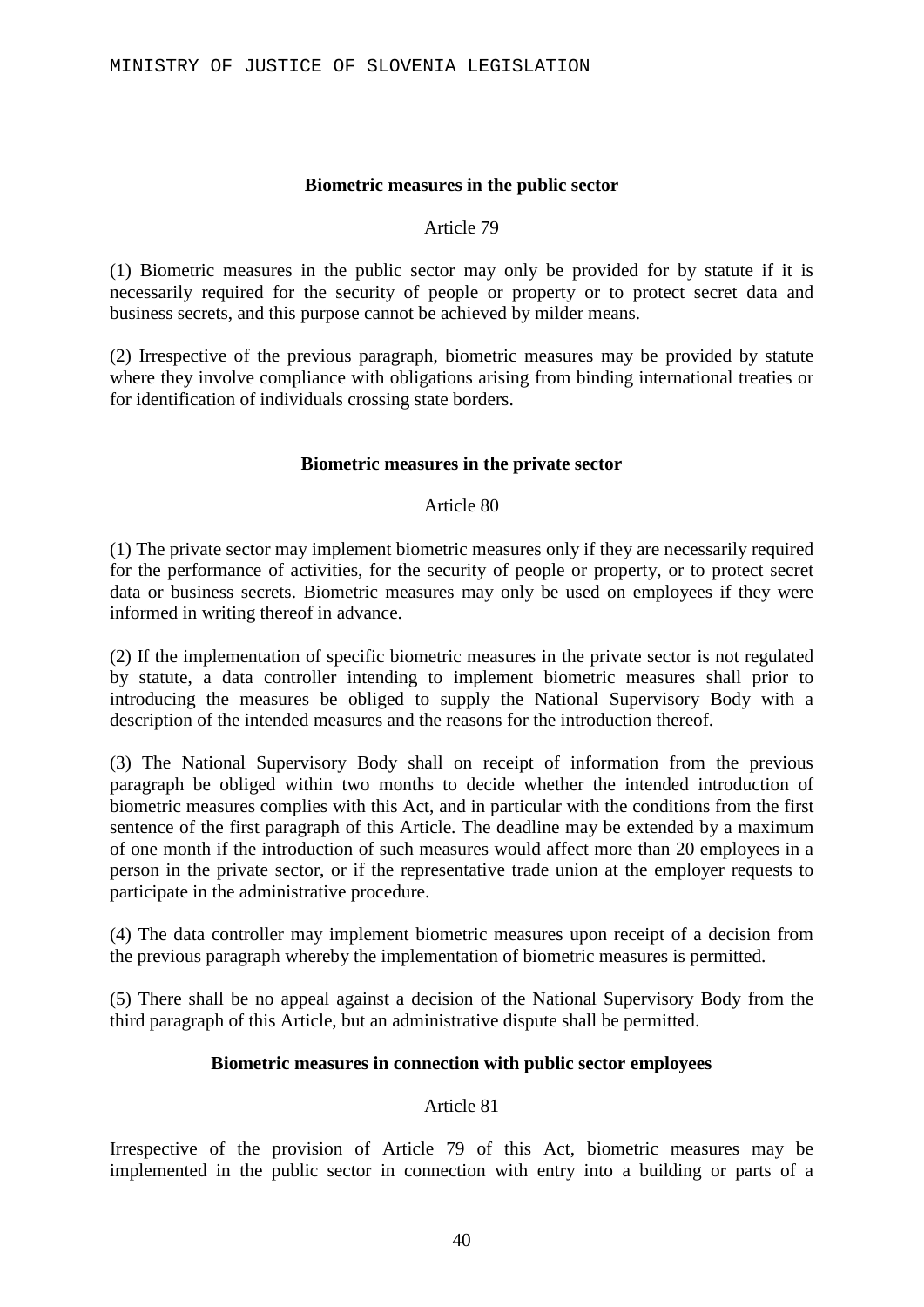### Biometric measures in the public sector

Article 79

(1) Biometric measures in the public sector may only be provided for by statute if it is necessarily required for the security of people or property or to protect secret data and business secrets, and this purpose cannot be achieved by milder means.

(2) Irrespective of the previous paragraph, biometric measures may be provided by statute where they involve compliance with obligations arising from binding international treaties or for identification of individuals crossing state borders.

### Biometric measures in the private sector

Article 80

(1) The private sector may implement biometric measures only if they are necessarily required for the performance of activities, for the security of people or property, or to protect secret data or business secrets. Biometric measures may only be used on employees if they were informed in writing thereof in advance.

(2) If the implementation of specific biometric measures in the private sector is not regulated by statute, a data controller intending to implement biometric measures shall prior to introducing the measures be obliged to supply the National Supervisory Body with a description of the intended measures and the reasons for the introduction thereof.

(3) The National Supervisory Body shall on receipt of information from the previous paragraph be obliged within two months to decide whether the intended introduction of biometric measures complies with this Act, and in particular with the conditions from the first sentence of the first paragraph of this Article. The deadline may be extended by a maximum of one month if the introduction of such measures would affect more than 20 employees in a person in the private sector, or if the representative trade union at the employer requests to participate in the administrative procedure.

(4) The data controller may implement biometric measures upon receipt of a decision from the previous paragraph whereby the implementation of biometric measures is permitted.

(5) There shall be no appeal against a decision of the National Supervisory Body from the third paragraph of this Article, but an administrative dispute shall be permitted.

### Biometric measures in connection with public sector employees

Article 81

Irrespective of the provision of Article 79 of this Act, biometric measures may be implemented in the public sector in connection with entry into a building or parts of a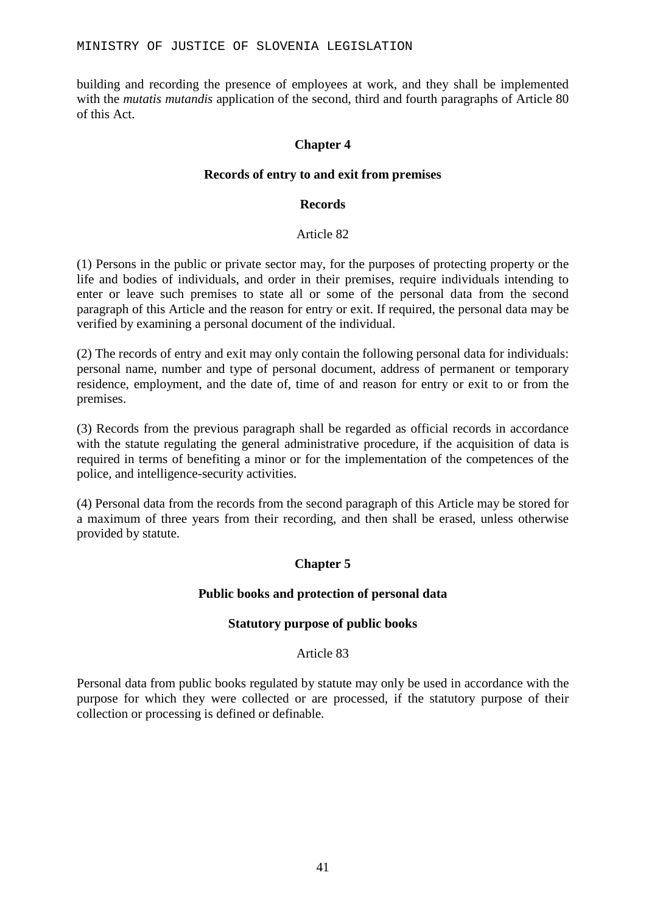building and recording the presence of employees at work, and they shall be implemented with the *mutatis mutandis* application of the second, third and fourth paragraphs of Article 80 of this Act.

## Chapter 4

## Records of entry to and exit from premises

### Records

Article 82

(1) Persons in the public or private sector may, for the purposes of protecting property or the life and bodies of individuals, and order in their premises, require individuals intending to enter or leave such premises to state all or some of the personal data from the second paragraph of this Article and the reason for entry or exit. If required, the personal data may be verified by examining a personal document of the individual.

(2) The records of entry and exit may only contain the following personal data for individuals: personal name, number and type of personal document, address of permanent or temporary residence, employment, and the date of, time of and reason for entry or exit to or from the premises.

(3) Records from the previous paragraph shall be regarded as official records in accordance with the statute regulating the general administrative procedure, if the acquisition of data is required in terms of benefiting a minor or for the implementation of the competences of the police, and intelligence-security activities.

(4) Personal data from the records from the second paragraph of this Article may be stored for a maximum of three years from their recording, and then shall be erased, unless otherwise provided by statute.

## Chapter 5

## Public books and protection of personal data

### Statutory purpose of public books

Article 83

Personal data from public books regulated by statute may only be used in accordance with the purpose for which they were collected or are processed, if the statutory purpose of their collection or processing is defined or definable.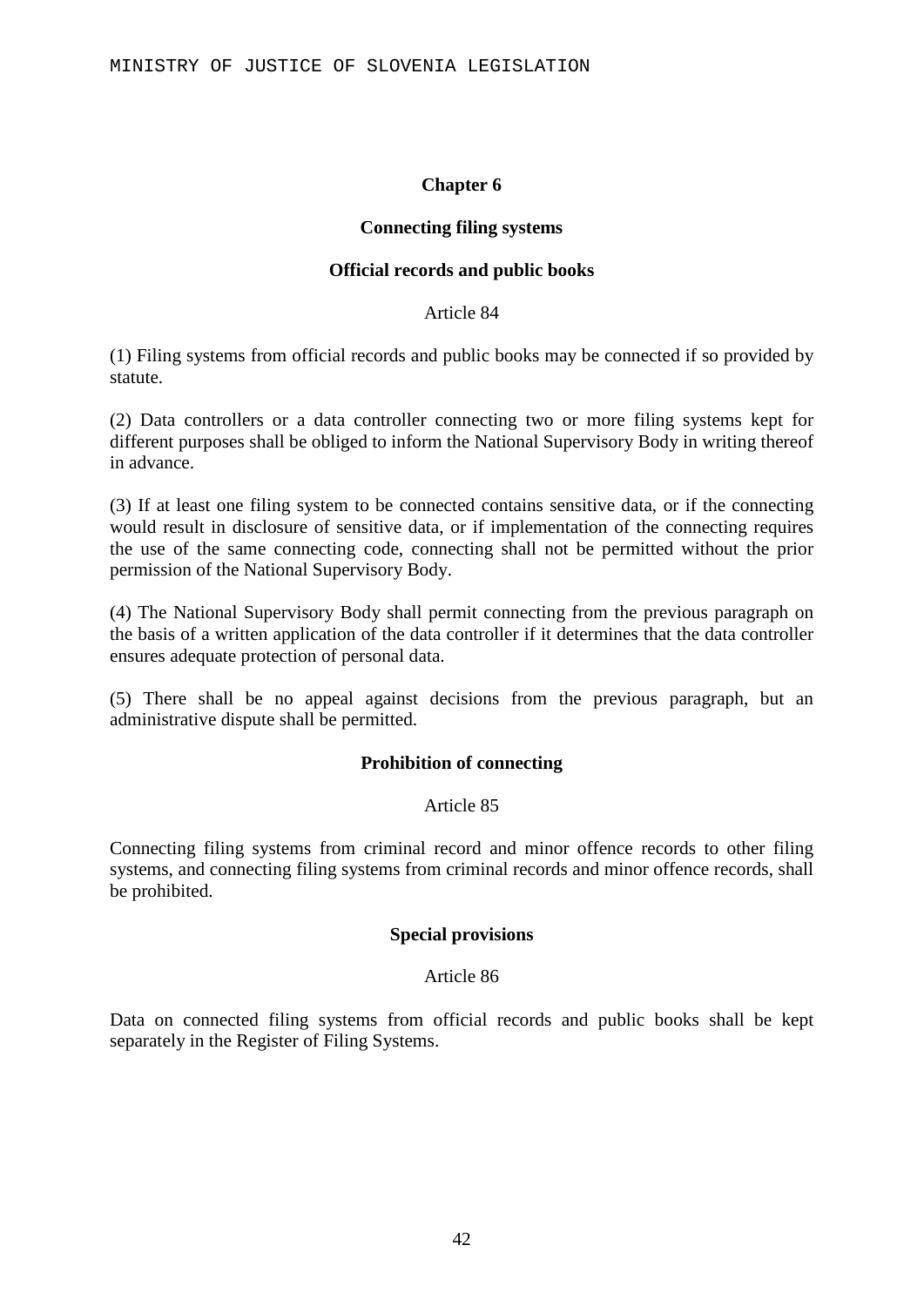## Chapter 6

### Connecting filing systems

#### Official records and public books

Article 84

(1) Filing systems from official records and public books may be connected if so provided by statute.

(2) Data controllers or a data controller connecting two or more filing systems kept for different purposes shall be obliged to inform the National Supervisory Body in writing thereof in advance.

(3) If at least one filing system to be connected contains sensitive data, or if the connecting would result in disclosure of sensitive data, or if implementation of the connecting requires the use of the same connecting code, connecting shall not be permitted without the prior permission of the National Supervisory Body.

(4) The National Supervisory Body shall permit connecting from the previous paragraph on the basis of a written application of the data controller if it determines that the data controller ensures adequate protection of personal data.

(5) There shall be no appeal against decisions from the previous paragraph, but an administrative dispute shall be permitted.

#### Prohibition of connecting

Article 85

Connecting filing systems from criminal record and minor offence records to other filing systems, and connecting filing systems from criminal records and minor offence records, shall be prohibited.

#### Special provisions

Article 86

Data on connected filing systems from official records and public books shall be kept separately in the Register of Filing Systems.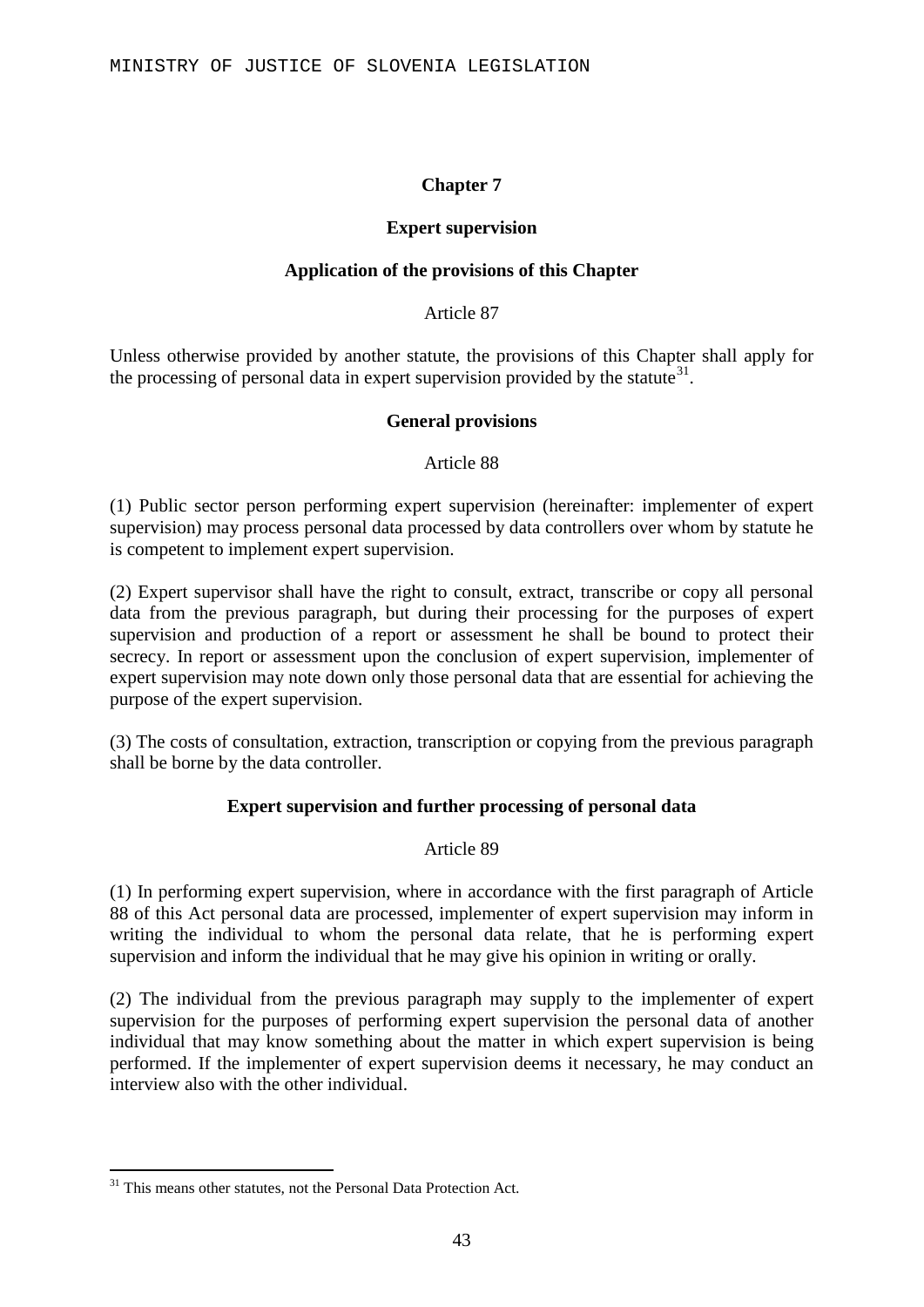## Chapter 7

## Expert supervision

### Application of the provisions of this Chapter

Article 87

Unless otherwise provided by another statute, the provisions of this Chapter shall apply for the processing of personal data in expert supervision provided by the statute[31].

### General provisions

Article 88

(1) Public sector person performing expert supervision (hereinafter: implementer of expert supervision) may process personal data processed by data controllers over whom by statute he is competent to implement expert supervision.

(2) Expert supervisor shall have the right to consult, extract, transcribe or copy all personal data from the previous paragraph, but during their processing for the purposes of expert supervision and production of a report or assessment he shall be bound to protect their secrecy. In report or assessment upon the conclusion of expert supervision, implementer of expert supervision may note down only those personal data that are essential for achieving the purpose of the expert supervision.

(3) The costs of consultation, extraction, transcription or copying from the previous paragraph shall be borne by the data controller.

### Expert supervision and further processing of personal data

Article 89

(1) In performing expert supervision, where in accordance with the first paragraph of Article 88 of this Act personal data are processed, implementer of expert supervision may inform in writing the individual to whom the personal data relate, that he is performing expert supervision and inform the individual that he may give his opinion in writing or orally.

(2) The individual from the previous paragraph may supply to the implementer of expert supervision for the purposes of performing expert supervision the personal data of another individual that may know something about the matter in which expert supervision is being performed. If the implementer of expert supervision deems it necessary, he may conduct an interview also with the other individual.

---

[31] This means other statutes, not the Personal Data Protection Act.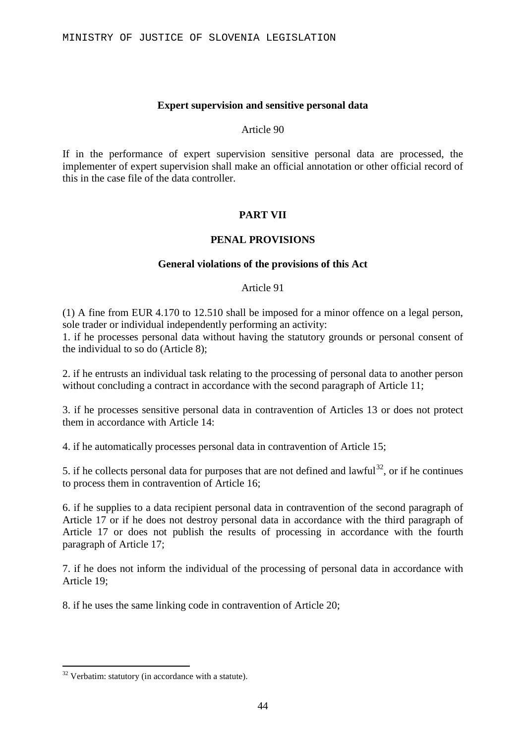### Expert supervision and sensitive personal data

Article 90

If in the performance of expert supervision sensitive personal data are processed, the implementer of expert supervision shall make an official annotation or other official record of this in the case file of the data controller.

## PART VII

## PENAL PROVISIONS

### General violations of the provisions of this Act

Article 91

(1) A fine from EUR 4.170 to 12.510 shall be imposed for a minor offence on a legal person, sole trader or individual independently performing an activity:

1. if he processes personal data without having the statutory grounds or personal consent of the individual to so do (Article 8);

2. if he entrusts an individual task relating to the processing of personal data to another person without concluding a contract in accordance with the second paragraph of Article 11;

3. if he processes sensitive personal data in contravention of Articles 13 or does not protect them in accordance with Article 14:

4. if he automatically processes personal data in contravention of Article 15;

5. if he collects personal data for purposes that are not defined and lawful[32], or if he continues to process them in contravention of Article 16;

6. if he supplies to a data recipient personal data in contravention of the second paragraph of Article 17 or if he does not destroy personal data in accordance with the third paragraph of Article 17 or does not publish the results of processing in accordance with the fourth paragraph of Article 17;

7. if he does not inform the individual of the processing of personal data in accordance with Article 19;

8. if he uses the same linking code in contravention of Article 20;

[32] Verbatim: statutory (in accordance with a statute).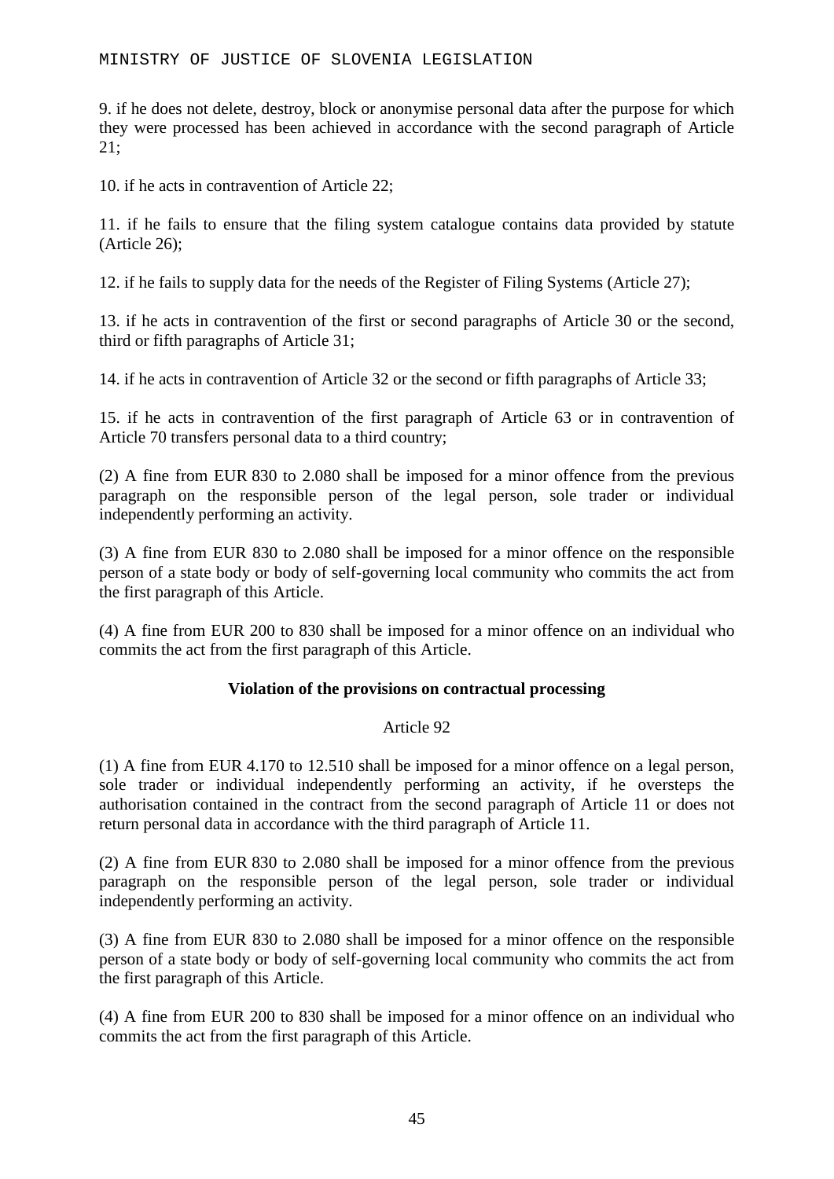9. if he does not delete, destroy, block or anonymise personal data after the purpose for which they were processed has been achieved in accordance with the second paragraph of Article 21;

10. if he acts in contravention of Article 22;

11. if he fails to ensure that the filing system catalogue contains data provided by statute (Article 26);

12. if he fails to supply data for the needs of the Register of Filing Systems (Article 27);

13. if he acts in contravention of the first or second paragraphs of Article 30 or the second, third or fifth paragraphs of Article 31;

14. if he acts in contravention of Article 32 or the second or fifth paragraphs of Article 33;

15. if he acts in contravention of the first paragraph of Article 63 or in contravention of Article 70 transfers personal data to a third country;

(2) A fine from EUR 830 to 2.080 shall be imposed for a minor offence from the previous paragraph on the responsible person of the legal person, sole trader or individual independently performing an activity.

(3) A fine from EUR 830 to 2.080 shall be imposed for a minor offence on the responsible person of a state body or body of self-governing local community who commits the act from the first paragraph of this Article.

(4) A fine from EUR 200 to 830 shall be imposed for a minor offence on an individual who commits the act from the first paragraph of this Article.

### Violation of the provisions on contractual processing

Article 92

(1) A fine from EUR 4.170 to 12.510 shall be imposed for a minor offence on a legal person, sole trader or individual independently performing an activity, if he oversteps the authorisation contained in the contract from the second paragraph of Article 11 or does not return personal data in accordance with the third paragraph of Article 11.

(2) A fine from EUR 830 to 2.080 shall be imposed for a minor offence from the previous paragraph on the responsible person of the legal person, sole trader or individual independently performing an activity.

(3) A fine from EUR 830 to 2.080 shall be imposed for a minor offence on the responsible person of a state body or body of self-governing local community who commits the act from the first paragraph of this Article.

(4) A fine from EUR 200 to 830 shall be imposed for a minor offence on an individual who commits the act from the first paragraph of this Article.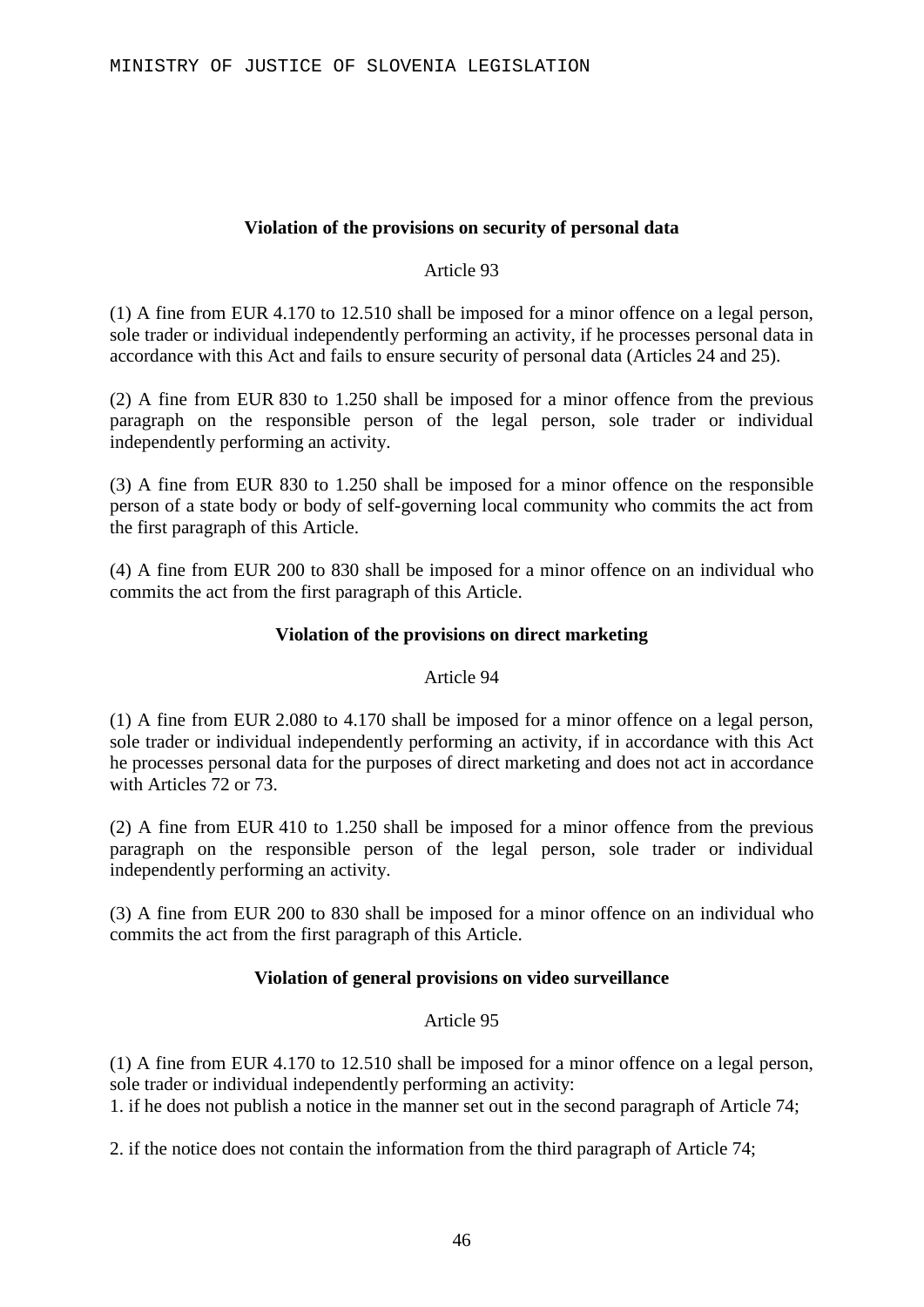### Violation of the provisions on security of personal data

Article 93

(1) A fine from EUR 4.170 to 12.510 shall be imposed for a minor offence on a legal person, sole trader or individual independently performing an activity, if he processes personal data in accordance with this Act and fails to ensure security of personal data (Articles 24 and 25).

(2) A fine from EUR 830 to 1.250 shall be imposed for a minor offence from the previous paragraph on the responsible person of the legal person, sole trader or individual independently performing an activity.

(3) A fine from EUR 830 to 1.250 shall be imposed for a minor offence on the responsible person of a state body or body of self-governing local community who commits the act from the first paragraph of this Article.

(4) A fine from EUR 200 to 830 shall be imposed for a minor offence on an individual who commits the act from the first paragraph of this Article.

### Violation of the provisions on direct marketing

Article 94

(1) A fine from EUR 2.080 to 4.170 shall be imposed for a minor offence on a legal person, sole trader or individual independently performing an activity, if in accordance with this Act he processes personal data for the purposes of direct marketing and does not act in accordance with Articles 72 or 73.

(2) A fine from EUR 410 to 1.250 shall be imposed for a minor offence from the previous paragraph on the responsible person of the legal person, sole trader or individual independently performing an activity.

(3) A fine from EUR 200 to 830 shall be imposed for a minor offence on an individual who commits the act from the first paragraph of this Article.

### Violation of general provisions on video surveillance

Article 95

(1) A fine from EUR 4.170 to 12.510 shall be imposed for a minor offence on a legal person, sole trader or individual independently performing an activity:
1. if he does not publish a notice in the manner set out in the second paragraph of Article 74;

2. if the notice does not contain the information from the third paragraph of Article 74;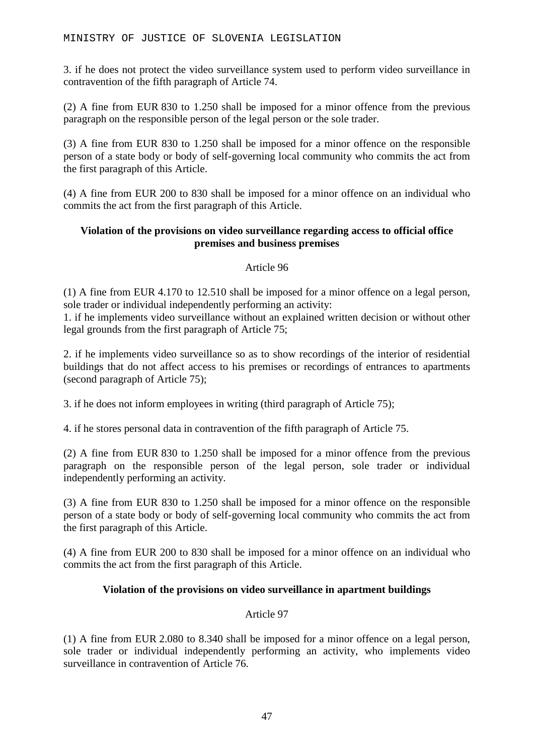3. if he does not protect the video surveillance system used to perform video surveillance in contravention of the fifth paragraph of Article 74.

(2) A fine from EUR 830 to 1.250 shall be imposed for a minor offence from the previous paragraph on the responsible person of the legal person or the sole trader.

(3) A fine from EUR 830 to 1.250 shall be imposed for a minor offence on the responsible person of a state body or body of self-governing local community who commits the act from the first paragraph of this Article.

(4) A fine from EUR 200 to 830 shall be imposed for a minor offence on an individual who commits the act from the first paragraph of this Article.

**Violation of the provisions on video surveillance regarding access to official office premises and business premises**

Article 96

(1) A fine from EUR 4.170 to 12.510 shall be imposed for a minor offence on a legal person, sole trader or individual independently performing an activity:
1. if he implements video surveillance without an explained written decision or without other legal grounds from the first paragraph of Article 75;

2. if he implements video surveillance so as to show recordings of the interior of residential buildings that do not affect access to his premises or recordings of entrances to apartments (second paragraph of Article 75);

3. if he does not inform employees in writing (third paragraph of Article 75);

4. if he stores personal data in contravention of the fifth paragraph of Article 75.

(2) A fine from EUR 830 to 1.250 shall be imposed for a minor offence from the previous paragraph on the responsible person of the legal person, sole trader or individual independently performing an activity.

(3) A fine from EUR 830 to 1.250 shall be imposed for a minor offence on the responsible person of a state body or body of self-governing local community who commits the act from the first paragraph of this Article.

(4) A fine from EUR 200 to 830 shall be imposed for a minor offence on an individual who commits the act from the first paragraph of this Article.

**Violation of the provisions on video surveillance in apartment buildings**

Article 97

(1) A fine from EUR 2.080 to 8.340 shall be imposed for a minor offence on a legal person, sole trader or individual independently performing an activity, who implements video surveillance in contravention of Article 76.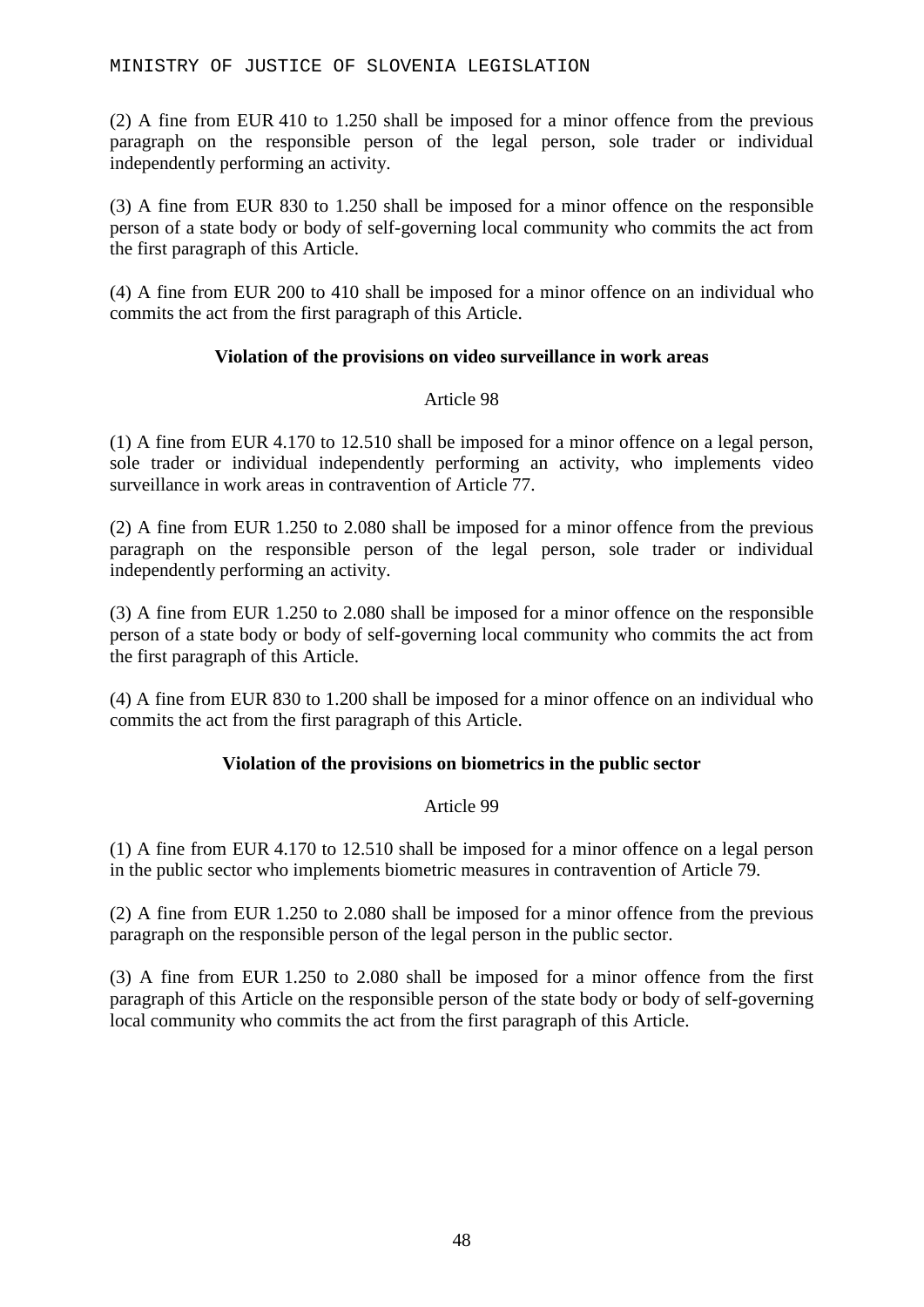(2) A fine from EUR 410 to 1.250 shall be imposed for a minor offence from the previous paragraph on the responsible person of the legal person, sole trader or individual independently performing an activity.

(3) A fine from EUR 830 to 1.250 shall be imposed for a minor offence on the responsible person of a state body or body of self-governing local community who commits the act from the first paragraph of this Article.

(4) A fine from EUR 200 to 410 shall be imposed for a minor offence on an individual who commits the act from the first paragraph of this Article.

**Violation of the provisions on video surveillance in work areas**

Article 98

(1) A fine from EUR 4.170 to 12.510 shall be imposed for a minor offence on a legal person, sole trader or individual independently performing an activity, who implements video surveillance in work areas in contravention of Article 77.

(2) A fine from EUR 1.250 to 2.080 shall be imposed for a minor offence from the previous paragraph on the responsible person of the legal person, sole trader or individual independently performing an activity.

(3) A fine from EUR 1.250 to 2.080 shall be imposed for a minor offence on the responsible person of a state body or body of self-governing local community who commits the act from the first paragraph of this Article.

(4) A fine from EUR 830 to 1.200 shall be imposed for a minor offence on an individual who commits the act from the first paragraph of this Article.

**Violation of the provisions on biometrics in the public sector**

Article 99

(1) A fine from EUR 4.170 to 12.510 shall be imposed for a minor offence on a legal person in the public sector who implements biometric measures in contravention of Article 79.

(2) A fine from EUR 1.250 to 2.080 shall be imposed for a minor offence from the previous paragraph on the responsible person of the legal person in the public sector.

(3) A fine from EUR 1.250 to 2.080 shall be imposed for a minor offence from the first paragraph of this Article on the responsible person of the state body or body of self-governing local community who commits the act from the first paragraph of this Article.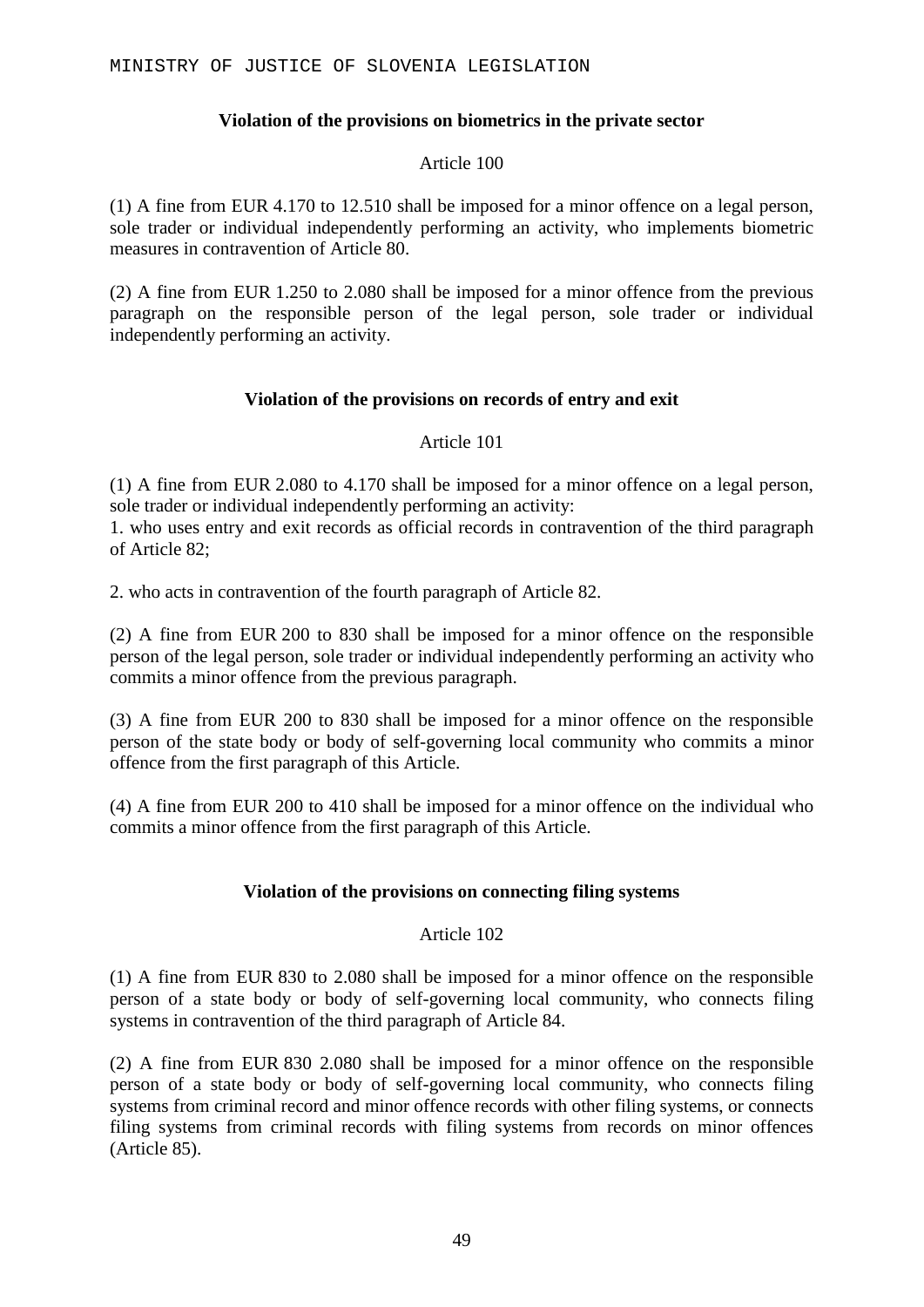### Violation of the provisions on biometrics in the private sector

Article 100

(1) A fine from EUR 4.170 to 12.510 shall be imposed for a minor offence on a legal person, sole trader or individual independently performing an activity, who implements biometric measures in contravention of Article 80.

(2) A fine from EUR 1.250 to 2.080 shall be imposed for a minor offence from the previous paragraph on the responsible person of the legal person, sole trader or individual independently performing an activity.

### Violation of the provisions on records of entry and exit

Article 101

(1) A fine from EUR 2.080 to 4.170 shall be imposed for a minor offence on a legal person, sole trader or individual independently performing an activity:
1. who uses entry and exit records as official records in contravention of the third paragraph of Article 82;

2. who acts in contravention of the fourth paragraph of Article 82.

(2) A fine from EUR 200 to 830 shall be imposed for a minor offence on the responsible person of the legal person, sole trader or individual independently performing an activity who commits a minor offence from the previous paragraph.

(3) A fine from EUR 200 to 830 shall be imposed for a minor offence on the responsible person of the state body or body of self-governing local community who commits a minor offence from the first paragraph of this Article.

(4) A fine from EUR 200 to 410 shall be imposed for a minor offence on the individual who commits a minor offence from the first paragraph of this Article.

### Violation of the provisions on connecting filing systems

Article 102

(1) A fine from EUR 830 to 2.080 shall be imposed for a minor offence on the responsible person of a state body or body of self-governing local community, who connects filing systems in contravention of the third paragraph of Article 84.

(2) A fine from EUR 830 2.080 shall be imposed for a minor offence on the responsible person of a state body or body of self-governing local community, who connects filing systems from criminal record and minor offence records with other filing systems, or connects filing systems from criminal records with filing systems from records on minor offences (Article 85).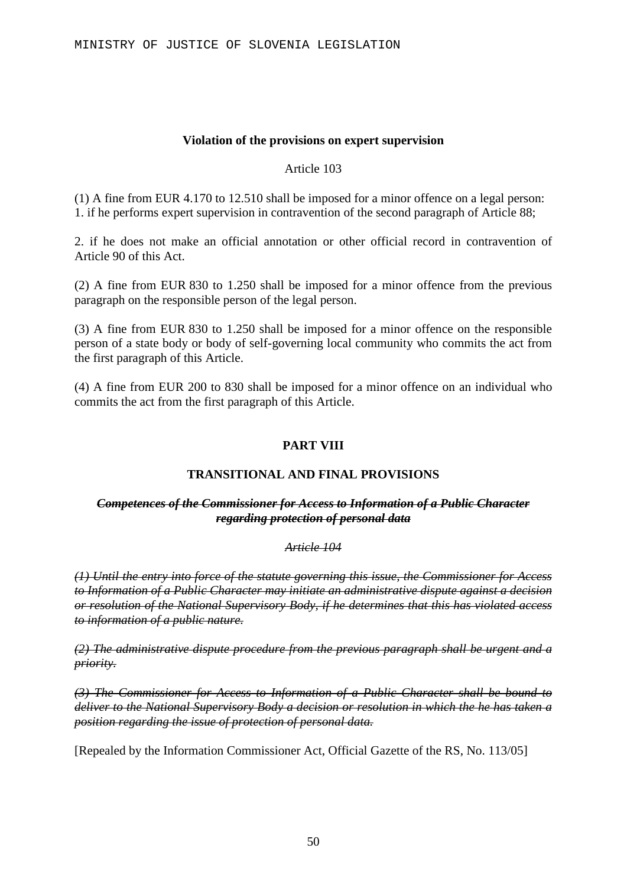### Violation of the provisions on expert supervision

Article 103

(1) A fine from EUR 4.170 to 12.510 shall be imposed for a minor offence on a legal person:
1. if he performs expert supervision in contravention of the second paragraph of Article 88;

2. if he does not make an official annotation or other official record in contravention of Article 90 of this Act.

(2) A fine from EUR 830 to 1.250 shall be imposed for a minor offence from the previous paragraph on the responsible person of the legal person.

(3) A fine from EUR 830 to 1.250 shall be imposed for a minor offence on the responsible person of a state body or body of self-governing local community who commits the act from the first paragraph of this Article.

(4) A fine from EUR 200 to 830 shall be imposed for a minor offence on an individual who commits the act from the first paragraph of this Article.

## PART VIII

## TRANSITIONAL AND FINAL PROVISIONS

### ~~*Competences of the Commissioner for Access to Information of a Public Character regarding protection of personal data*~~

~~*Article 104*~~

~~*(1) Until the entry into force of the statute governing this issue, the Commissioner for Access to Information of a Public Character may initiate an administrative dispute against a decision or resolution of the National Supervisory Body, if he determines that this has violated access to information of a public nature.*~~

~~*(2) The administrative dispute procedure from the previous paragraph shall be urgent and a priority.*~~

~~*(3) The Commissioner for Access to Information of a Public Character shall be bound to deliver to the National Supervisory Body a decision or resolution in which the he has taken a position regarding the issue of protection of personal data.*~~

[Repealed by the Information Commissioner Act, Official Gazette of the RS, No. 113/05]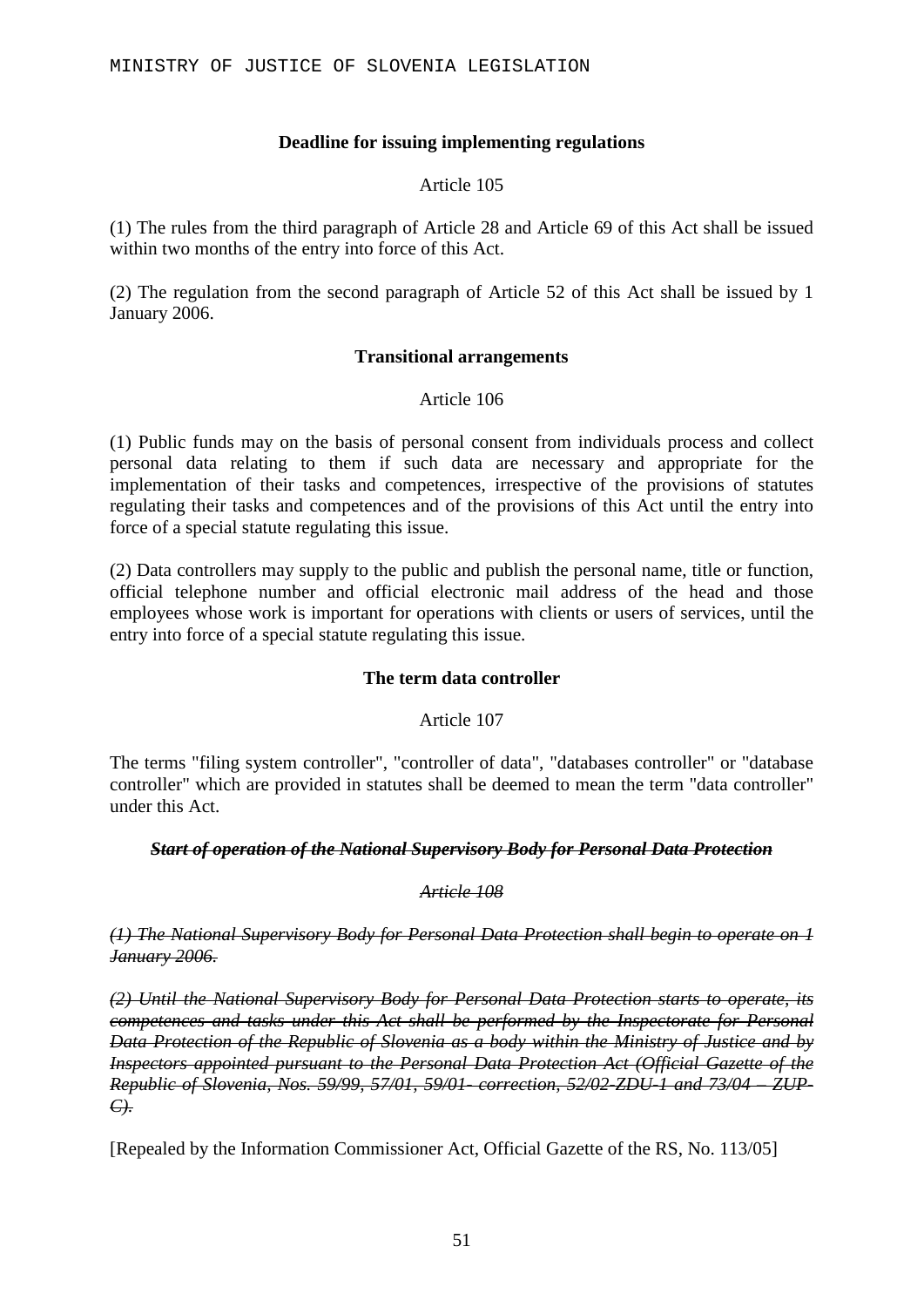### Deadline for issuing implementing regulations

Article 105

(1) The rules from the third paragraph of Article 28 and Article 69 of this Act shall be issued within two months of the entry into force of this Act.

(2) The regulation from the second paragraph of Article 52 of this Act shall be issued by 1 January 2006.

### Transitional arrangements

Article 106

(1) Public funds may on the basis of personal consent from individuals process and collect personal data relating to them if such data are necessary and appropriate for the implementation of their tasks and competences, irrespective of the provisions of statutes regulating their tasks and competences and of the provisions of this Act until the entry into force of a special statute regulating this issue.

(2) Data controllers may supply to the public and publish the personal name, title or function, official telephone number and official electronic mail address of the head and those employees whose work is important for operations with clients or users of services, until the entry into force of a special statute regulating this issue.

### The term data controller

Article 107

The terms "filing system controller", "controller of data", "databases controller" or "database controller" which are provided in statutes shall be deemed to mean the term "data controller" under this Act.

### ~~***Start of operation of the National Supervisory Body for Personal Data Protection***~~

~~*Article 108*~~

~~*(1) The National Supervisory Body for Personal Data Protection shall begin to operate on 1 January 2006.*~~

~~*(2) Until the National Supervisory Body for Personal Data Protection starts to operate, its competences and tasks under this Act shall be performed by the Inspectorate for Personal Data Protection of the Republic of Slovenia as a body within the Ministry of Justice and by Inspectors appointed pursuant to the Personal Data Protection Act (Official Gazette of the Republic of Slovenia, Nos. 59/99, 57/01, 59/01- correction, 52/02-ZDU-1 and 73/04 – ZUP-C).*~~

[Repealed by the Information Commissioner Act, Official Gazette of the RS, No. 113/05]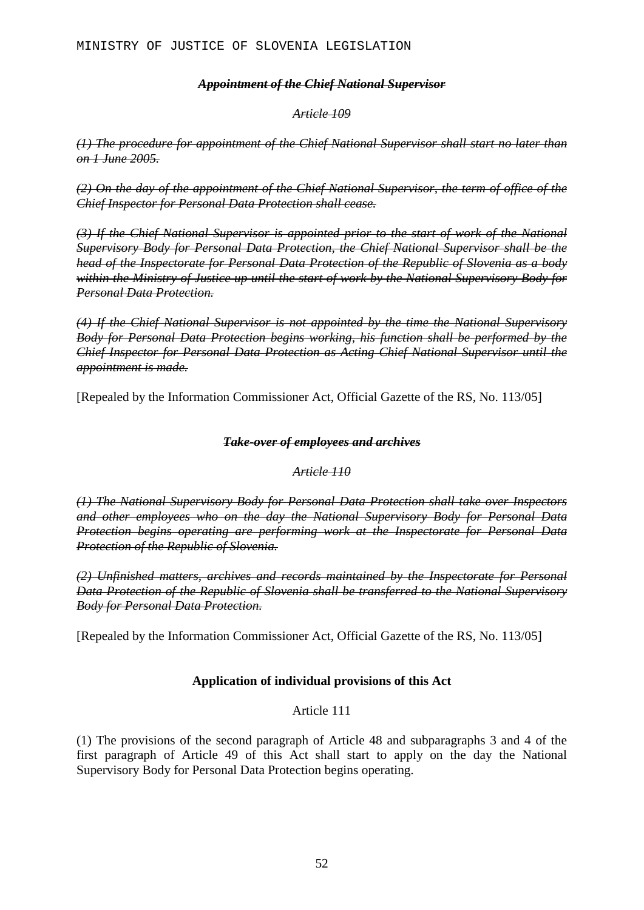***~~Appointment of the Chief National Supervisor~~***

*~~Article 109~~*

*~~(1) The procedure for appointment of the Chief National Supervisor shall start no later than on 1 June 2005.~~*

*~~(2) On the day of the appointment of the Chief National Supervisor, the term of office of the Chief Inspector for Personal Data Protection shall cease.~~*

*~~(3) If the Chief National Supervisor is appointed prior to the start of work of the National Supervisory Body for Personal Data Protection, the Chief National Supervisor shall be the head of the Inspectorate for Personal Data Protection of the Republic of Slovenia as a body within the Ministry of Justice up until the start of work by the National Supervisory Body for Personal Data Protection.~~*

*~~(4) If the Chief National Supervisor is not appointed by the time the National Supervisory Body for Personal Data Protection begins working, his function shall be performed by the Chief Inspector for Personal Data Protection as Acting Chief National Supervisor until the appointment is made.~~*

[Repealed by the Information Commissioner Act, Official Gazette of the RS, No. 113/05]

***~~Take-over of employees and archives~~***

*~~Article 110~~*

*~~(1) The National Supervisory Body for Personal Data Protection shall take over Inspectors and other employees who on the day the National Supervisory Body for Personal Data Protection begins operating are performing work at the Inspectorate for Personal Data Protection of the Republic of Slovenia.~~*

*~~(2) Unfinished matters, archives and records maintained by the Inspectorate for Personal Data Protection of the Republic of Slovenia shall be transferred to the National Supervisory Body for Personal Data Protection.~~*

[Repealed by the Information Commissioner Act, Official Gazette of the RS, No. 113/05]

**Application of individual provisions of this Act**

Article 111

(1) The provisions of the second paragraph of Article 48 and subparagraphs 3 and 4 of the first paragraph of Article 49 of this Act shall start to apply on the day the National Supervisory Body for Personal Data Protection begins operating.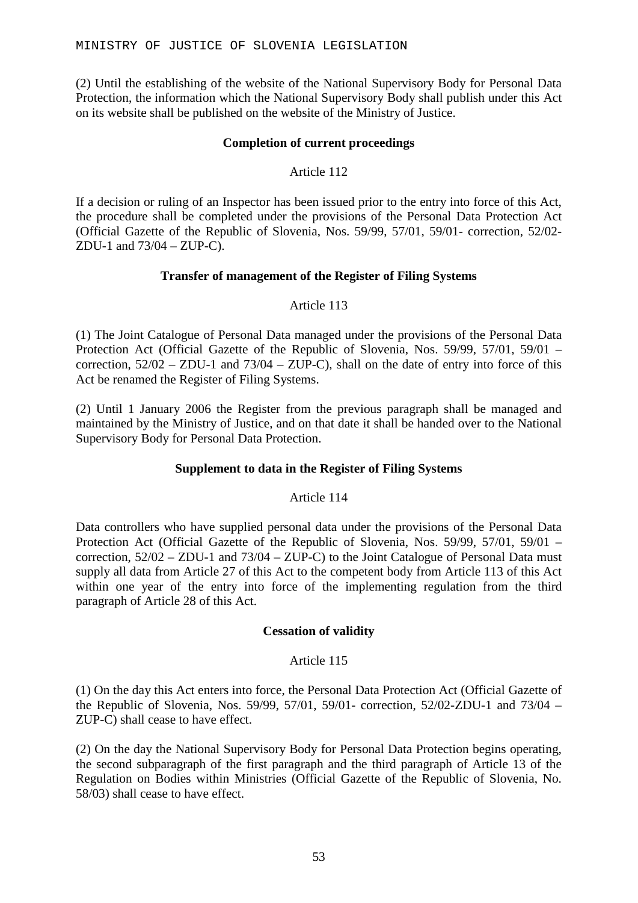(2) Until the establishing of the website of the National Supervisory Body for Personal Data Protection, the information which the National Supervisory Body shall publish under this Act on its website shall be published on the website of the Ministry of Justice.

**Completion of current proceedings**

Article 112

If a decision or ruling of an Inspector has been issued prior to the entry into force of this Act, the procedure shall be completed under the provisions of the Personal Data Protection Act (Official Gazette of the Republic of Slovenia, Nos. 59/99, 57/01, 59/01- correction, 52/02-ZDU-1 and 73/04 – ZUP-C).

**Transfer of management of the Register of Filing Systems**

Article 113

(1) The Joint Catalogue of Personal Data managed under the provisions of the Personal Data Protection Act (Official Gazette of the Republic of Slovenia, Nos. 59/99, 57/01, 59/01 – correction, 52/02 – ZDU-1 and 73/04 – ZUP-C), shall on the date of entry into force of this Act be renamed the Register of Filing Systems.

(2) Until 1 January 2006 the Register from the previous paragraph shall be managed and maintained by the Ministry of Justice, and on that date it shall be handed over to the National Supervisory Body for Personal Data Protection.

**Supplement to data in the Register of Filing Systems**

Article 114

Data controllers who have supplied personal data under the provisions of the Personal Data Protection Act (Official Gazette of the Republic of Slovenia, Nos. 59/99, 57/01, 59/01 – correction, 52/02 – ZDU-1 and 73/04 – ZUP-C) to the Joint Catalogue of Personal Data must supply all data from Article 27 of this Act to the competent body from Article 113 of this Act within one year of the entry into force of the implementing regulation from the third paragraph of Article 28 of this Act.

**Cessation of validity**

Article 115

(1) On the day this Act enters into force, the Personal Data Protection Act (Official Gazette of the Republic of Slovenia, Nos. 59/99, 57/01, 59/01- correction, 52/02-ZDU-1 and 73/04 – ZUP-C) shall cease to have effect.

(2) On the day the National Supervisory Body for Personal Data Protection begins operating, the second subparagraph of the first paragraph and the third paragraph of Article 13 of the Regulation on Bodies within Ministries (Official Gazette of the Republic of Slovenia, No. 58/03) shall cease to have effect.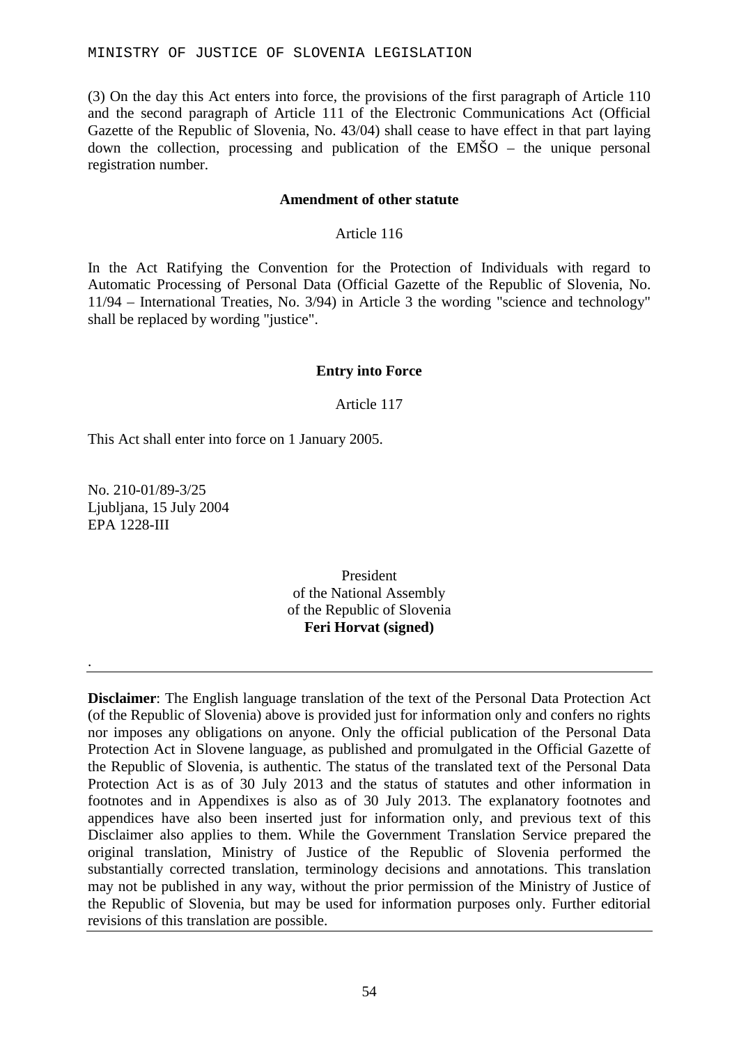(3) On the day this Act enters into force, the provisions of the first paragraph of Article 110 and the second paragraph of Article 111 of the Electronic Communications Act (Official Gazette of the Republic of Slovenia, No. 43/04) shall cease to have effect in that part laying down the collection, processing and publication of the EMŠO – the unique personal registration number.

**Amendment of other statute**

Article 116

In the Act Ratifying the Convention for the Protection of Individuals with regard to Automatic Processing of Personal Data (Official Gazette of the Republic of Slovenia, No. 11/94 – International Treaties, No. 3/94) in Article 3 the wording "science and technology" shall be replaced by wording "justice".

**Entry into Force**

Article 117

This Act shall enter into force on 1 January 2005.

No. 210-01/89-3/25
Ljubljana, 15 July 2004
EPA 1228-III

President
of the National Assembly
of the Republic of Slovenia
**Feri Horvat (signed)**

.

---

**Disclaimer**: The English language translation of the text of the Personal Data Protection Act (of the Republic of Slovenia) above is provided just for information only and confers no rights nor imposes any obligations on anyone. Only the official publication of the Personal Data Protection Act in Slovene language, as published and promulgated in the Official Gazette of the Republic of Slovenia, is authentic. The status of the translated text of the Personal Data Protection Act is as of 30 July 2013 and the status of statutes and other information in footnotes and in Appendixes is also as of 30 July 2013. The explanatory footnotes and appendices have also been inserted just for information only, and previous text of this Disclaimer also applies to them. While the Government Translation Service prepared the original translation, Ministry of Justice of the Republic of Slovenia performed the substantially corrected translation, terminology decisions and annotations. This translation may not be published in any way, without the prior permission of the Ministry of Justice of the Republic of Slovenia, but may be used for information purposes only. Further editorial revisions of this translation are possible.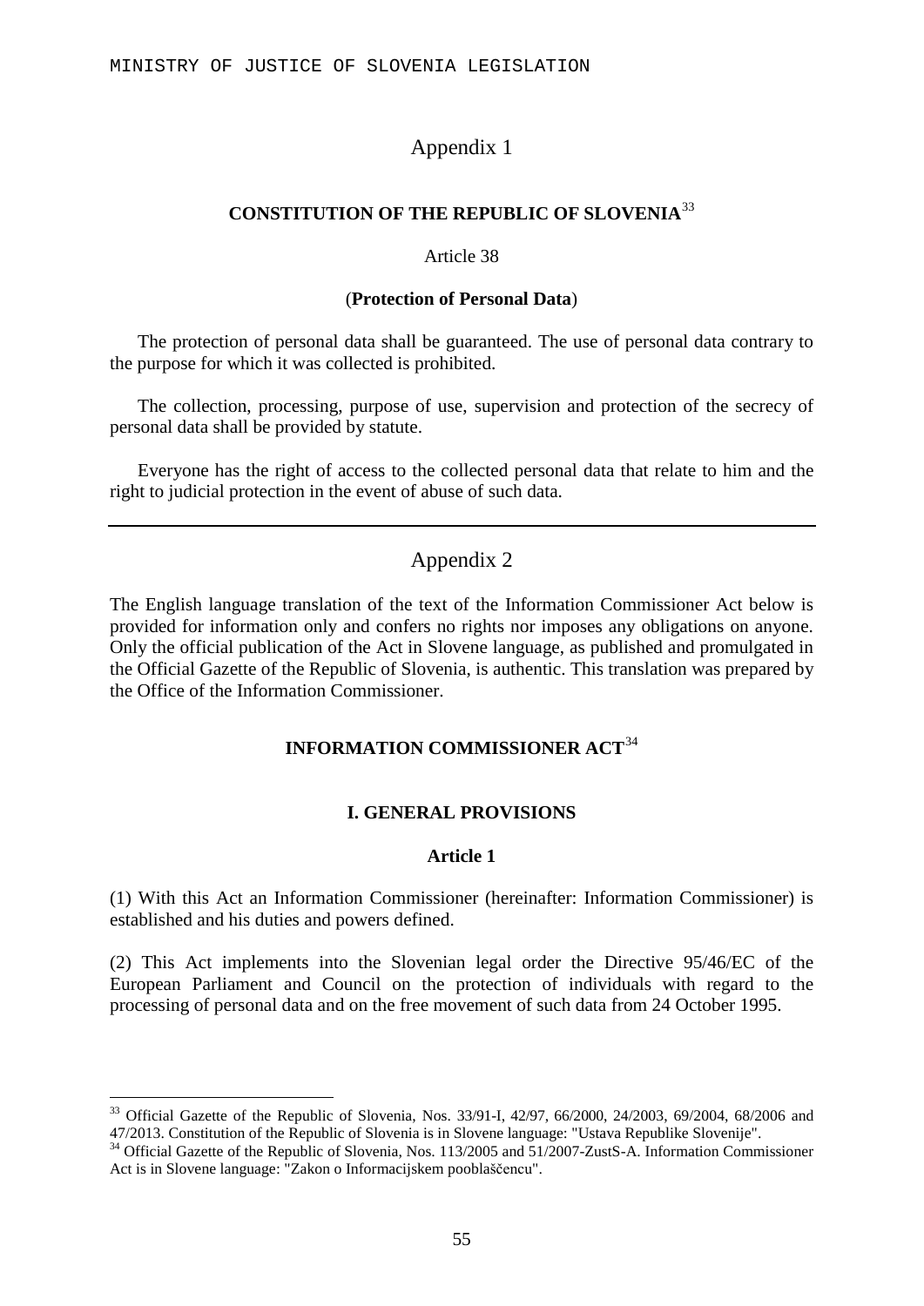## Appendix 1

### CONSTITUTION OF THE REPUBLIC OF SLOVENIA[33]

Article 38

(**Protection of Personal Data**)

The protection of personal data shall be guaranteed. The use of personal data contrary to the purpose for which it was collected is prohibited.

The collection, processing, purpose of use, supervision and protection of the secrecy of personal data shall be provided by statute.

Everyone has the right of access to the collected personal data that relate to him and the right to judicial protection in the event of abuse of such data.

---

## Appendix 2

The English language translation of the text of the Information Commissioner Act below is provided for information only and confers no rights nor imposes any obligations on anyone. Only the official publication of the Act in Slovene language, as published and promulgated in the Official Gazette of the Republic of Slovenia, is authentic. This translation was prepared by the Office of the Information Commissioner.

### INFORMATION COMMISSIONER ACT[34]

#### I. GENERAL PROVISIONS

**Article 1**

(1) With this Act an Information Commissioner (hereinafter: Information Commissioner) is established and his duties and powers defined.

(2) This Act implements into the Slovenian legal order the Directive 95/46/EC of the European Parliament and Council on the protection of individuals with regard to the processing of personal data and on the free movement of such data from 24 October 1995.

---

[33] Official Gazette of the Republic of Slovenia, Nos. 33/91-I, 42/97, 66/2000, 24/2003, 69/2004, 68/2006 and 47/2013. Constitution of the Republic of Slovenia is in Slovene language: "Ustava Republike Slovenije".

[34] Official Gazette of the Republic of Slovenia, Nos. 113/2005 and 51/2007-ZustS-A. Information Commissioner Act is in Slovene language: "Zakon o Informacijskem pooblaščencu".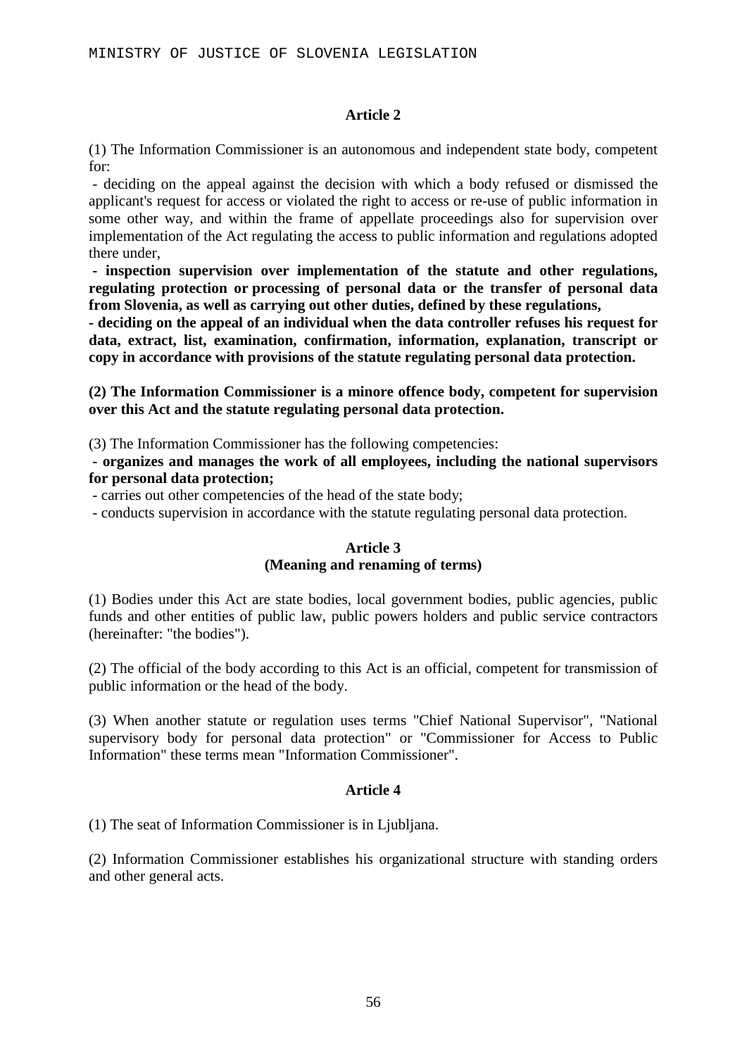**Article 2**

(1) The Information Commissioner is an autonomous and independent state body, competent for:

- deciding on the appeal against the decision with which a body refused or dismissed the applicant's request for access or violated the right to access or re-use of public information in some other way, and within the frame of appellate proceedings also for supervision over implementation of the Act regulating the access to public information and regulations adopted there under,
- **inspection supervision over implementation of the statute and other regulations, regulating protection or processing of personal data or the transfer of personal data from Slovenia, as well as carrying out other duties, defined by these regulations,**
- **deciding on the appeal of an individual when the data controller refuses his request for data, extract, list, examination, confirmation, information, explanation, transcript or copy in accordance with provisions of the statute regulating personal data protection.**

**(2) The Information Commissioner is a minore offence body, competent for supervision over this Act and the statute regulating personal data protection.**

(3) The Information Commissioner has the following competencies:

- **organizes and manages the work of all employees, including the national supervisors for personal data protection;**
- carries out other competencies of the head of the state body;
- conducts supervision in accordance with the statute regulating personal data protection.

**Article 3**
**(Meaning and renaming of terms)**

(1) Bodies under this Act are state bodies, local government bodies, public agencies, public funds and other entities of public law, public powers holders and public service contractors (hereinafter: "the bodies").

(2) The official of the body according to this Act is an official, competent for transmission of public information or the head of the body.

(3) When another statute or regulation uses terms "Chief National Supervisor", "National supervisory body for personal data protection" or "Commissioner for Access to Public Information" these terms mean "Information Commissioner".

**Article 4**

(1) The seat of Information Commissioner is in Ljubljana.

(2) Information Commissioner establishes his organizational structure with standing orders and other general acts.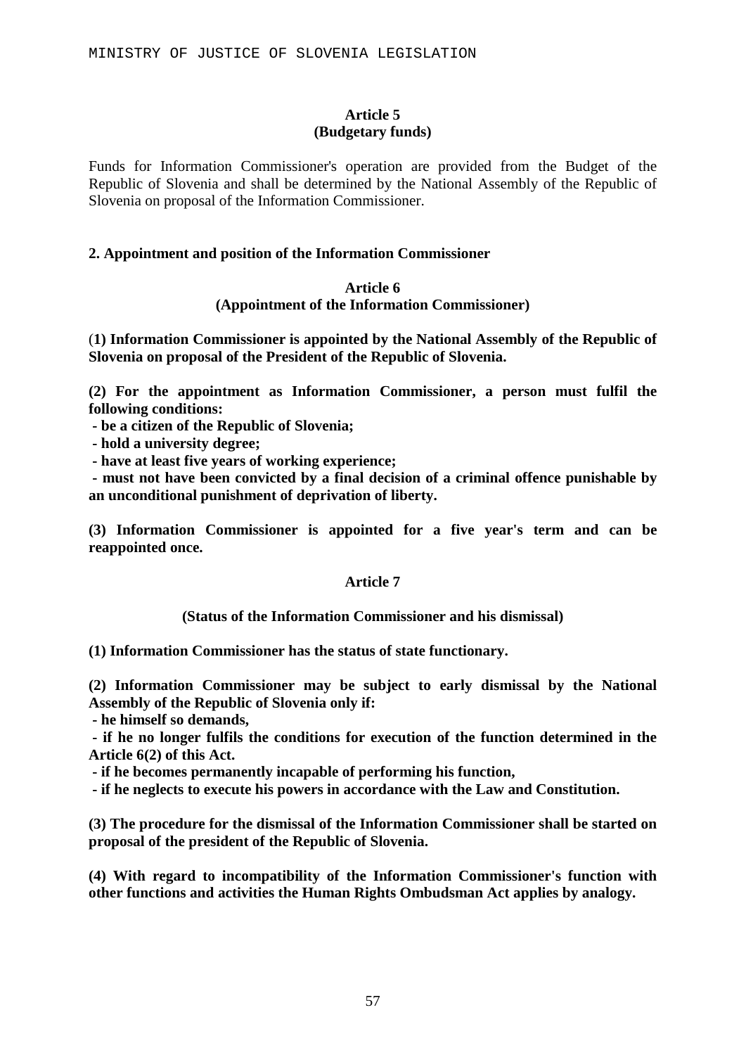**Article 5**
**(Budgetary funds)**

Funds for Information Commissioner's operation are provided from the Budget of the Republic of Slovenia and shall be determined by the National Assembly of the Republic of Slovenia on proposal of the Information Commissioner.

## 2. Appointment and position of the Information Commissioner

**Article 6**
**(Appointment of the Information Commissioner)**

**(1) Information Commissioner is appointed by the National Assembly of the Republic of Slovenia on proposal of the President of the Republic of Slovenia.**

**(2) For the appointment as Information Commissioner, a person must fulfil the following conditions:**
**- be a citizen of the Republic of Slovenia;**
**- hold a university degree;**
**- have at least five years of working experience;**
**- must not have been convicted by a final decision of a criminal offence punishable by an unconditional punishment of deprivation of liberty.**

**(3) Information Commissioner is appointed for a five year's term and can be reappointed once.**

**Article 7**

**(Status of the Information Commissioner and his dismissal)**

**(1) Information Commissioner has the status of state functionary.**

**(2) Information Commissioner may be subject to early dismissal by the National Assembly of the Republic of Slovenia only if:**
**- he himself so demands,**
**- if he no longer fulfils the conditions for execution of the function determined in the Article 6(2) of this Act.**
**- if he becomes permanently incapable of performing his function,**
**- if he neglects to execute his powers in accordance with the Law and Constitution.**

**(3) The procedure for the dismissal of the Information Commissioner shall be started on proposal of the president of the Republic of Slovenia.**

**(4) With regard to incompatibility of the Information Commissioner's function with other functions and activities the Human Rights Ombudsman Act applies by analogy.**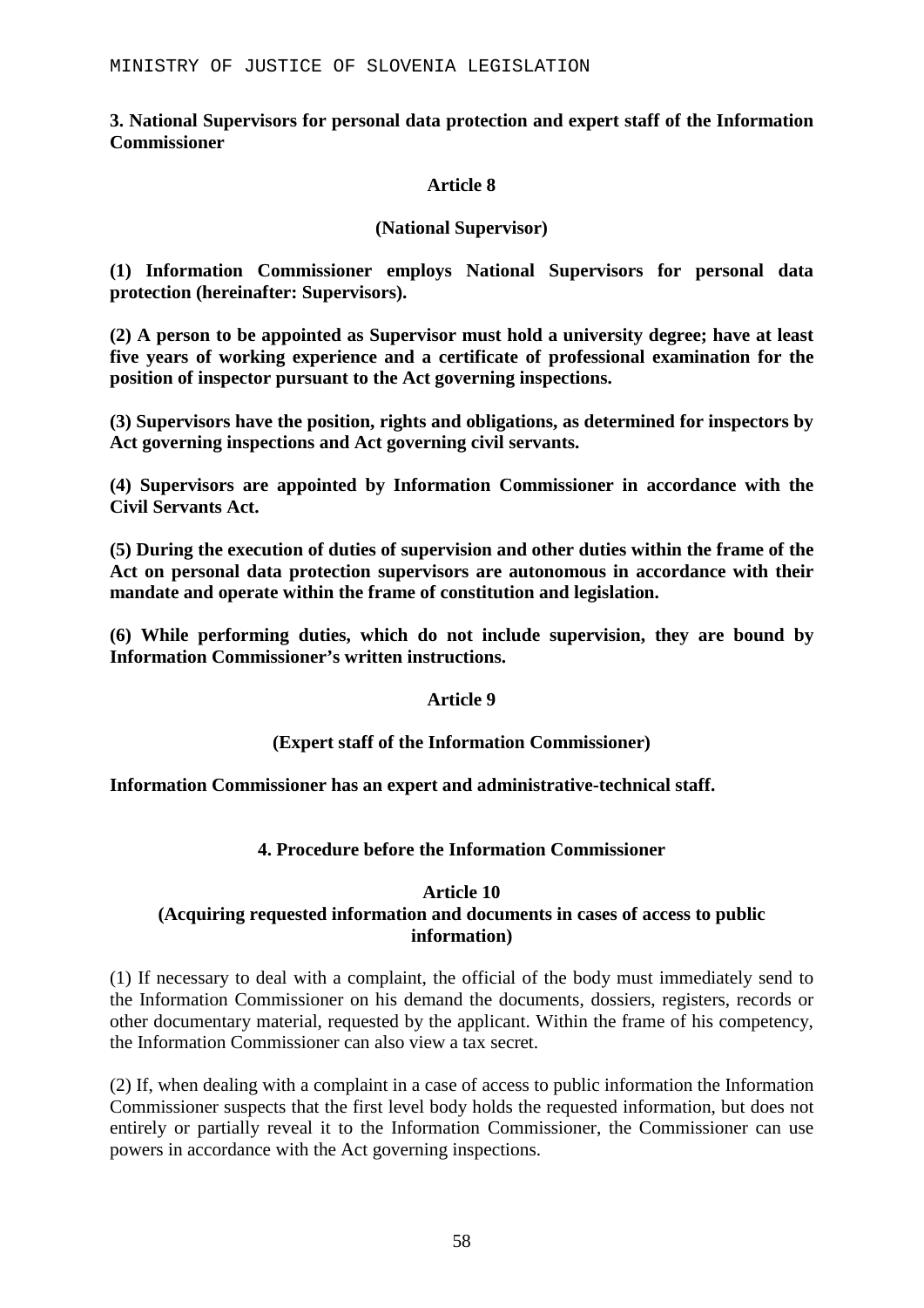**3. National Supervisors for personal data protection and expert staff of the Information Commissioner**

**Article 8**

**(National Supervisor)**

**(1) Information Commissioner employs National Supervisors for personal data protection (hereinafter: Supervisors).**

**(2) A person to be appointed as Supervisor must hold a university degree; have at least five years of working experience and a certificate of professional examination for the position of inspector pursuant to the Act governing inspections.**

**(3) Supervisors have the position, rights and obligations, as determined for inspectors by Act governing inspections and Act governing civil servants.**

**(4) Supervisors are appointed by Information Commissioner in accordance with the Civil Servants Act.**

**(5) During the execution of duties of supervision and other duties within the frame of the Act on personal data protection supervisors are autonomous in accordance with their mandate and operate within the frame of constitution and legislation.**

**(6) While performing duties, which do not include supervision, they are bound by Information Commissioner's written instructions.**

**Article 9**

**(Expert staff of the Information Commissioner)**

**Information Commissioner has an expert and administrative-technical staff.**

**4. Procedure before the Information Commissioner**

**Article 10**
**(Acquiring requested information and documents in cases of access to public information)**

(1) If necessary to deal with a complaint, the official of the body must immediately send to the Information Commissioner on his demand the documents, dossiers, registers, records or other documentary material, requested by the applicant. Within the frame of his competency, the Information Commissioner can also view a tax secret.

(2) If, when dealing with a complaint in a case of access to public information the Information Commissioner suspects that the first level body holds the requested information, but does not entirely or partially reveal it to the Information Commissioner, the Commissioner can use powers in accordance with the Act governing inspections.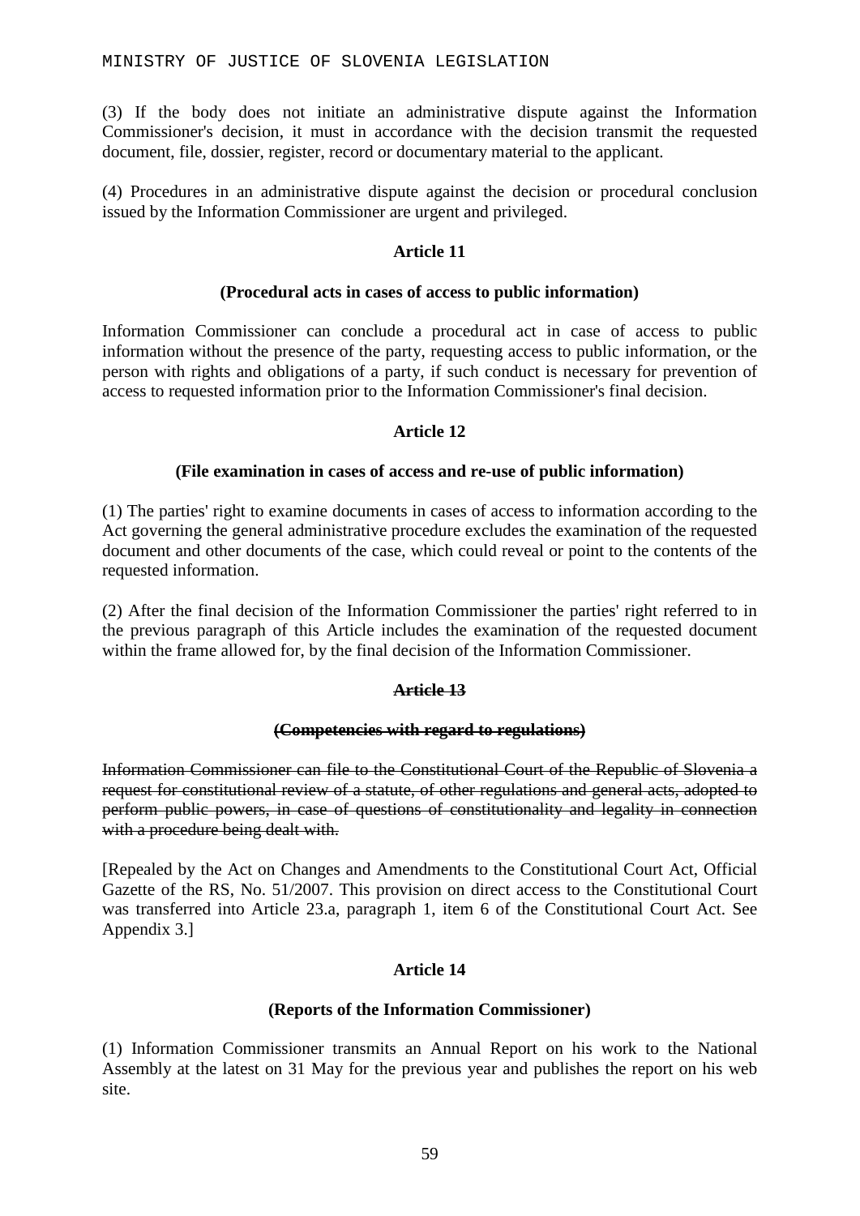(3) If the body does not initiate an administrative dispute against the Information Commissioner's decision, it must in accordance with the decision transmit the requested document, file, dossier, register, record or documentary material to the applicant.

(4) Procedures in an administrative dispute against the decision or procedural conclusion issued by the Information Commissioner are urgent and privileged.

### Article 11

### (Procedural acts in cases of access to public information)

Information Commissioner can conclude a procedural act in case of access to public information without the presence of the party, requesting access to public information, or the person with rights and obligations of a party, if such conduct is necessary for prevention of access to requested information prior to the Information Commissioner's final decision.

### Article 12

### (File examination in cases of access and re-use of public information)

(1) The parties' right to examine documents in cases of access to information according to the Act governing the general administrative procedure excludes the examination of the requested document and other documents of the case, which could reveal or point to the contents of the requested information.

(2) After the final decision of the Information Commissioner the parties' right referred to in the previous paragraph of this Article includes the examination of the requested document within the frame allowed for, by the final decision of the Information Commissioner.

### ~~Article 13~~

### ~~(Competencies with regard to regulations)~~

~~Information Commissioner can file to the Constitutional Court of the Republic of Slovenia a request for constitutional review of a statute, of other regulations and general acts, adopted to perform public powers, in case of questions of constitutionality and legality in connection with a procedure being dealt with.~~

[Repealed by the Act on Changes and Amendments to the Constitutional Court Act, Official Gazette of the RS, No. 51/2007. This provision on direct access to the Constitutional Court was transferred into Article 23.a, paragraph 1, item 6 of the Constitutional Court Act. See Appendix 3.]

### Article 14

### (Reports of the Information Commissioner)

(1) Information Commissioner transmits an Annual Report on his work to the National Assembly at the latest on 31 May for the previous year and publishes the report on his web site.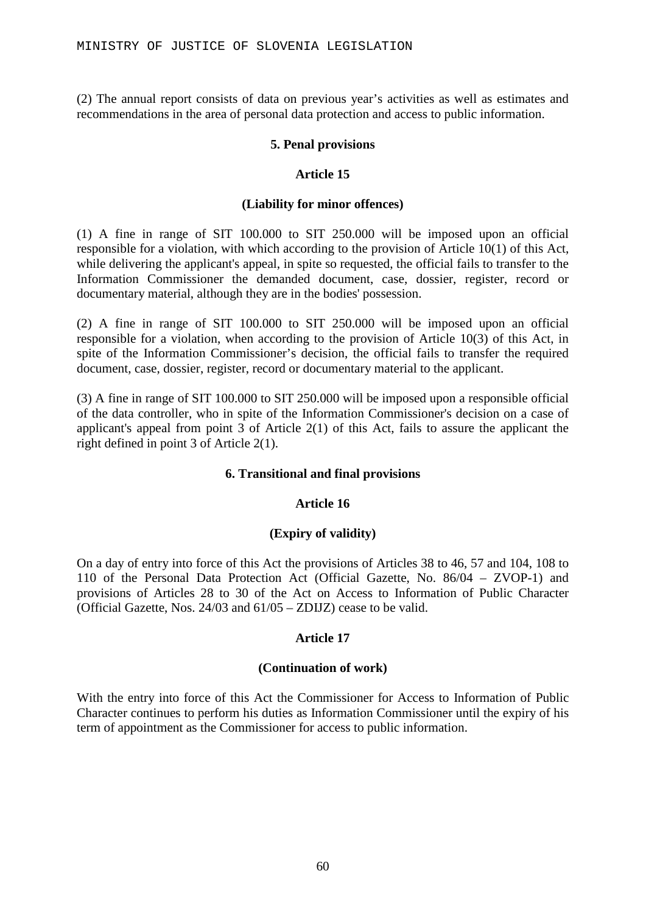(2) The annual report consists of data on previous year's activities as well as estimates and recommendations in the area of personal data protection and access to public information.

## 5. Penal provisions

### Article 15

### (Liability for minor offences)

(1) A fine in range of SIT 100.000 to SIT 250.000 will be imposed upon an official responsible for a violation, with which according to the provision of Article 10(1) of this Act, while delivering the applicant's appeal, in spite so requested, the official fails to transfer to the Information Commissioner the demanded document, case, dossier, register, record or documentary material, although they are in the bodies' possession.

(2) A fine in range of SIT 100.000 to SIT 250.000 will be imposed upon an official responsible for a violation, when according to the provision of Article 10(3) of this Act, in spite of the Information Commissioner's decision, the official fails to transfer the required document, case, dossier, register, record or documentary material to the applicant.

(3) A fine in range of SIT 100.000 to SIT 250.000 will be imposed upon a responsible official of the data controller, who in spite of the Information Commissioner's decision on a case of applicant's appeal from point 3 of Article 2(1) of this Act, fails to assure the applicant the right defined in point 3 of Article 2(1).

## 6. Transitional and final provisions

### Article 16

### (Expiry of validity)

On a day of entry into force of this Act the provisions of Articles 38 to 46, 57 and 104, 108 to 110 of the Personal Data Protection Act (Official Gazette, No. 86/04 – ZVOP-1) and provisions of Articles 28 to 30 of the Act on Access to Information of Public Character (Official Gazette, Nos. 24/03 and 61/05 – ZDIJZ) cease to be valid.

### Article 17

### (Continuation of work)

With the entry into force of this Act the Commissioner for Access to Information of Public Character continues to perform his duties as Information Commissioner until the expiry of his term of appointment as the Commissioner for access to public information.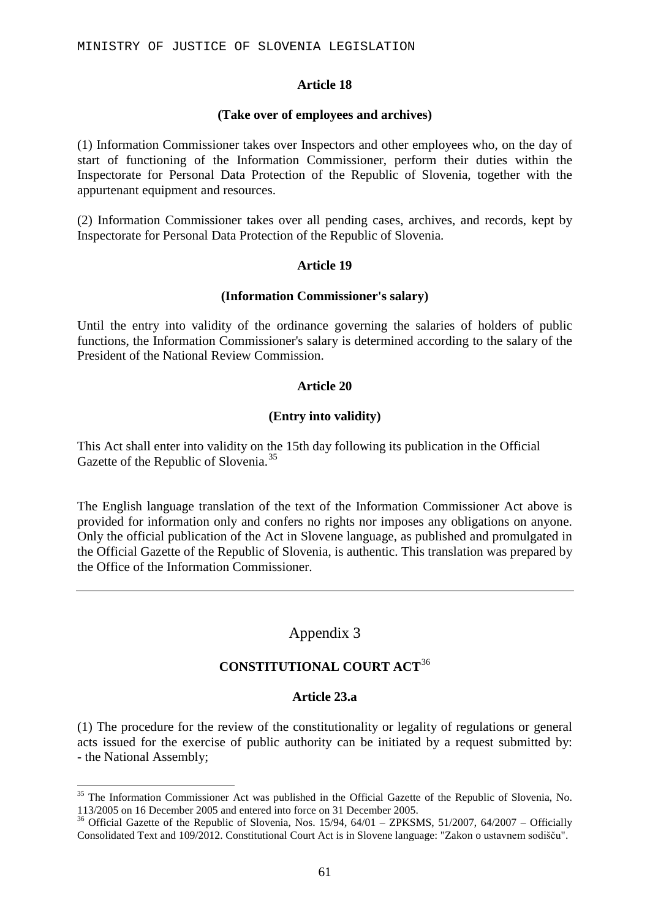### Article 18

#### (Take over of employees and archives)

(1) Information Commissioner takes over Inspectors and other employees who, on the day of start of functioning of the Information Commissioner, perform their duties within the Inspectorate for Personal Data Protection of the Republic of Slovenia, together with the appurtenant equipment and resources.

(2) Information Commissioner takes over all pending cases, archives, and records, kept by Inspectorate for Personal Data Protection of the Republic of Slovenia.

### Article 19

#### (Information Commissioner's salary)

Until the entry into validity of the ordinance governing the salaries of holders of public functions, the Information Commissioner's salary is determined according to the salary of the President of the National Review Commission.

### Article 20

#### (Entry into validity)

This Act shall enter into validity on the 15th day following its publication in the Official Gazette of the Republic of Slovenia.[35]

The English language translation of the text of the Information Commissioner Act above is provided for information only and confers no rights nor imposes any obligations on anyone. Only the official publication of the Act in Slovene language, as published and promulgated in the Official Gazette of the Republic of Slovenia, is authentic. This translation was prepared by the Office of the Information Commissioner.

---

## Appendix 3

## CONSTITUTIONAL COURT ACT[36]

### Article 23.a

(1) The procedure for the review of the constitutionality or legality of regulations or general acts issued for the exercise of public authority can be initiated by a request submitted by:
- the National Assembly;

---

[35] The Information Commissioner Act was published in the Official Gazette of the Republic of Slovenia, No. 113/2005 on 16 December 2005 and entered into force on 31 December 2005.

[36] Official Gazette of the Republic of Slovenia, Nos. 15/94, 64/01 – ZPKSMS, 51/2007, 64/2007 – Officially Consolidated Text and 109/2012. Constitutional Court Act is in Slovene language: "Zakon o ustavnem sodišču".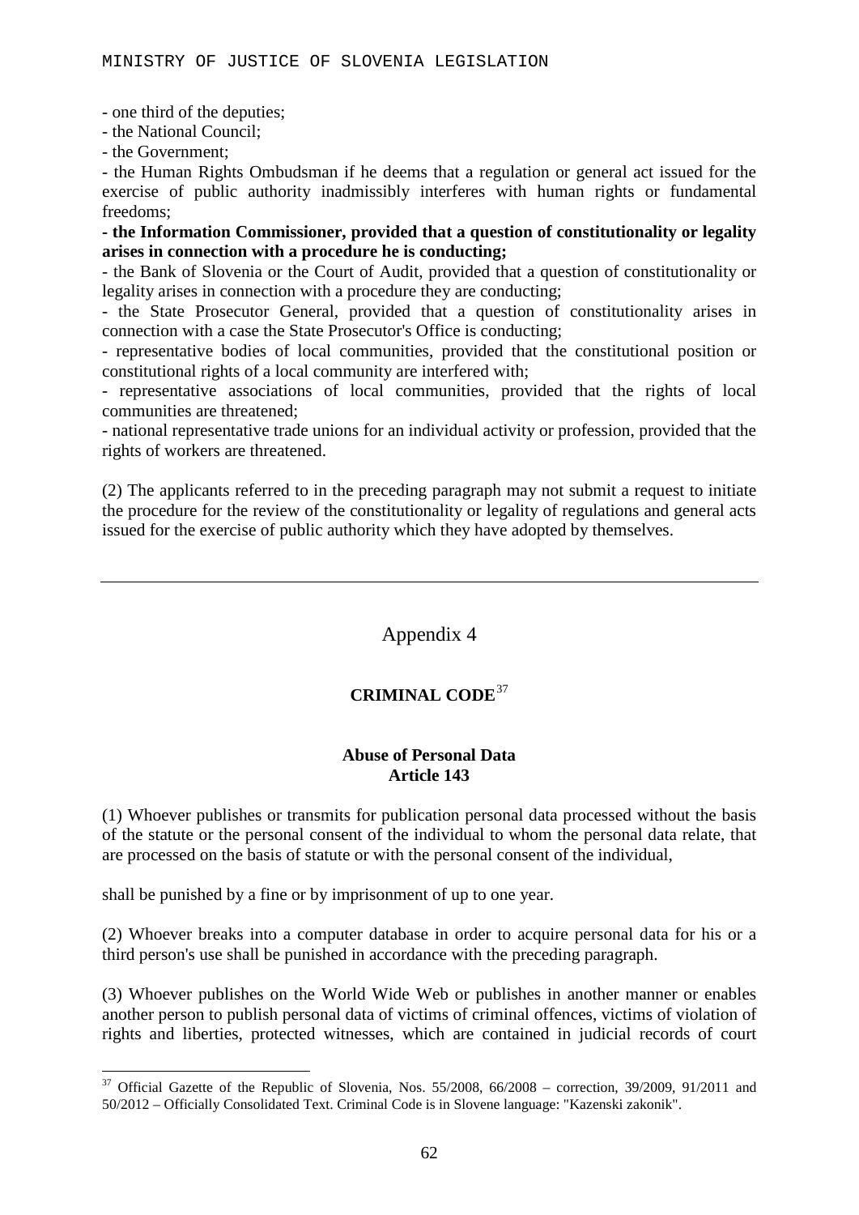- one third of the deputies;
- the National Council;
- the Government;
- the Human Rights Ombudsman if he deems that a regulation or general act issued for the exercise of public authority inadmissibly interferes with human rights or fundamental freedoms;
- **the Information Commissioner, provided that a question of constitutionality or legality arises in connection with a procedure he is conducting;**
- the Bank of Slovenia or the Court of Audit, provided that a question of constitutionality or legality arises in connection with a procedure they are conducting;
- the State Prosecutor General, provided that a question of constitutionality arises in connection with a case the State Prosecutor's Office is conducting;
- representative bodies of local communities, provided that the constitutional position or constitutional rights of a local community are interfered with;
- representative associations of local communities, provided that the rights of local communities are threatened;
- national representative trade unions for an individual activity or profession, provided that the rights of workers are threatened.

(2) The applicants referred to in the preceding paragraph may not submit a request to initiate the procedure for the review of the constitutionality or legality of regulations and general acts issued for the exercise of public authority which they have adopted by themselves.

---

## Appendix 4

### CRIMINAL CODE[37]

#### Abuse of Personal Data
#### Article 143

(1) Whoever publishes or transmits for publication personal data processed without the basis of the statute or the personal consent of the individual to whom the personal data relate, that are processed on the basis of statute or with the personal consent of the individual,

shall be punished by a fine or by imprisonment of up to one year.

(2) Whoever breaks into a computer database in order to acquire personal data for his or a third person's use shall be punished in accordance with the preceding paragraph.

(3) Whoever publishes on the World Wide Web or publishes in another manner or enables another person to publish personal data of victims of criminal offences, victims of violation of rights and liberties, protected witnesses, which are contained in judicial records of court

---

[37] Official Gazette of the Republic of Slovenia, Nos. 55/2008, 66/2008 – correction, 39/2009, 91/2011 and 50/2012 – Officially Consolidated Text. Criminal Code is in Slovene language: "Kazenski zakonik".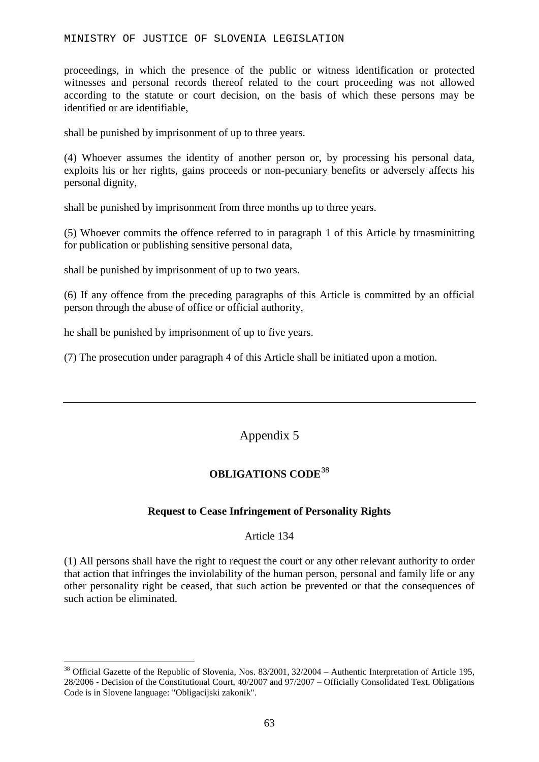proceedings, in which the presence of the public or witness identification or protected witnesses and personal records thereof related to the court proceeding was not allowed according to the statute or court decision, on the basis of which these persons may be identified or are identifiable,

shall be punished by imprisonment of up to three years.

(4) Whoever assumes the identity of another person or, by processing his personal data, exploits his or her rights, gains proceeds or non-pecuniary benefits or adversely affects his personal dignity,

shall be punished by imprisonment from three months up to three years.

(5) Whoever commits the offence referred to in paragraph 1 of this Article by trnasminitting for publication or publishing sensitive personal data,

shall be punished by imprisonment of up to two years.

(6) If any offence from the preceding paragraphs of this Article is committed by an official person through the abuse of office or official authority,

he shall be punished by imprisonment of up to five years.

(7) The prosecution under paragraph 4 of this Article shall be initiated upon a motion.

---

## Appendix 5

### OBLIGATIONS CODE[38]

#### Request to Cease Infringement of Personality Rights

Article 134

(1) All persons shall have the right to request the court or any other relevant authority to order that action that infringes the inviolability of the human person, personal and family life or any other personality right be ceased, that such action be prevented or that the consequences of such action be eliminated.

---

[38] Official Gazette of the Republic of Slovenia, Nos. 83/2001, 32/2004 – Authentic Interpretation of Article 195, 28/2006 - Decision of the Constitutional Court, 40/2007 and 97/2007 – Officially Consolidated Text. Obligations Code is in Slovene language: "Obligacijski zakonik".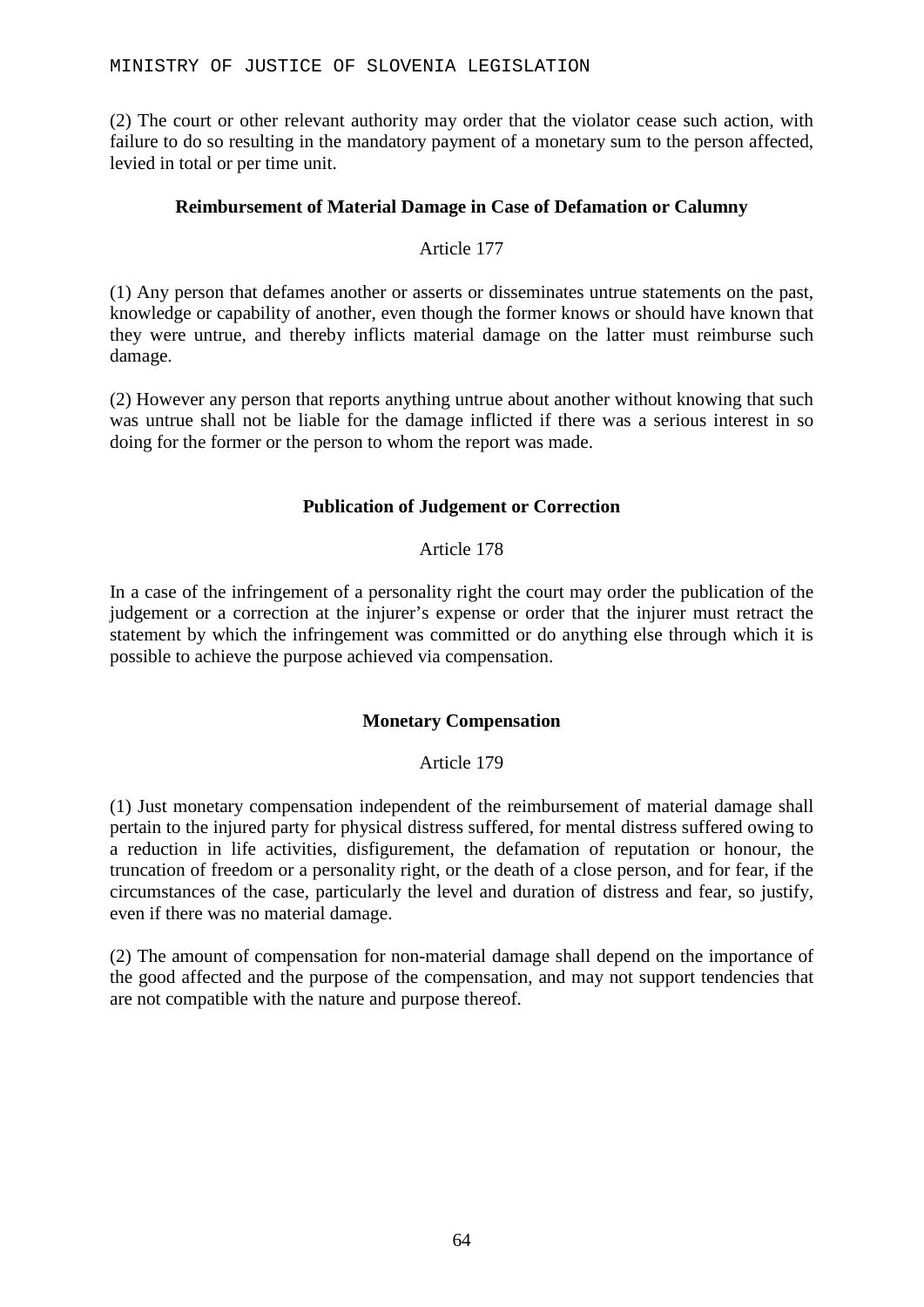(2) The court or other relevant authority may order that the violator cease such action, with failure to do so resulting in the mandatory payment of a monetary sum to the person affected, levied in total or per time unit.

### Reimbursement of Material Damage in Case of Defamation or Calumny

Article 177

(1) Any person that defames another or asserts or disseminates untrue statements on the past, knowledge or capability of another, even though the former knows or should have known that they were untrue, and thereby inflicts material damage on the latter must reimburse such damage.

(2) However any person that reports anything untrue about another without knowing that such was untrue shall not be liable for the damage inflicted if there was a serious interest in so doing for the former or the person to whom the report was made.

### Publication of Judgement or Correction

Article 178

In a case of the infringement of a personality right the court may order the publication of the judgement or a correction at the injurer's expense or order that the injurer must retract the statement by which the infringement was committed or do anything else through which it is possible to achieve the purpose achieved via compensation.

### Monetary Compensation

Article 179

(1) Just monetary compensation independent of the reimbursement of material damage shall pertain to the injured party for physical distress suffered, for mental distress suffered owing to a reduction in life activities, disfigurement, the defamation of reputation or honour, the truncation of freedom or a personality right, or the death of a close person, and for fear, if the circumstances of the case, particularly the level and duration of distress and fear, so justify, even if there was no material damage.

(2) The amount of compensation for non-material damage shall depend on the importance of the good affected and the purpose of the compensation, and may not support tendencies that are not compatible with the nature and purpose thereof.